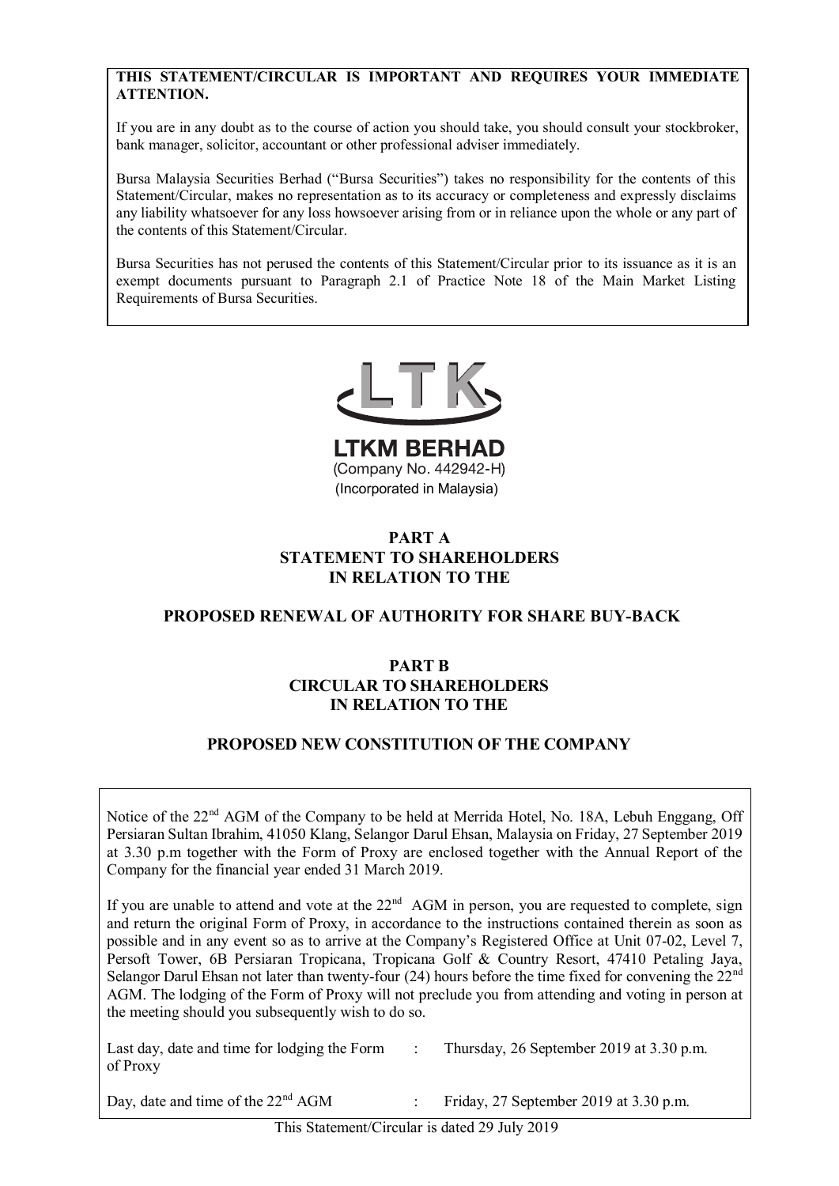**THIS STATEMENT/CIRCULAR IS IMPORTANT AND REQUIRES YOUR IMMEDIATE ATTENTION.**

If you are in any doubt as to the course of action you should take, you should consult your stockbroker, bank manager, solicitor, accountant or other professional adviser immediately.

Bursa Malaysia Securities Berhad ("Bursa Securities") takes no responsibility for the contents of this Statement/Circular, makes no representation as to its accuracy or completeness and expressly disclaims any liability whatsoever for any loss howsoever arising from or in reliance upon the whole or any part of the contents of this Statement/Circular.

Bursa Securities has not perused the contents of this Statement/Circular prior to its issuance as it is an exempt documents pursuant to Paragraph 2.1 of Practice Note 18 of the Main Market Listing Requirements of Bursa Securities.

LTK

**LTKM BERHAD**
(Company No. 442942-H)
(Incorporated in Malaysia)

# PART A
# STATEMENT TO SHAREHOLDERS IN RELATION TO THE

## PROPOSED RENEWAL OF AUTHORITY FOR SHARE BUY-BACK

# PART B
# CIRCULAR TO SHAREHOLDERS IN RELATION TO THE

## PROPOSED NEW CONSTITUTION OF THE COMPANY

Notice of the 22nd AGM of the Company to be held at Merrida Hotel, No. 18A, Lebuh Enggang, Off Persiaran Sultan Ibrahim, 41050 Klang, Selangor Darul Ehsan, Malaysia on Friday, 27 September 2019 at 3.30 p.m together with the Form of Proxy are enclosed together with the Annual Report of the Company for the financial year ended 31 March 2019.

If you are unable to attend and vote at the 22nd AGM in person, you are requested to complete, sign and return the original Form of Proxy, in accordance to the instructions contained therein as soon as possible and in any event so as to arrive at the Company's Registered Office at Unit 07-02, Level 7, Persoft Tower, 6B Persiaran Tropicana, Tropicana Golf & Country Resort, 47410 Petaling Jaya, Selangor Darul Ehsan not later than twenty-four (24) hours before the time fixed for convening the 22nd AGM. The lodging of the Form of Proxy will not preclude you from attending and voting in person at the meeting should you subsequently wish to do so.

| | | |
|---|---|---|
| Last day, date and time for lodging the Form of Proxy | : | Thursday, 26 September 2019 at 3.30 p.m. |
| Day, date and time of the 22nd AGM | : | Friday, 27 September 2019 at 3.30 p.m. |

This Statement/Circular is dated 29 July 2019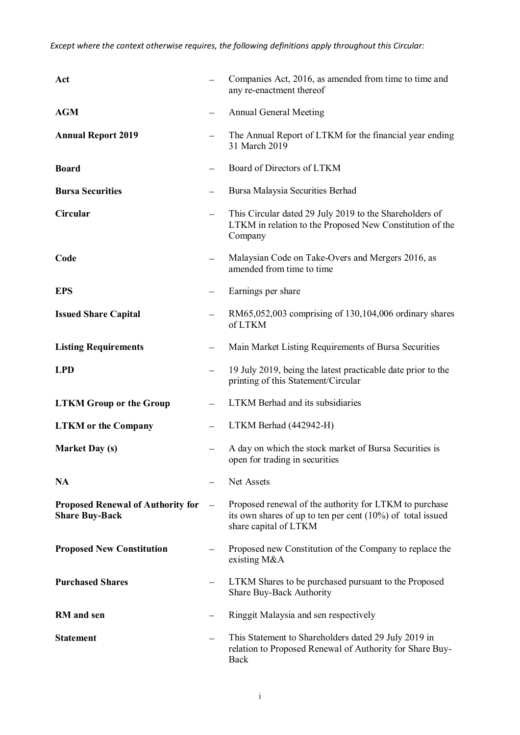*Except where the context otherwise requires, the following definitions apply throughout this Circular:*

| | | |
|---|---|---|
| **Act** | – | Companies Act, 2016, as amended from time to time and any re-enactment thereof |
| **AGM** | – | Annual General Meeting |
| **Annual Report 2019** | – | The Annual Report of LTKM for the financial year ending 31 March 2019 |
| **Board** | – | Board of Directors of LTKM |
| **Bursa Securities** | – | Bursa Malaysia Securities Berhad |
| **Circular** | – | This Circular dated 29 July 2019 to the Shareholders of LTKM in relation to the Proposed New Constitution of the Company |
| **Code** | – | Malaysian Code on Take-Overs and Mergers 2016, as amended from time to time |
| **EPS** | – | Earnings per share |
| **Issued Share Capital** | – | RM65,052,003 comprising of 130,104,006 ordinary shares of LTKM |
| **Listing Requirements** | – | Main Market Listing Requirements of Bursa Securities |
| **LPD** | – | 19 July 2019, being the latest practicable date prior to the printing of this Statement/Circular |
| **LTKM Group or the Group** | – | LTKM Berhad and its subsidiaries |
| **LTKM or the Company** | – | LTKM Berhad (442942-H) |
| **Market Day (s)** | – | A day on which the stock market of Bursa Securities is open for trading in securities |
| **NA** | – | Net Assets |
| **Proposed Renewal of Authority for Share Buy-Back** | – | Proposed renewal of the authority for LTKM to purchase its own shares of up to ten per cent (10%) of total issued share capital of LTKM |
| **Proposed New Constitution** | – | Proposed new Constitution of the Company to replace the existing M&A |
| **Purchased Shares** | – | LTKM Shares to be purchased pursuant to the Proposed Share Buy-Back Authority |
| **RM and sen** | – | Ringgit Malaysia and sen respectively |
| **Statement** | – | This Statement to Shareholders dated 29 July 2019 in relation to Proposed Renewal of Authority for Share Buy-Back |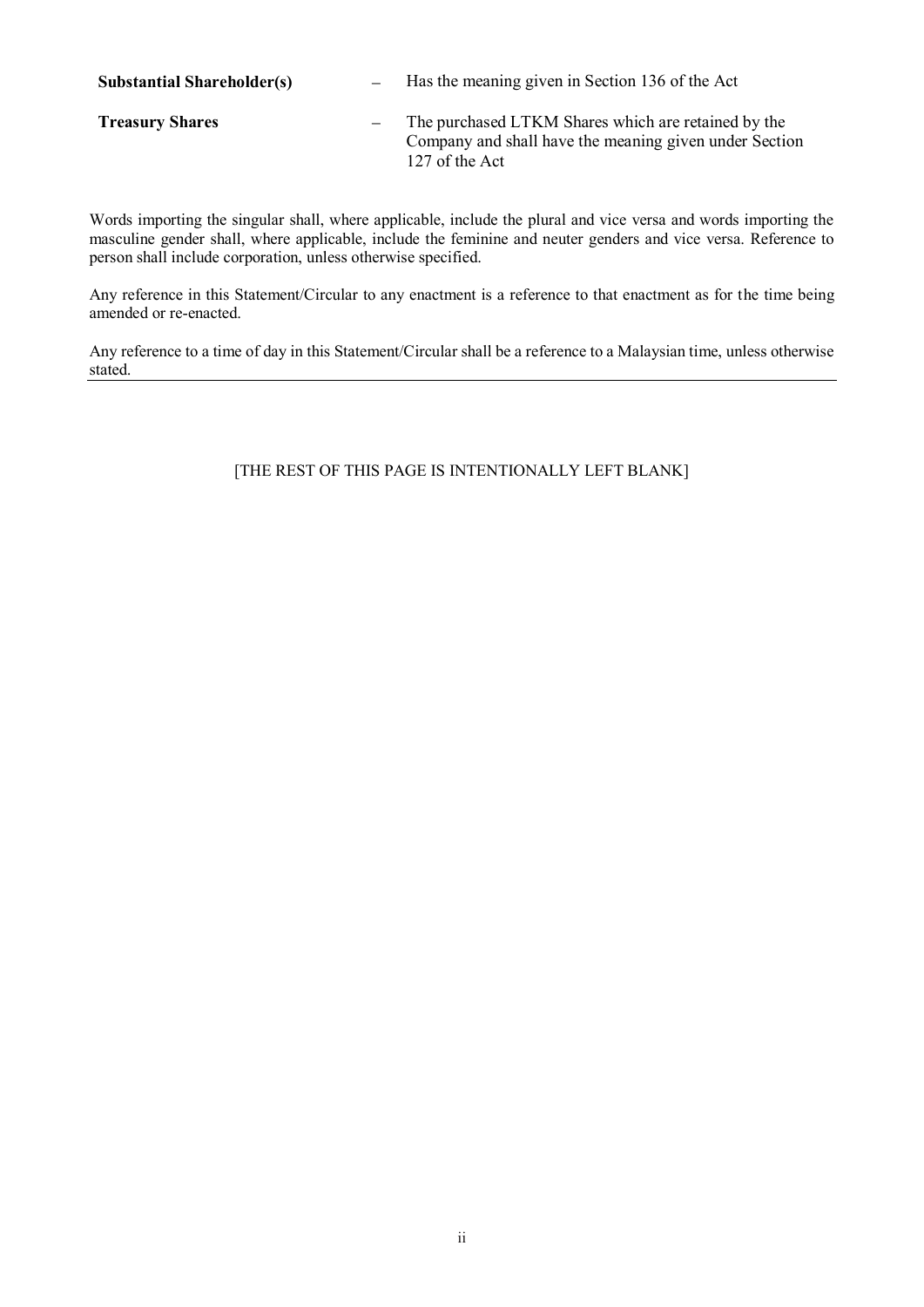| | | |
|---|---|---|
| **Substantial Shareholder(s)** | – | Has the meaning given in Section 136 of the Act |
| **Treasury Shares** | – | The purchased LTKM Shares which are retained by the Company and shall have the meaning given under Section 127 of the Act |

Words importing the singular shall, where applicable, include the plural and vice versa and words importing the masculine gender shall, where applicable, include the feminine and neuter genders and vice versa. Reference to person shall include corporation, unless otherwise specified.

Any reference in this Statement/Circular to any enactment is a reference to that enactment as for the time being amended or re-enacted.

Any reference to a time of day in this Statement/Circular shall be a reference to a Malaysian time, unless otherwise stated.

[THE REST OF THIS PAGE IS INTENTIONALLY LEFT BLANK]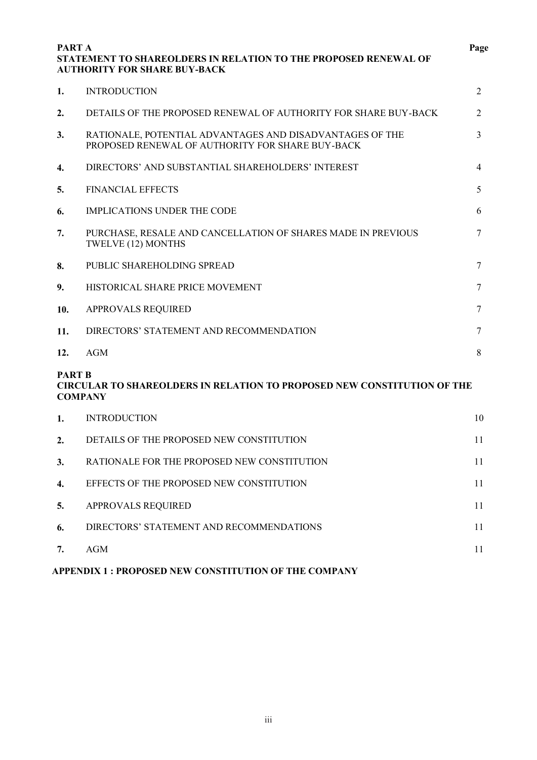**PART A**

**STATEMENT TO SHAREOLDERS IN RELATION TO THE PROPOSED RENEWAL OF AUTHORITY FOR SHARE BUY-BACK**

| | | Page |
|---|---|---|
| **1.** | INTRODUCTION | 2 |
| **2.** | DETAILS OF THE PROPOSED RENEWAL OF AUTHORITY FOR SHARE BUY-BACK | 2 |
| **3.** | RATIONALE, POTENTIAL ADVANTAGES AND DISADVANTAGES OF THE PROPOSED RENEWAL OF AUTHORITY FOR SHARE BUY-BACK | 3 |
| **4.** | DIRECTORS' AND SUBSTANTIAL SHAREHOLDERS' INTEREST | 4 |
| **5.** | FINANCIAL EFFECTS | 5 |
| **6.** | IMPLICATIONS UNDER THE CODE | 6 |
| **7.** | PURCHASE, RESALE AND CANCELLATION OF SHARES MADE IN PREVIOUS TWELVE (12) MONTHS | 7 |
| **8.** | PUBLIC SHAREHOLDING SPREAD | 7 |
| **9.** | HISTORICAL SHARE PRICE MOVEMENT | 7 |
| **10.** | APPROVALS REQUIRED | 7 |
| **11.** | DIRECTORS' STATEMENT AND RECOMMENDATION | 7 |
| **12.** | AGM | 8 |

**PART B**

**CIRCULAR TO SHAREOLDERS IN RELATION TO PROPOSED NEW CONSTITUTION OF THE COMPANY**

| | | |
|---|---|---|
| **1.** | INTRODUCTION | 10 |
| **2.** | DETAILS OF THE PROPOSED NEW CONSTITUTION | 11 |
| **3.** | RATIONALE FOR THE PROPOSED NEW CONSTITUTION | 11 |
| **4.** | EFFECTS OF THE PROPOSED NEW CONSTITUTION | 11 |
| **5.** | APPROVALS REQUIRED | 11 |
| **6.** | DIRECTORS' STATEMENT AND RECOMMENDATIONS | 11 |
| **7.** | AGM | 11 |

**APPENDIX 1 : PROPOSED NEW CONSTITUTION OF THE COMPANY**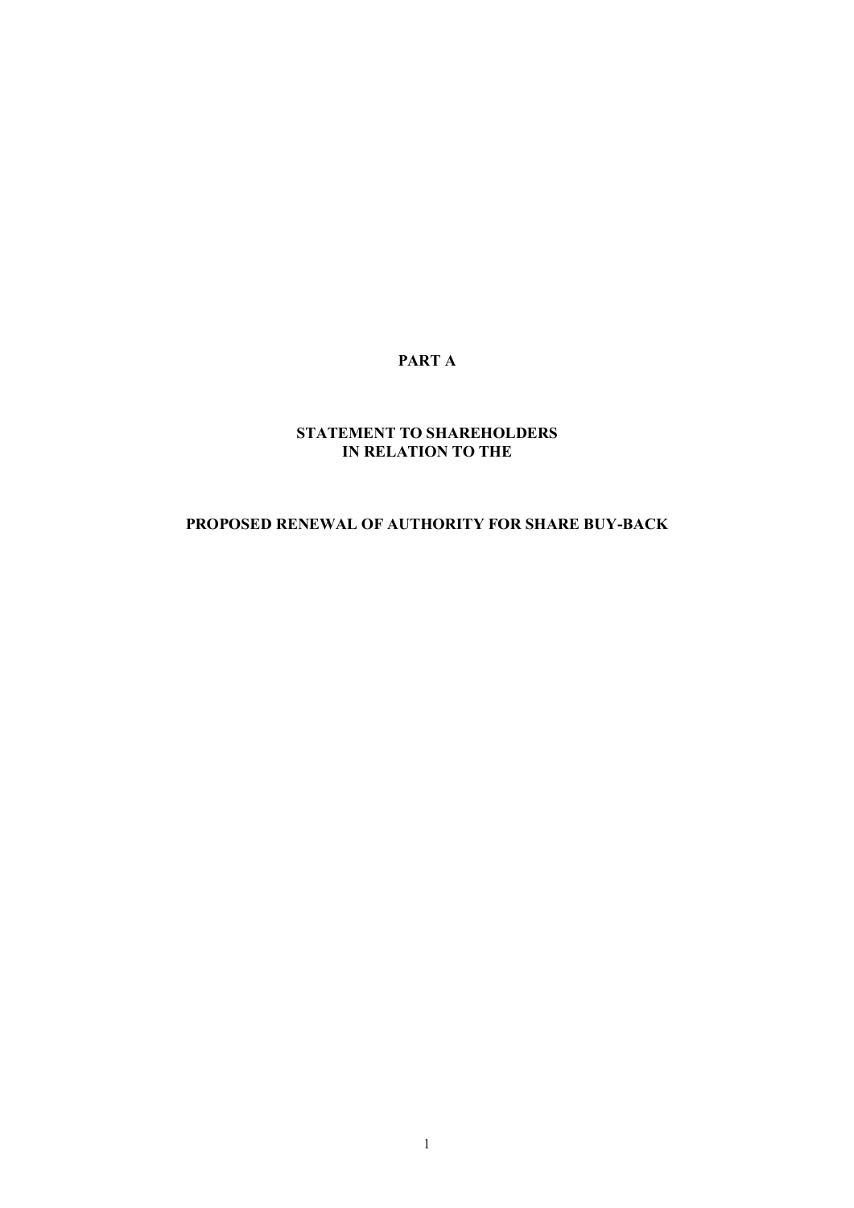# PART A

## STATEMENT TO SHAREHOLDERS IN RELATION TO THE

## PROPOSED RENEWAL OF AUTHORITY FOR SHARE BUY-BACK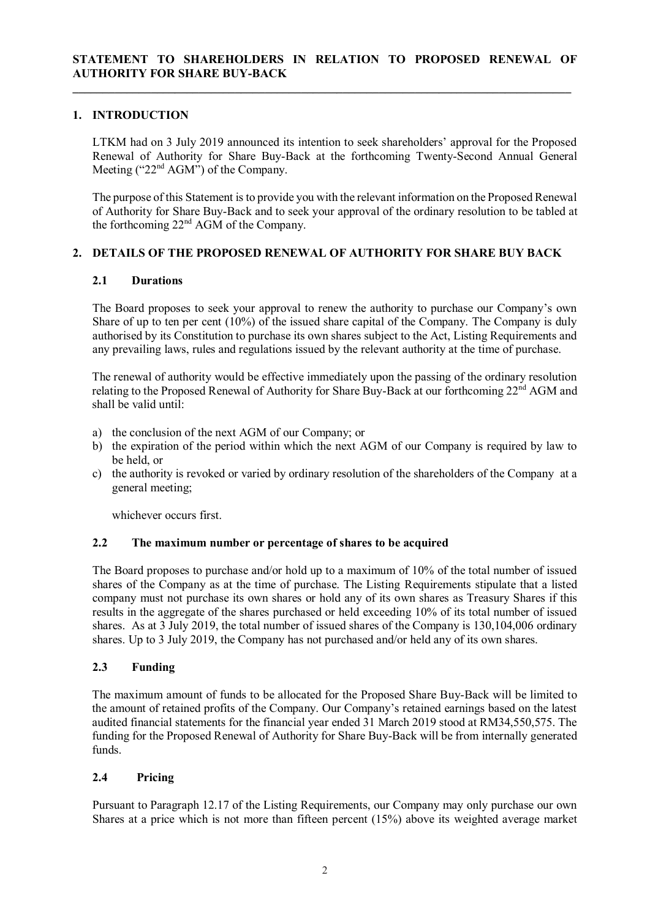# STATEMENT TO SHAREHOLDERS IN RELATION TO PROPOSED RENEWAL OF AUTHORITY FOR SHARE BUY-BACK

## 1. INTRODUCTION

LTKM had on 3 July 2019 announced its intention to seek shareholders' approval for the Proposed Renewal of Authority for Share Buy-Back at the forthcoming Twenty-Second Annual General Meeting ("22nd AGM") of the Company.

The purpose of this Statement is to provide you with the relevant information on the Proposed Renewal of Authority for Share Buy-Back and to seek your approval of the ordinary resolution to be tabled at the forthcoming 22nd AGM of the Company.

## 2. DETAILS OF THE PROPOSED RENEWAL OF AUTHORITY FOR SHARE BUY BACK

### 2.1 Durations

The Board proposes to seek your approval to renew the authority to purchase our Company's own Share of up to ten per cent (10%) of the issued share capital of the Company. The Company is duly authorised by its Constitution to purchase its own shares subject to the Act, Listing Requirements and any prevailing laws, rules and regulations issued by the relevant authority at the time of purchase.

The renewal of authority would be effective immediately upon the passing of the ordinary resolution relating to the Proposed Renewal of Authority for Share Buy-Back at our forthcoming 22nd AGM and shall be valid until:

a) the conclusion of the next AGM of our Company; or
b) the expiration of the period within which the next AGM of our Company is required by law to be held, or
c) the authority is revoked or varied by ordinary resolution of the shareholders of the Company at a general meeting;

whichever occurs first.

### 2.2 The maximum number or percentage of shares to be acquired

The Board proposes to purchase and/or hold up to a maximum of 10% of the total number of issued shares of the Company as at the time of purchase. The Listing Requirements stipulate that a listed company must not purchase its own shares or hold any of its own shares as Treasury Shares if this results in the aggregate of the shares purchased or held exceeding 10% of its total number of issued shares. As at 3 July 2019, the total number of issued shares of the Company is 130,104,006 ordinary shares. Up to 3 July 2019, the Company has not purchased and/or held any of its own shares.

### 2.3 Funding

The maximum amount of funds to be allocated for the Proposed Share Buy-Back will be limited to the amount of retained profits of the Company. Our Company's retained earnings based on the latest audited financial statements for the financial year ended 31 March 2019 stood at RM34,550,575. The funding for the Proposed Renewal of Authority for Share Buy-Back will be from internally generated funds.

### 2.4 Pricing

Pursuant to Paragraph 12.17 of the Listing Requirements, our Company may only purchase our own Shares at a price which is not more than fifteen percent (15%) above its weighted average market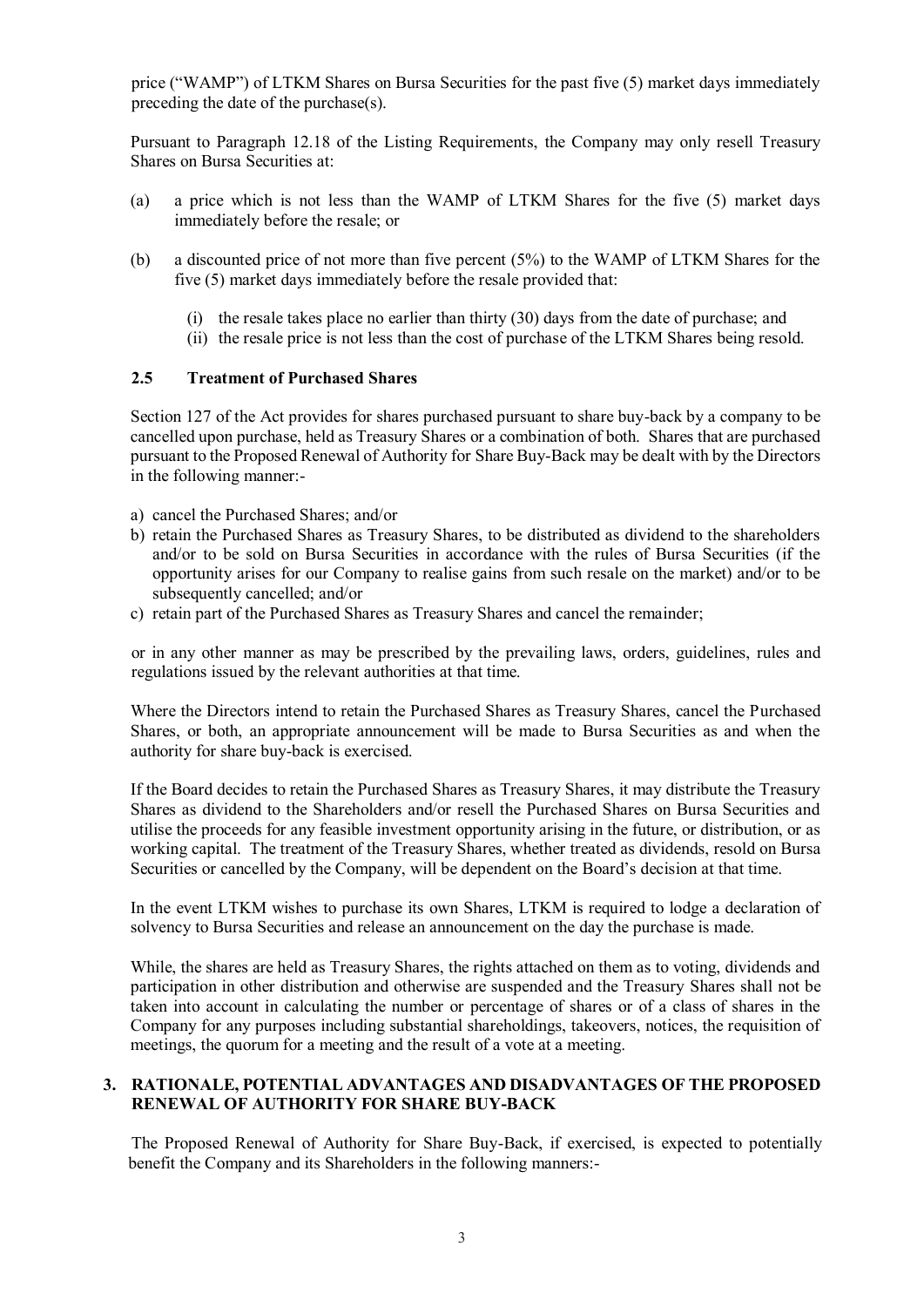price ("WAMP") of LTKM Shares on Bursa Securities for the past five (5) market days immediately preceding the date of the purchase(s).

Pursuant to Paragraph 12.18 of the Listing Requirements, the Company may only resell Treasury Shares on Bursa Securities at:

(a) a price which is not less than the WAMP of LTKM Shares for the five (5) market days immediately before the resale; or

(b) a discounted price of not more than five percent (5%) to the WAMP of LTKM Shares for the five (5) market days immediately before the resale provided that:

  (i) the resale takes place no earlier than thirty (30) days from the date of purchase; and
  (ii) the resale price is not less than the cost of purchase of the LTKM Shares being resold.

### 2.5 Treatment of Purchased Shares

Section 127 of the Act provides for shares purchased pursuant to share buy-back by a company to be cancelled upon purchase, held as Treasury Shares or a combination of both. Shares that are purchased pursuant to the Proposed Renewal of Authority for Share Buy-Back may be dealt with by the Directors in the following manner:-

a) cancel the Purchased Shares; and/or
b) retain the Purchased Shares as Treasury Shares, to be distributed as dividend to the shareholders and/or to be sold on Bursa Securities in accordance with the rules of Bursa Securities (if the opportunity arises for our Company to realise gains from such resale on the market) and/or to be subsequently cancelled; and/or
c) retain part of the Purchased Shares as Treasury Shares and cancel the remainder;

or in any other manner as may be prescribed by the prevailing laws, orders, guidelines, rules and regulations issued by the relevant authorities at that time.

Where the Directors intend to retain the Purchased Shares as Treasury Shares, cancel the Purchased Shares, or both, an appropriate announcement will be made to Bursa Securities as and when the authority for share buy-back is exercised.

If the Board decides to retain the Purchased Shares as Treasury Shares, it may distribute the Treasury Shares as dividend to the Shareholders and/or resell the Purchased Shares on Bursa Securities and utilise the proceeds for any feasible investment opportunity arising in the future, or distribution, or as working capital. The treatment of the Treasury Shares, whether treated as dividends, resold on Bursa Securities or cancelled by the Company, will be dependent on the Board's decision at that time.

In the event LTKM wishes to purchase its own Shares, LTKM is required to lodge a declaration of solvency to Bursa Securities and release an announcement on the day the purchase is made.

While, the shares are held as Treasury Shares, the rights attached on them as to voting, dividends and participation in other distribution and otherwise are suspended and the Treasury Shares shall not be taken into account in calculating the number or percentage of shares or of a class of shares in the Company for any purposes including substantial shareholdings, takeovers, notices, the requisition of meetings, the quorum for a meeting and the result of a vote at a meeting.

## 3. RATIONALE, POTENTIAL ADVANTAGES AND DISADVANTAGES OF THE PROPOSED RENEWAL OF AUTHORITY FOR SHARE BUY-BACK

The Proposed Renewal of Authority for Share Buy-Back, if exercised, is expected to potentially benefit the Company and its Shareholders in the following manners:-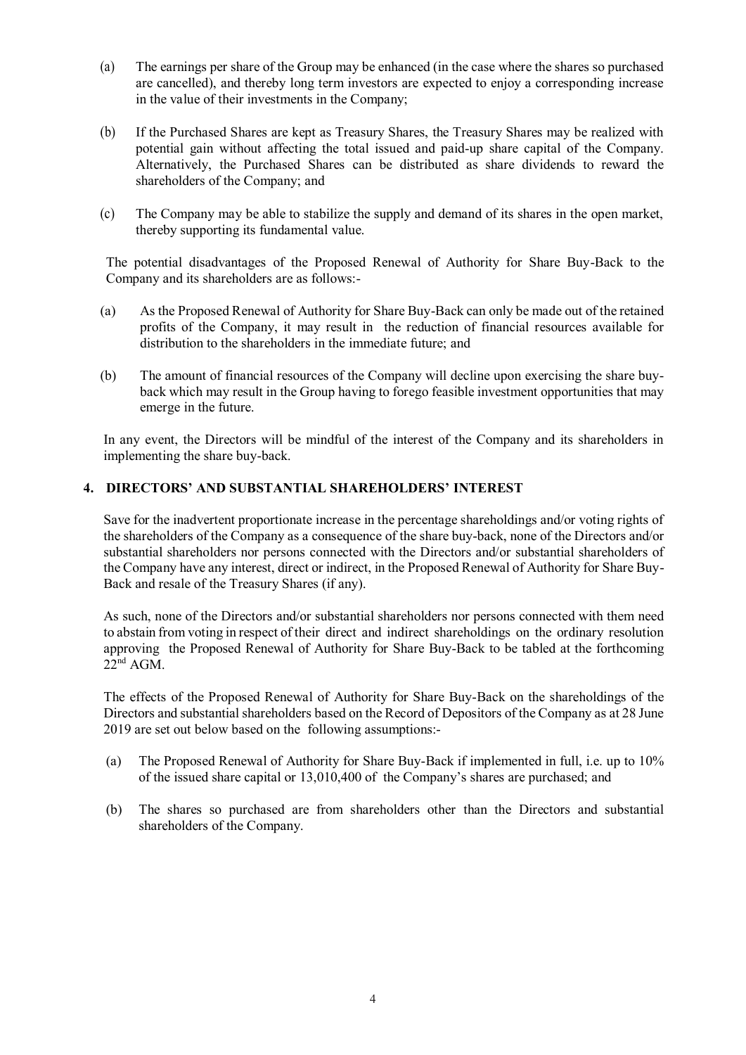(a) The earnings per share of the Group may be enhanced (in the case where the shares so purchased are cancelled), and thereby long term investors are expected to enjoy a corresponding increase in the value of their investments in the Company;

(b) If the Purchased Shares are kept as Treasury Shares, the Treasury Shares may be realized with potential gain without affecting the total issued and paid-up share capital of the Company. Alternatively, the Purchased Shares can be distributed as share dividends to reward the shareholders of the Company; and

(c) The Company may be able to stabilize the supply and demand of its shares in the open market, thereby supporting its fundamental value.

The potential disadvantages of the Proposed Renewal of Authority for Share Buy-Back to the Company and its shareholders are as follows:-

(a) As the Proposed Renewal of Authority for Share Buy-Back can only be made out of the retained profits of the Company, it may result in the reduction of financial resources available for distribution to the shareholders in the immediate future; and

(b) The amount of financial resources of the Company will decline upon exercising the share buy-back which may result in the Group having to forego feasible investment opportunities that may emerge in the future.

In any event, the Directors will be mindful of the interest of the Company and its shareholders in implementing the share buy-back.

## 4. DIRECTORS' AND SUBSTANTIAL SHAREHOLDERS' INTEREST

Save for the inadvertent proportionate increase in the percentage shareholdings and/or voting rights of the shareholders of the Company as a consequence of the share buy-back, none of the Directors and/or substantial shareholders nor persons connected with the Directors and/or substantial shareholders of the Company have any interest, direct or indirect, in the Proposed Renewal of Authority for Share Buy-Back and resale of the Treasury Shares (if any).

As such, none of the Directors and/or substantial shareholders nor persons connected with them need to abstain from voting in respect of their direct and indirect shareholdings on the ordinary resolution approving the Proposed Renewal of Authority for Share Buy-Back to be tabled at the forthcoming 22nd AGM.

The effects of the Proposed Renewal of Authority for Share Buy-Back on the shareholdings of the Directors and substantial shareholders based on the Record of Depositors of the Company as at 28 June 2019 are set out below based on the following assumptions:-

(a) The Proposed Renewal of Authority for Share Buy-Back if implemented in full, i.e. up to 10% of the issued share capital or 13,010,400 of the Company's shares are purchased; and

(b) The shares so purchased are from shareholders other than the Directors and substantial shareholders of the Company.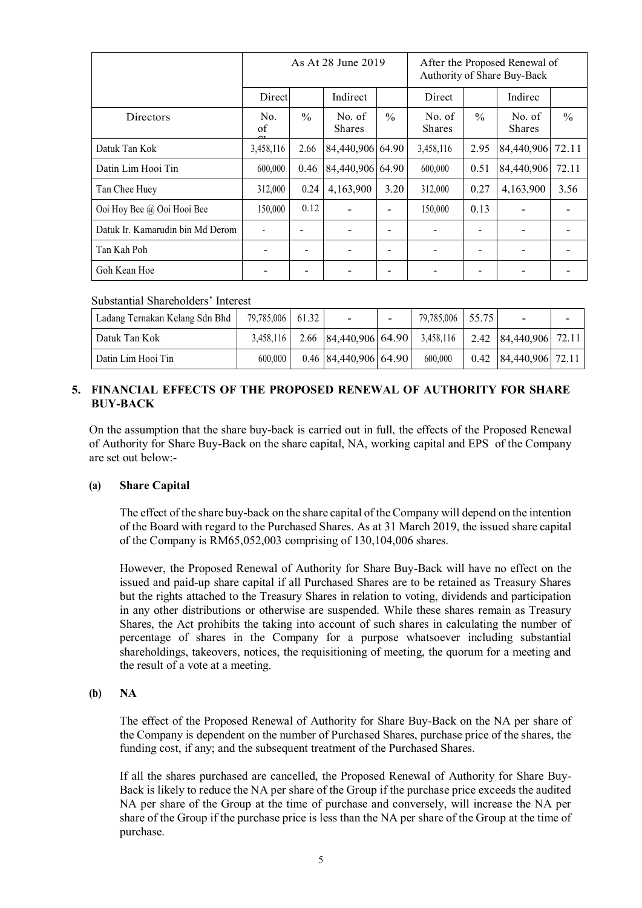| | As At 28 June 2019 | | | | After the Proposed Renewal of Authority of Share Buy-Back | | | |
|---|---|---|---|---|---|---|---|---|
| | Direct | | Indirect | | Direct | | Indirec | |
| Directors | No. of Sh | % | No. of Shares | % | No. of Shares | % | No. of Shares | % |
| Datuk Tan Kok | 3,458,116 | 2.66 | 84,440,906 | 64.90 | 3,458,116 | 2.95 | 84,440,906 | 72.11 |
| Datin Lim Hooi Tin | 600,000 | 0.46 | 84,440,906 | 64.90 | 600,000 | 0.51 | 84,440,906 | 72.11 |
| Tan Chee Huey | 312,000 | 0.24 | 4,163,900 | 3.20 | 312,000 | 0.27 | 4,163,900 | 3.56 |
| Ooi Hoy Bee @ Ooi Hooi Bee | 150,000 | 0.12 | - | - | 150,000 | 0.13 | - | - |
| Datuk Ir. Kamarudin bin Md Derom | - | - | - | - | - | - | - | - |
| Tan Kah Poh | - | - | - | - | - | - | - | - |
| Goh Kean Hoe | - | - | - | - | - | - | - | - |

Substantial Shareholders' Interest

| | | | | | | | | |
|---|---|---|---|---|---|---|---|---|
| Ladang Ternakan Kelang Sdn Bhd | 79,785,006 | 61.32 | - | - | 79,785,006 | 55.75 | - | - |
| Datuk Tan Kok | 3,458,116 | 2.66 | 84,440,906 | 64.90 | 3,458,116 | 2.42 | 84,440,906 | 72.11 |
| Datin Lim Hooi Tin | 600,000 | 0.46 | 84,440,906 | 64.90 | 600,000 | 0.42 | 84,440,906 | 72.11 |

## 5. FINANCIAL EFFECTS OF THE PROPOSED RENEWAL OF AUTHORITY FOR SHARE BUY-BACK

On the assumption that the share buy-back is carried out in full, the effects of the Proposed Renewal of Authority for Share Buy-Back on the share capital, NA, working capital and EPS of the Company are set out below:-

### (a) Share Capital

The effect of the share buy-back on the share capital of the Company will depend on the intention of the Board with regard to the Purchased Shares. As at 31 March 2019, the issued share capital of the Company is RM65,052,003 comprising of 130,104,006 shares.

However, the Proposed Renewal of Authority for Share Buy-Back will have no effect on the issued and paid-up share capital if all Purchased Shares are to be retained as Treasury Shares but the rights attached to the Treasury Shares in relation to voting, dividends and participation in any other distributions or otherwise are suspended. While these shares remain as Treasury Shares, the Act prohibits the taking into account of such shares in calculating the number of percentage of shares in the Company for a purpose whatsoever including substantial shareholdings, takeovers, notices, the requisitioning of meeting, the quorum for a meeting and the result of a vote at a meeting.

### (b) NA

The effect of the Proposed Renewal of Authority for Share Buy-Back on the NA per share of the Company is dependent on the number of Purchased Shares, purchase price of the shares, the funding cost, if any; and the subsequent treatment of the Purchased Shares.

If all the shares purchased are cancelled, the Proposed Renewal of Authority for Share Buy-Back is likely to reduce the NA per share of the Group if the purchase price exceeds the audited NA per share of the Group at the time of purchase and conversely, will increase the NA per share of the Group if the purchase price is less than the NA per share of the Group at the time of purchase.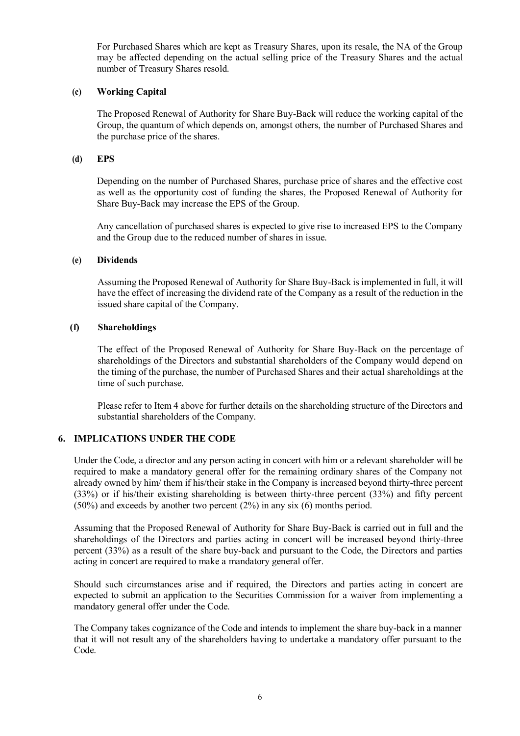For Purchased Shares which are kept as Treasury Shares, upon its resale, the NA of the Group may be affected depending on the actual selling price of the Treasury Shares and the actual number of Treasury Shares resold.

**(c) Working Capital**

The Proposed Renewal of Authority for Share Buy-Back will reduce the working capital of the Group, the quantum of which depends on, amongst others, the number of Purchased Shares and the purchase price of the shares.

**(d) EPS**

Depending on the number of Purchased Shares, purchase price of shares and the effective cost as well as the opportunity cost of funding the shares, the Proposed Renewal of Authority for Share Buy-Back may increase the EPS of the Group.

Any cancellation of purchased shares is expected to give rise to increased EPS to the Company and the Group due to the reduced number of shares in issue.

**(e) Dividends**

Assuming the Proposed Renewal of Authority for Share Buy-Back is implemented in full, it will have the effect of increasing the dividend rate of the Company as a result of the reduction in the issued share capital of the Company.

**(f) Shareholdings**

The effect of the Proposed Renewal of Authority for Share Buy-Back on the percentage of shareholdings of the Directors and substantial shareholders of the Company would depend on the timing of the purchase, the number of Purchased Shares and their actual shareholdings at the time of such purchase.

Please refer to Item 4 above for further details on the shareholding structure of the Directors and substantial shareholders of the Company.

## 6. IMPLICATIONS UNDER THE CODE

Under the Code, a director and any person acting in concert with him or a relevant shareholder will be required to make a mandatory general offer for the remaining ordinary shares of the Company not already owned by him/ them if his/their stake in the Company is increased beyond thirty-three percent (33%) or if his/their existing shareholding is between thirty-three percent (33%) and fifty percent (50%) and exceeds by another two percent (2%) in any six (6) months period.

Assuming that the Proposed Renewal of Authority for Share Buy-Back is carried out in full and the shareholdings of the Directors and parties acting in concert will be increased beyond thirty-three percent (33%) as a result of the share buy-back and pursuant to the Code, the Directors and parties acting in concert are required to make a mandatory general offer.

Should such circumstances arise and if required, the Directors and parties acting in concert are expected to submit an application to the Securities Commission for a waiver from implementing a mandatory general offer under the Code.

The Company takes cognizance of the Code and intends to implement the share buy-back in a manner that it will not result any of the shareholders having to undertake a mandatory offer pursuant to the Code.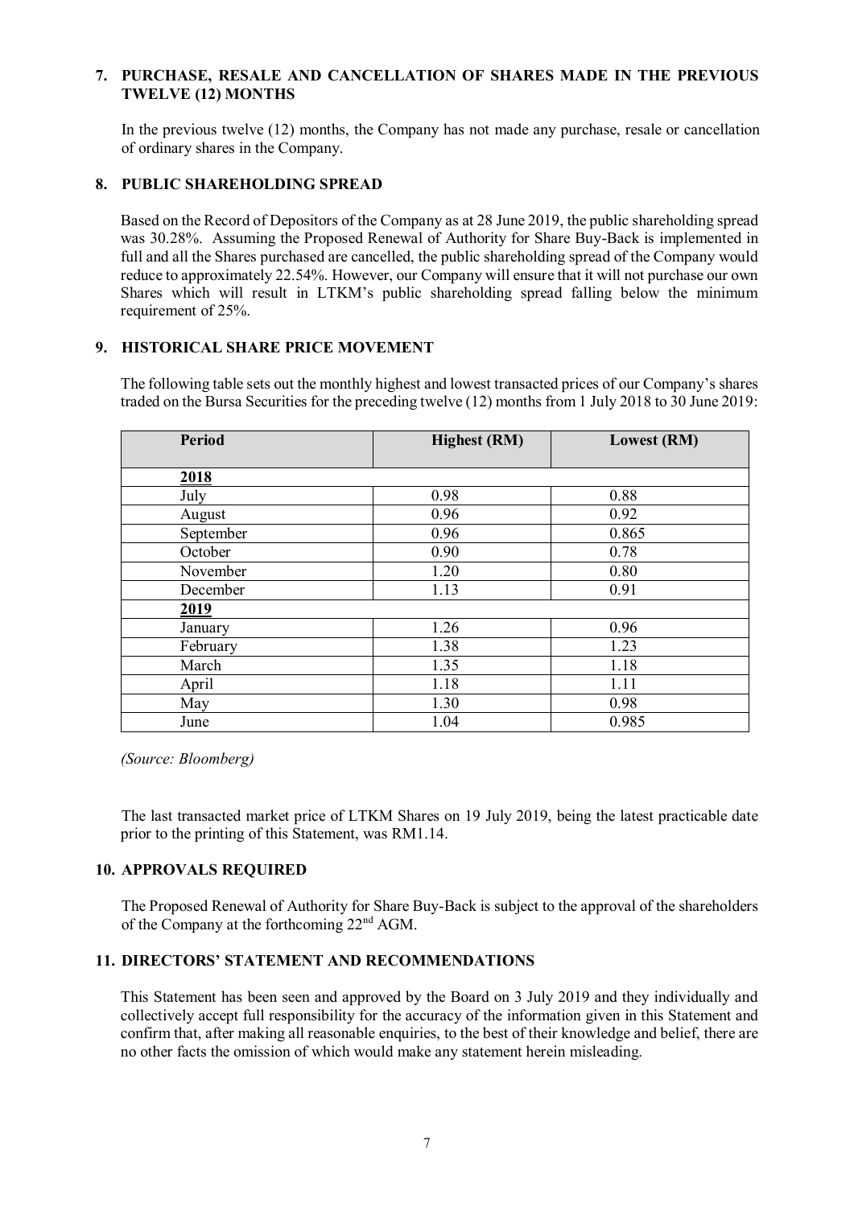## 7. PURCHASE, RESALE AND CANCELLATION OF SHARES MADE IN THE PREVIOUS TWELVE (12) MONTHS

In the previous twelve (12) months, the Company has not made any purchase, resale or cancellation of ordinary shares in the Company.

## 8. PUBLIC SHAREHOLDING SPREAD

Based on the Record of Depositors of the Company as at 28 June 2019, the public shareholding spread was 30.28%. Assuming the Proposed Renewal of Authority for Share Buy-Back is implemented in full and all the Shares purchased are cancelled, the public shareholding spread of the Company would reduce to approximately 22.54%. However, our Company will ensure that it will not purchase our own Shares which will result in LTKM's public shareholding spread falling below the minimum requirement of 25%.

## 9. HISTORICAL SHARE PRICE MOVEMENT

The following table sets out the monthly highest and lowest transacted prices of our Company's shares traded on the Bursa Securities for the preceding twelve (12) months from 1 July 2018 to 30 June 2019:

| Period | Highest (RM) | Lowest (RM) |
|---|---|---|
| **2018** | | |
| July | 0.98 | 0.88 |
| August | 0.96 | 0.92 |
| September | 0.96 | 0.865 |
| October | 0.90 | 0.78 |
| November | 1.20 | 0.80 |
| December | 1.13 | 0.91 |
| **2019** | | |
| January | 1.26 | 0.96 |
| February | 1.38 | 1.23 |
| March | 1.35 | 1.18 |
| April | 1.18 | 1.11 |
| May | 1.30 | 0.98 |
| June | 1.04 | 0.985 |

*(Source: Bloomberg)*

The last transacted market price of LTKM Shares on 19 July 2019, being the latest practicable date prior to the printing of this Statement, was RM1.14.

## 10. APPROVALS REQUIRED

The Proposed Renewal of Authority for Share Buy-Back is subject to the approval of the shareholders of the Company at the forthcoming 22nd AGM.

## 11. DIRECTORS' STATEMENT AND RECOMMENDATIONS

This Statement has been seen and approved by the Board on 3 July 2019 and they individually and collectively accept full responsibility for the accuracy of the information given in this Statement and confirm that, after making all reasonable enquiries, to the best of their knowledge and belief, there are no other facts the omission of which would make any statement herein misleading.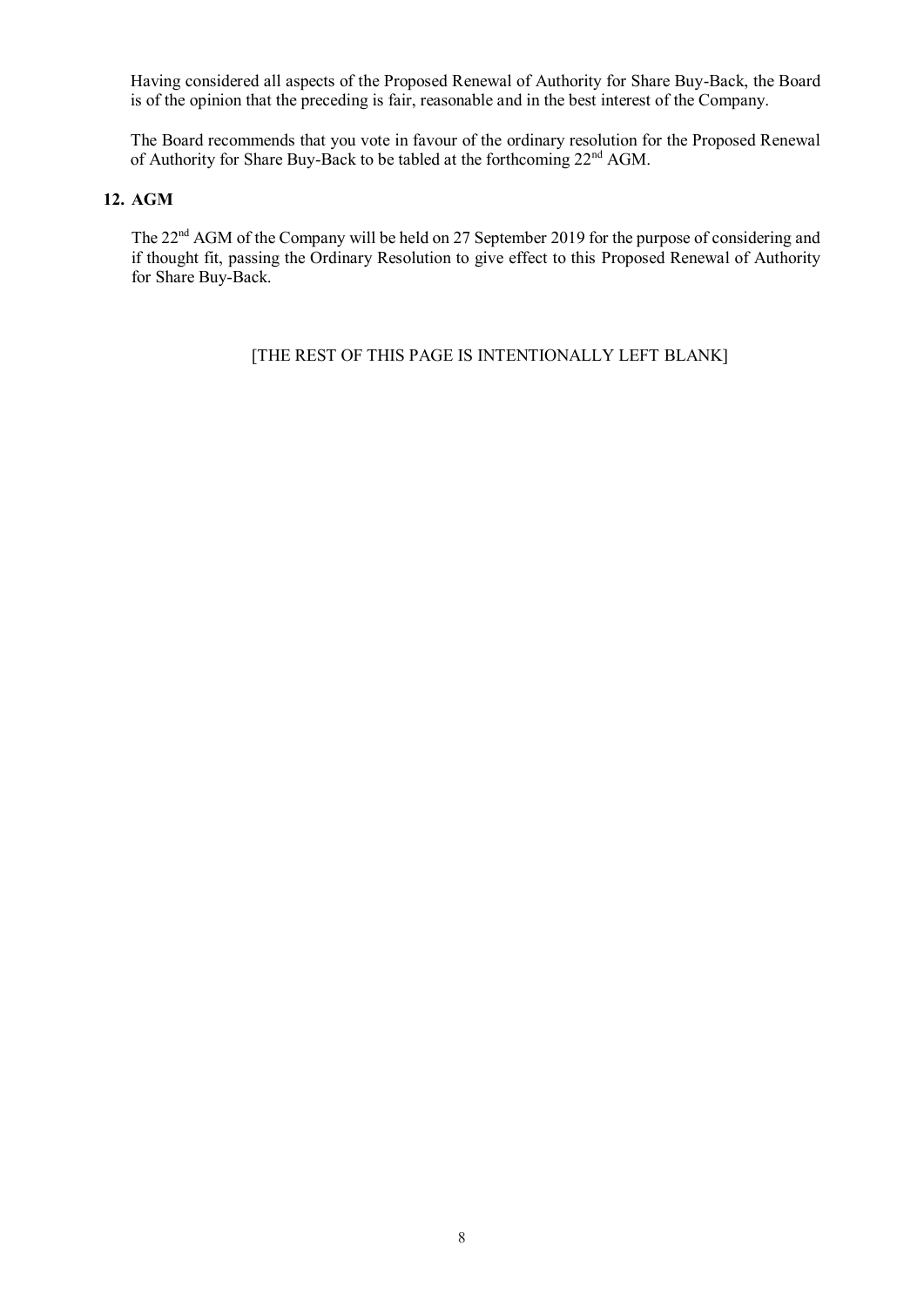Having considered all aspects of the Proposed Renewal of Authority for Share Buy-Back, the Board is of the opinion that the preceding is fair, reasonable and in the best interest of the Company.

The Board recommends that you vote in favour of the ordinary resolution for the Proposed Renewal of Authority for Share Buy-Back to be tabled at the forthcoming 22nd AGM.

## 12. AGM

The 22nd AGM of the Company will be held on 27 September 2019 for the purpose of considering and if thought fit, passing the Ordinary Resolution to give effect to this Proposed Renewal of Authority for Share Buy-Back.

[THE REST OF THIS PAGE IS INTENTIONALLY LEFT BLANK]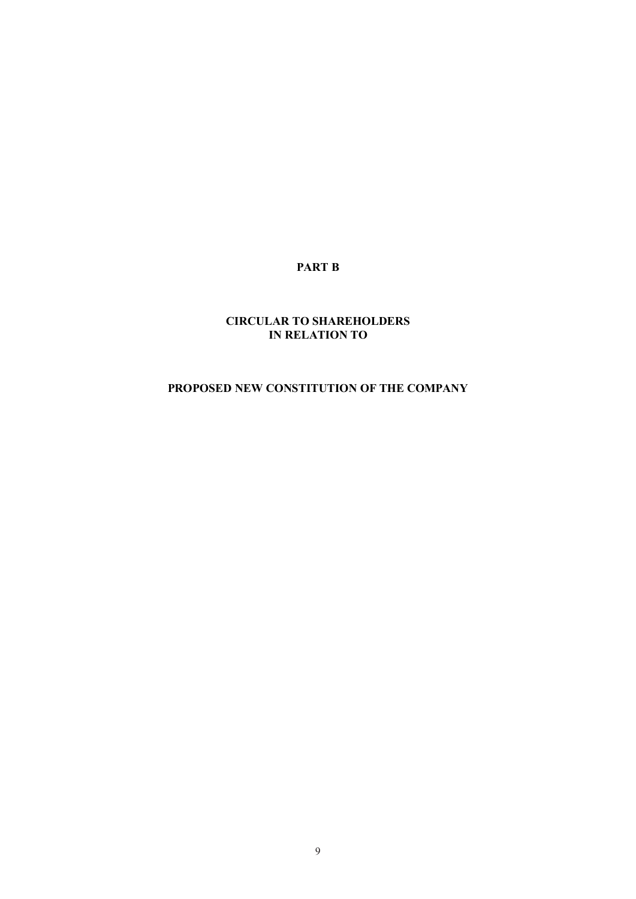# PART B

## CIRCULAR TO SHAREHOLDERS IN RELATION TO

## PROPOSED NEW CONSTITUTION OF THE COMPANY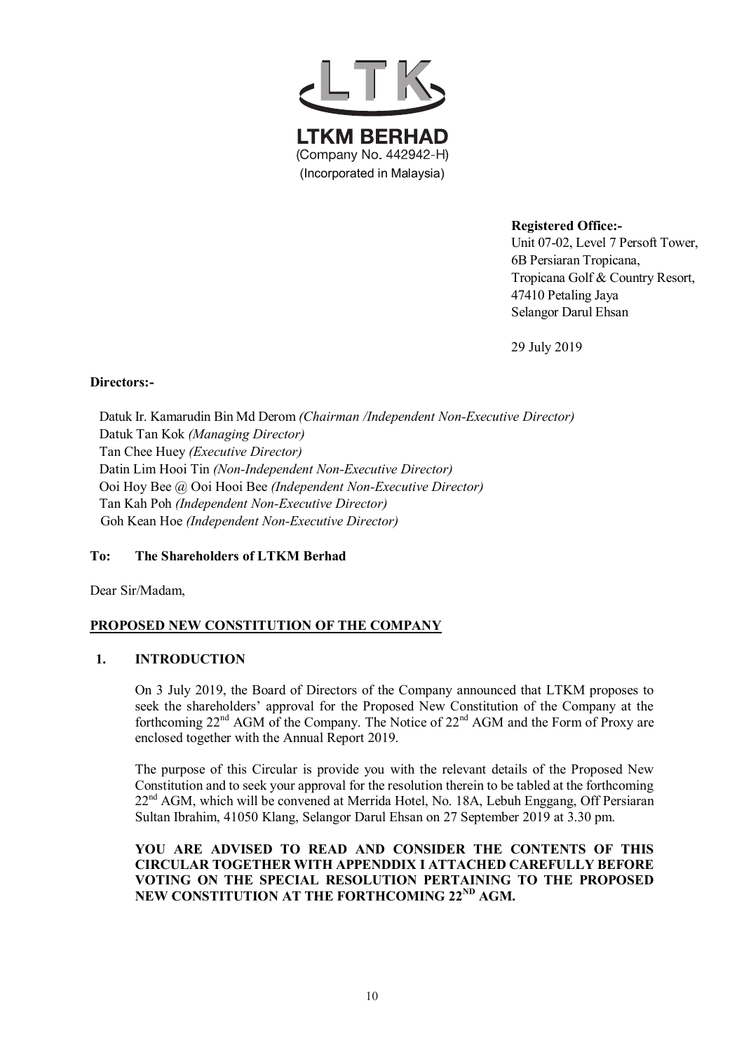**LTKM BERHAD**
(Company No. 442942-H)
(Incorporated in Malaysia)

**Registered Office:-**
Unit 07-02, Level 7 Persoft Tower,
6B Persiaran Tropicana,
Tropicana Golf & Country Resort,
47410 Petaling Jaya
Selangor Darul Ehsan

29 July 2019

**Directors:-**

Datuk Ir. Kamarudin Bin Md Derom *(Chairman /Independent Non-Executive Director)*
Datuk Tan Kok *(Managing Director)*
Tan Chee Huey *(Executive Director)*
Datin Lim Hooi Tin *(Non-Independent Non-Executive Director)*
Ooi Hoy Bee @ Ooi Hooi Bee *(Independent Non-Executive Director)*
Tan Kah Poh *(Independent Non-Executive Director)*
Goh Kean Hoe *(Independent Non-Executive Director)*

**To: The Shareholders of LTKM Berhad**

Dear Sir/Madam,

**PROPOSED NEW CONSTITUTION OF THE COMPANY**

## 1. INTRODUCTION

On 3 July 2019, the Board of Directors of the Company announced that LTKM proposes to seek the shareholders' approval for the Proposed New Constitution of the Company at the forthcoming 22nd AGM of the Company. The Notice of 22nd AGM and the Form of Proxy are enclosed together with the Annual Report 2019.

The purpose of this Circular is provide you with the relevant details of the Proposed New Constitution and to seek your approval for the resolution therein to be tabled at the forthcoming 22nd AGM, which will be convened at Merrida Hotel, No. 18A, Lebuh Enggang, Off Persiaran Sultan Ibrahim, 41050 Klang, Selangor Darul Ehsan on 27 September 2019 at 3.30 pm.

**YOU ARE ADVISED TO READ AND CONSIDER THE CONTENTS OF THIS CIRCULAR TOGETHER WITH APPENDDIX I ATTACHED CAREFULLY BEFORE VOTING ON THE SPECIAL RESOLUTION PERTAINING TO THE PROPOSED NEW CONSTITUTION AT THE FORTHCOMING 22ND AGM.**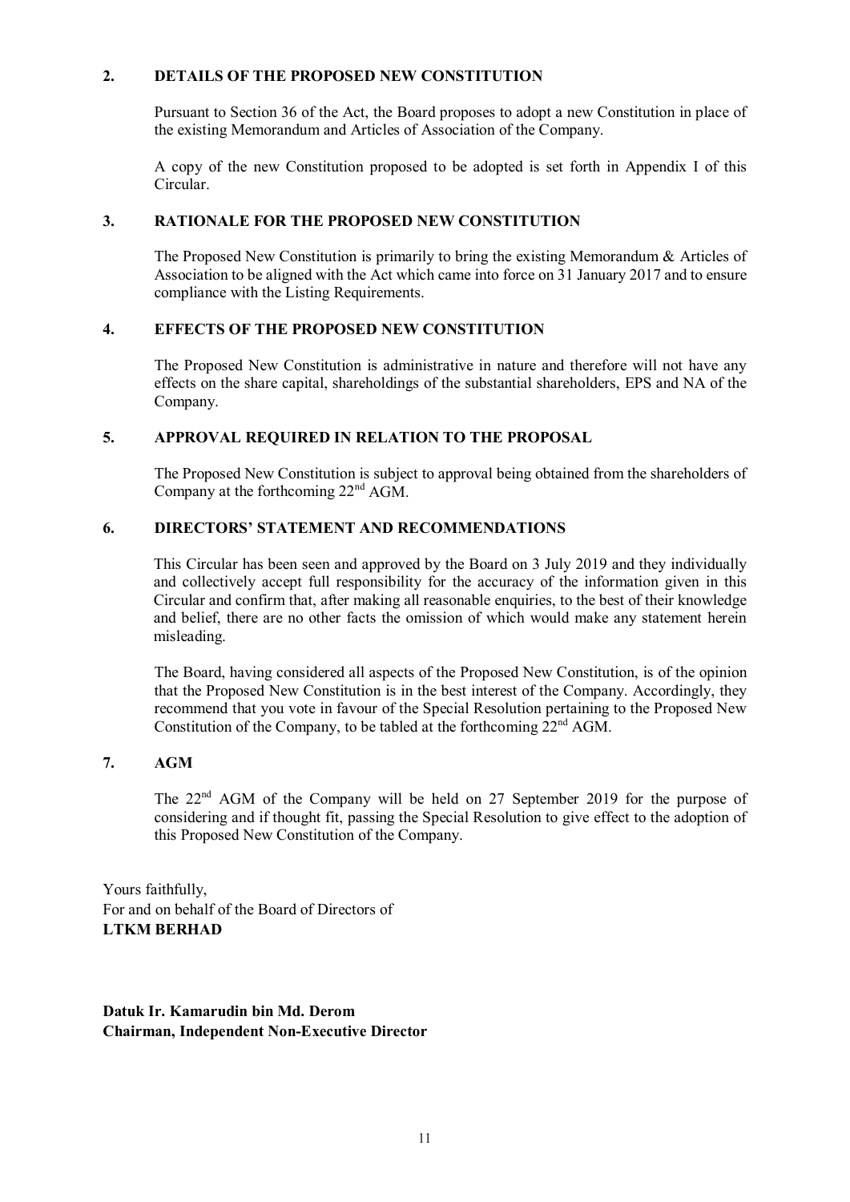## 2. DETAILS OF THE PROPOSED NEW CONSTITUTION

Pursuant to Section 36 of the Act, the Board proposes to adopt a new Constitution in place of the existing Memorandum and Articles of Association of the Company.

A copy of the new Constitution proposed to be adopted is set forth in Appendix I of this Circular.

## 3. RATIONALE FOR THE PROPOSED NEW CONSTITUTION

The Proposed New Constitution is primarily to bring the existing Memorandum & Articles of Association to be aligned with the Act which came into force on 31 January 2017 and to ensure compliance with the Listing Requirements.

## 4. EFFECTS OF THE PROPOSED NEW CONSTITUTION

The Proposed New Constitution is administrative in nature and therefore will not have any effects on the share capital, shareholdings of the substantial shareholders, EPS and NA of the Company.

## 5. APPROVAL REQUIRED IN RELATION TO THE PROPOSAL

The Proposed New Constitution is subject to approval being obtained from the shareholders of Company at the forthcoming 22nd AGM.

## 6. DIRECTORS' STATEMENT AND RECOMMENDATIONS

This Circular has been seen and approved by the Board on 3 July 2019 and they individually and collectively accept full responsibility for the accuracy of the information given in this Circular and confirm that, after making all reasonable enquiries, to the best of their knowledge and belief, there are no other facts the omission of which would make any statement herein misleading.

The Board, having considered all aspects of the Proposed New Constitution, is of the opinion that the Proposed New Constitution is in the best interest of the Company. Accordingly, they recommend that you vote in favour of the Special Resolution pertaining to the Proposed New Constitution of the Company, to be tabled at the forthcoming 22nd AGM.

## 7. AGM

The 22nd AGM of the Company will be held on 27 September 2019 for the purpose of considering and if thought fit, passing the Special Resolution to give effect to the adoption of this Proposed New Constitution of the Company.

Yours faithfully,
For and on behalf of the Board of Directors of
**LTKM BERHAD**

**Datuk Ir. Kamarudin bin Md. Derom**
**Chairman, Independent Non-Executive Director**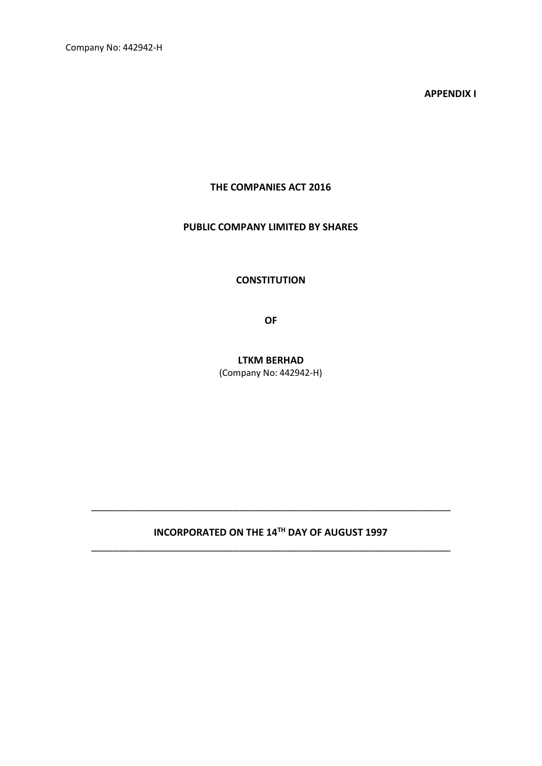**APPENDIX I**

**THE COMPANIES ACT 2016**

**PUBLIC COMPANY LIMITED BY SHARES**

**CONSTITUTION**

**OF**

**LTKM BERHAD**

(Company No: 442942-H)

---

**INCORPORATED ON THE 14TH DAY OF AUGUST 1997**

---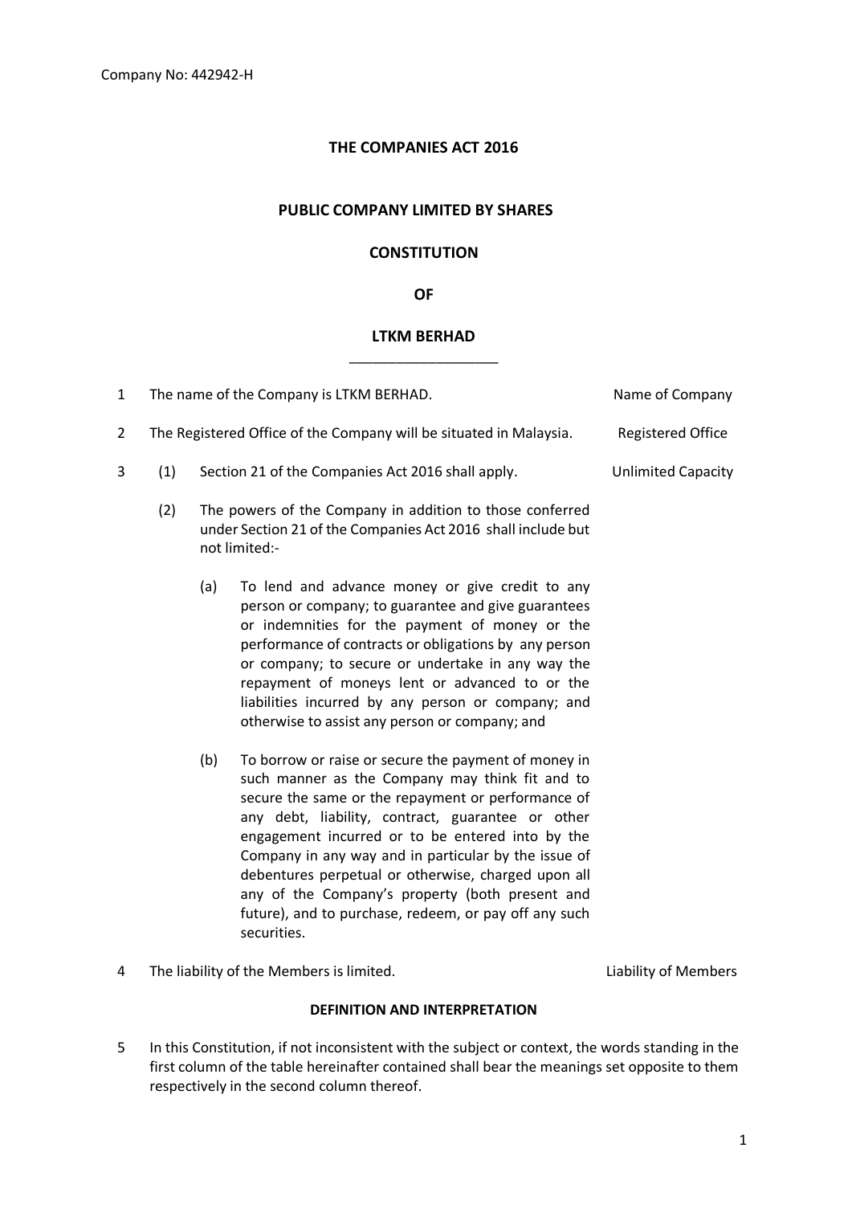Company No: 442942-H

**THE COMPANIES ACT 2016**

**PUBLIC COMPANY LIMITED BY SHARES**

**CONSTITUTION**

**OF**

**LTKM BERHAD**

1 The name of the Company is LTKM BERHAD. — *Name of Company*

2 The Registered Office of the Company will be situated in Malaysia. — *Registered Office*

3 (1) Section 21 of the Companies Act 2016 shall apply. — *Unlimited Capacity*

(2) The powers of the Company in addition to those conferred under Section 21 of the Companies Act 2016 shall include but not limited:-

(a) To lend and advance money or give credit to any person or company; to guarantee and give guarantees or indemnities for the payment of money or the performance of contracts or obligations by any person or company; to secure or undertake in any way the repayment of moneys lent or advanced to or the liabilities incurred by any person or company; and otherwise to assist any person or company; and

(b) To borrow or raise or secure the payment of money in such manner as the Company may think fit and to secure the same or the repayment or performance of any debt, liability, contract, guarantee or other engagement incurred or to be entered into by the Company in any way and in particular by the issue of debentures perpetual or otherwise, charged upon all any of the Company's property (both present and future), and to purchase, redeem, or pay off any such securities.

4 The liability of the Members is limited. — *Liability of Members*

**DEFINITION AND INTERPRETATION**

5 In this Constitution, if not inconsistent with the subject or context, the words standing in the first column of the table hereinafter contained shall bear the meanings set opposite to them respectively in the second column thereof.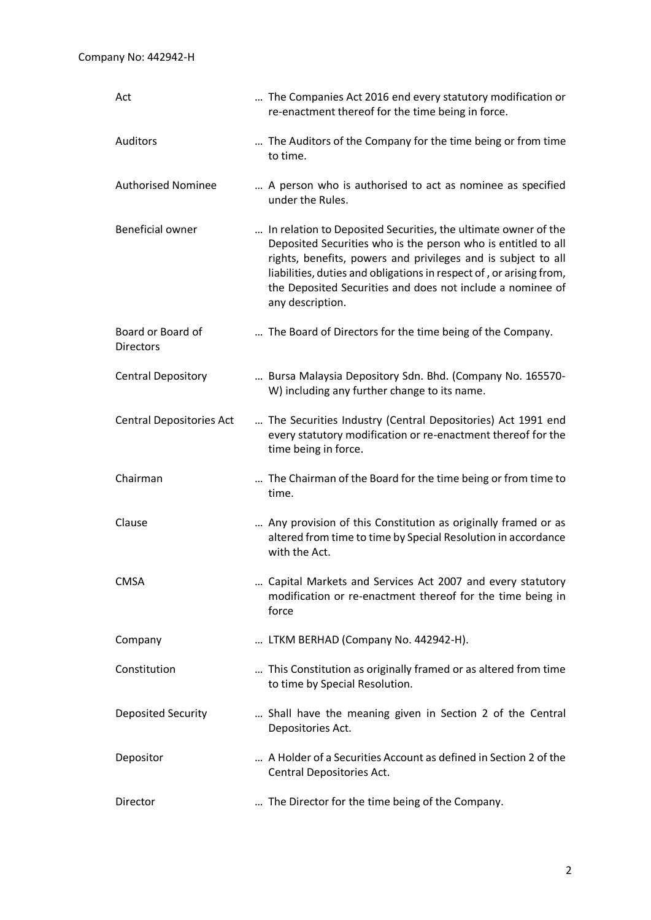| | |
|---|---|
| Act | … The Companies Act 2016 end every statutory modification or re-enactment thereof for the time being in force. |
| Auditors | … The Auditors of the Company for the time being or from time to time. |
| Authorised Nominee | … A person who is authorised to act as nominee as specified under the Rules. |
| Beneficial owner | … In relation to Deposited Securities, the ultimate owner of the Deposited Securities who is the person who is entitled to all rights, benefits, powers and privileges and is subject to all liabilities, duties and obligations in respect of , or arising from, the Deposited Securities and does not include a nominee of any description. |
| Board or Board of Directors | … The Board of Directors for the time being of the Company. |
| Central Depository | … Bursa Malaysia Depository Sdn. Bhd. (Company No. 165570-W) including any further change to its name. |
| Central Depositories Act | … The Securities Industry (Central Depositories) Act 1991 end every statutory modification or re-enactment thereof for the time being in force. |
| Chairman | … The Chairman of the Board for the time being or from time to time. |
| Clause | … Any provision of this Constitution as originally framed or as altered from time to time by Special Resolution in accordance with the Act. |
| CMSA | … Capital Markets and Services Act 2007 and every statutory modification or re-enactment thereof for the time being in force |
| Company | … LTKM BERHAD (Company No. 442942-H). |
| Constitution | … This Constitution as originally framed or as altered from time to time by Special Resolution. |
| Deposited Security | … Shall have the meaning given in Section 2 of the Central Depositories Act. |
| Depositor | … A Holder of a Securities Account as defined in Section 2 of the Central Depositories Act. |
| Director | … The Director for the time being of the Company. |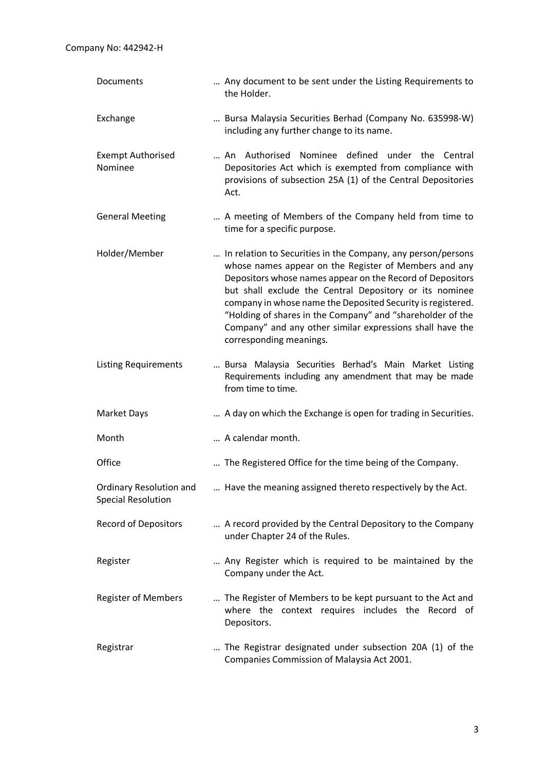Company No: 442942-H

| | |
|---|---|
| Documents | … Any document to be sent under the Listing Requirements to the Holder. |
| Exchange | … Bursa Malaysia Securities Berhad (Company No. 635998-W) including any further change to its name. |
| Exempt Authorised Nominee | … An Authorised Nominee defined under the Central Depositories Act which is exempted from compliance with provisions of subsection 25A (1) of the Central Depositories Act. |
| General Meeting | … A meeting of Members of the Company held from time to time for a specific purpose. |
| Holder/Member | … In relation to Securities in the Company, any person/persons whose names appear on the Register of Members and any Depositors whose names appear on the Record of Depositors but shall exclude the Central Depository or its nominee company in whose name the Deposited Security is registered. "Holding of shares in the Company" and "shareholder of the Company" and any other similar expressions shall have the corresponding meanings. |
| Listing Requirements | … Bursa Malaysia Securities Berhad's Main Market Listing Requirements including any amendment that may be made from time to time. |
| Market Days | … A day on which the Exchange is open for trading in Securities. |
| Month | … A calendar month. |
| Office | … The Registered Office for the time being of the Company. |
| Ordinary Resolution and Special Resolution | … Have the meaning assigned thereto respectively by the Act. |
| Record of Depositors | … A record provided by the Central Depository to the Company under Chapter 24 of the Rules. |
| Register | … Any Register which is required to be maintained by the Company under the Act. |
| Register of Members | … The Register of Members to be kept pursuant to the Act and where the context requires includes the Record of Depositors. |
| Registrar | … The Registrar designated under subsection 20A (1) of the Companies Commission of Malaysia Act 2001. |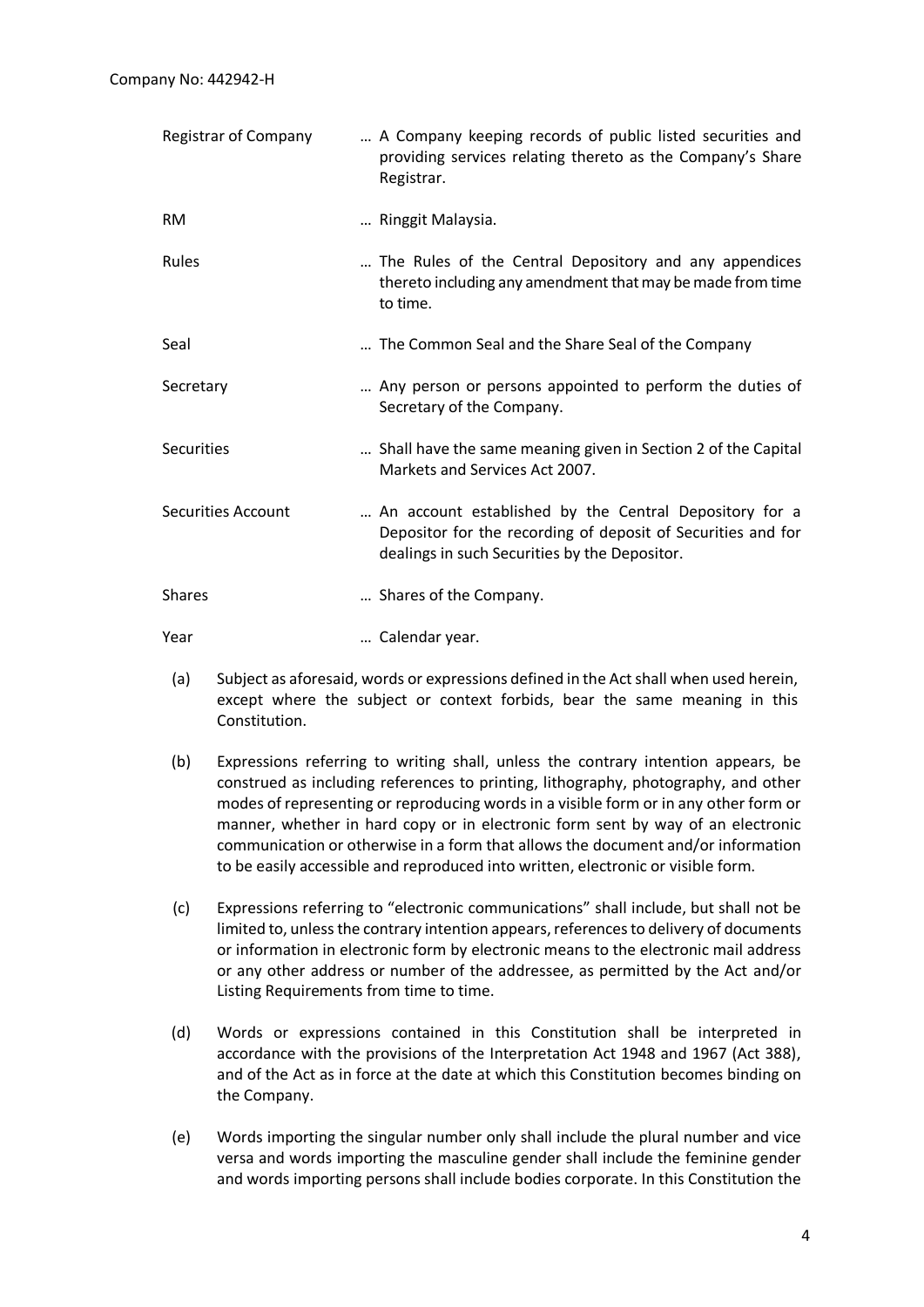| | |
|---|---|
| Registrar of Company | … A Company keeping records of public listed securities and providing services relating thereto as the Company's Share Registrar. |
| RM | … Ringgit Malaysia. |
| Rules | … The Rules of the Central Depository and any appendices thereto including any amendment that may be made from time to time. |
| Seal | … The Common Seal and the Share Seal of the Company |
| Secretary | … Any person or persons appointed to perform the duties of Secretary of the Company. |
| Securities | … Shall have the same meaning given in Section 2 of the Capital Markets and Services Act 2007. |
| Securities Account | … An account established by the Central Depository for a Depositor for the recording of deposit of Securities and for dealings in such Securities by the Depositor. |
| Shares | … Shares of the Company. |
| Year | … Calendar year. |

(a) Subject as aforesaid, words or expressions defined in the Act shall when used herein, except where the subject or context forbids, bear the same meaning in this Constitution.

(b) Expressions referring to writing shall, unless the contrary intention appears, be construed as including references to printing, lithography, photography, and other modes of representing or reproducing words in a visible form or in any other form or manner, whether in hard copy or in electronic form sent by way of an electronic communication or otherwise in a form that allows the document and/or information to be easily accessible and reproduced into written, electronic or visible form.

(c) Expressions referring to "electronic communications" shall include, but shall not be limited to, unless the contrary intention appears, references to delivery of documents or information in electronic form by electronic means to the electronic mail address or any other address or number of the addressee, as permitted by the Act and/or Listing Requirements from time to time.

(d) Words or expressions contained in this Constitution shall be interpreted in accordance with the provisions of the Interpretation Act 1948 and 1967 (Act 388), and of the Act as in force at the date at which this Constitution becomes binding on the Company.

(e) Words importing the singular number only shall include the plural number and vice versa and words importing the masculine gender shall include the feminine gender and words importing persons shall include bodies corporate. In this Constitution the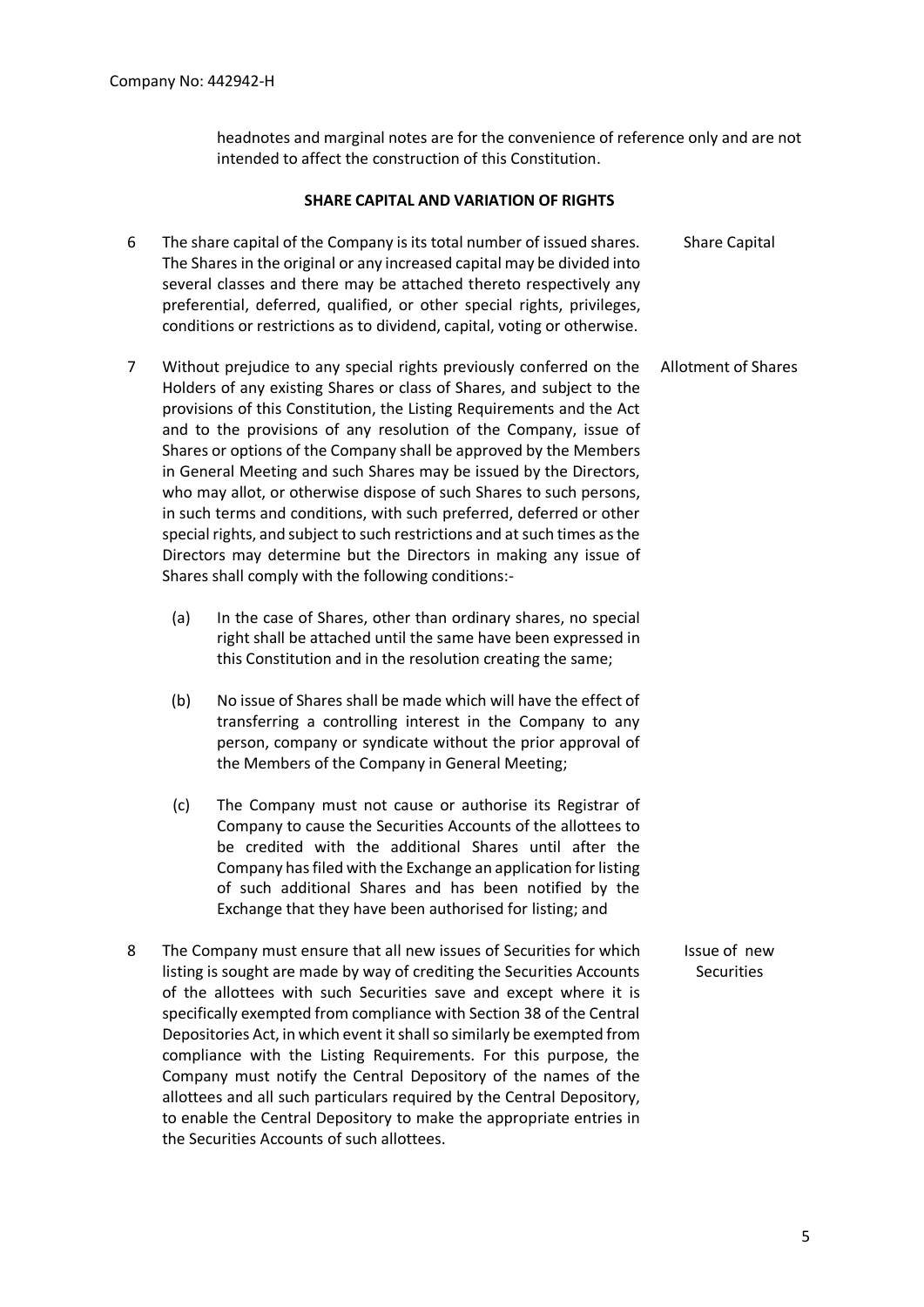Company No: 442942-H

headnotes and marginal notes are for the convenience of reference only and are not intended to affect the construction of this Constitution.

**SHARE CAPITAL AND VARIATION OF RIGHTS**

6 The share capital of the Company is its total number of issued shares. The Shares in the original or any increased capital may be divided into several classes and there may be attached thereto respectively any preferential, deferred, qualified, or other special rights, privileges, conditions or restrictions as to dividend, capital, voting or otherwise. — Share Capital

7 Without prejudice to any special rights previously conferred on the Holders of any existing Shares or class of Shares, and subject to the provisions of this Constitution, the Listing Requirements and the Act and to the provisions of any resolution of the Company, issue of Shares or options of the Company shall be approved by the Members in General Meeting and such Shares may be issued by the Directors, who may allot, or otherwise dispose of such Shares to such persons, in such terms and conditions, with such preferred, deferred or other special rights, and subject to such restrictions and at such times as the Directors may determine but the Directors in making any issue of Shares shall comply with the following conditions:- — Allotment of Shares

(a) In the case of Shares, other than ordinary shares, no special right shall be attached until the same have been expressed in this Constitution and in the resolution creating the same;

(b) No issue of Shares shall be made which will have the effect of transferring a controlling interest in the Company to any person, company or syndicate without the prior approval of the Members of the Company in General Meeting;

(c) The Company must not cause or authorise its Registrar of Company to cause the Securities Accounts of the allottees to be credited with the additional Shares until after the Company has filed with the Exchange an application for listing of such additional Shares and has been notified by the Exchange that they have been authorised for listing; and

8 The Company must ensure that all new issues of Securities for which listing is sought are made by way of crediting the Securities Accounts of the allottees with such Securities save and except where it is specifically exempted from compliance with Section 38 of the Central Depositories Act, in which event it shall so similarly be exempted from compliance with the Listing Requirements. For this purpose, the Company must notify the Central Depository of the names of the allottees and all such particulars required by the Central Depository, to enable the Central Depository to make the appropriate entries in the Securities Accounts of such allottees. — Issue of new Securities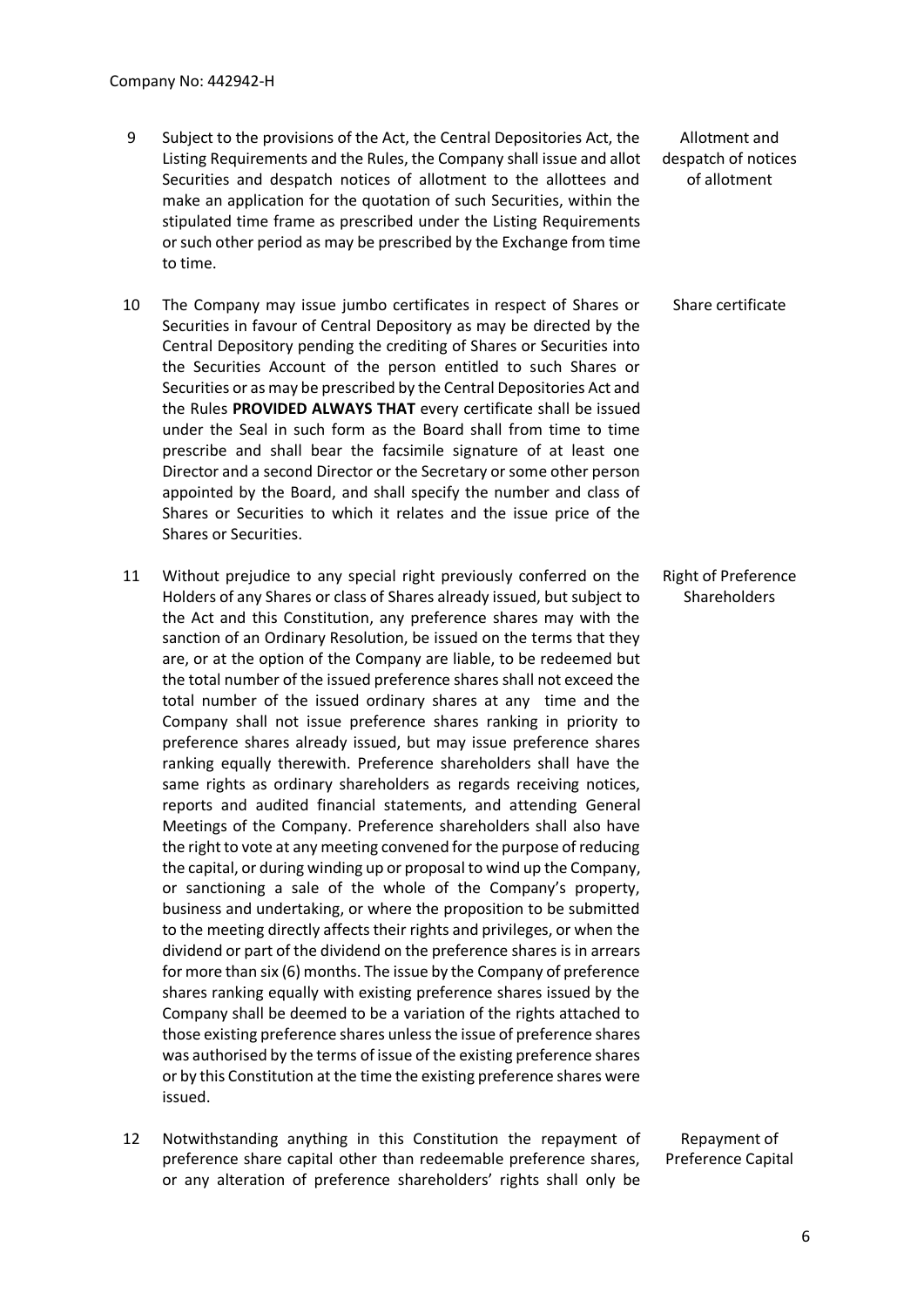9 Subject to the provisions of the Act, the Central Depositories Act, the Listing Requirements and the Rules, the Company shall issue and allot Securities and despatch notices of allotment to the allottees and make an application for the quotation of such Securities, within the stipulated time frame as prescribed under the Listing Requirements or such other period as may be prescribed by the Exchange from time to time.

*Allotment and despatch of notices of allotment*

10 The Company may issue jumbo certificates in respect of Shares or Securities in favour of Central Depository as may be directed by the Central Depository pending the crediting of Shares or Securities into the Securities Account of the person entitled to such Shares or Securities or as may be prescribed by the Central Depositories Act and the Rules **PROVIDED ALWAYS THAT** every certificate shall be issued under the Seal in such form as the Board shall from time to time prescribe and shall bear the facsimile signature of at least one Director and a second Director or the Secretary or some other person appointed by the Board, and shall specify the number and class of Shares or Securities to which it relates and the issue price of the Shares or Securities.

*Share certificate*

11 Without prejudice to any special right previously conferred on the Holders of any Shares or class of Shares already issued, but subject to the Act and this Constitution, any preference shares may with the sanction of an Ordinary Resolution, be issued on the terms that they are, or at the option of the Company are liable, to be redeemed but the total number of the issued preference shares shall not exceed the total number of the issued ordinary shares at any time and the Company shall not issue preference shares ranking in priority to preference shares already issued, but may issue preference shares ranking equally therewith. Preference shareholders shall have the same rights as ordinary shareholders as regards receiving notices, reports and audited financial statements, and attending General Meetings of the Company. Preference shareholders shall also have the right to vote at any meeting convened for the purpose of reducing the capital, or during winding up or proposal to wind up the Company, or sanctioning a sale of the whole of the Company's property, business and undertaking, or where the proposition to be submitted to the meeting directly affects their rights and privileges, or when the dividend or part of the dividend on the preference shares is in arrears for more than six (6) months. The issue by the Company of preference shares ranking equally with existing preference shares issued by the Company shall be deemed to be a variation of the rights attached to those existing preference shares unless the issue of preference shares was authorised by the terms of issue of the existing preference shares or by this Constitution at the time the existing preference shares were issued.

*Right of Preference Shareholders*

12 Notwithstanding anything in this Constitution the repayment of preference share capital other than redeemable preference shares, or any alteration of preference shareholders' rights shall only be

*Repayment of Preference Capital*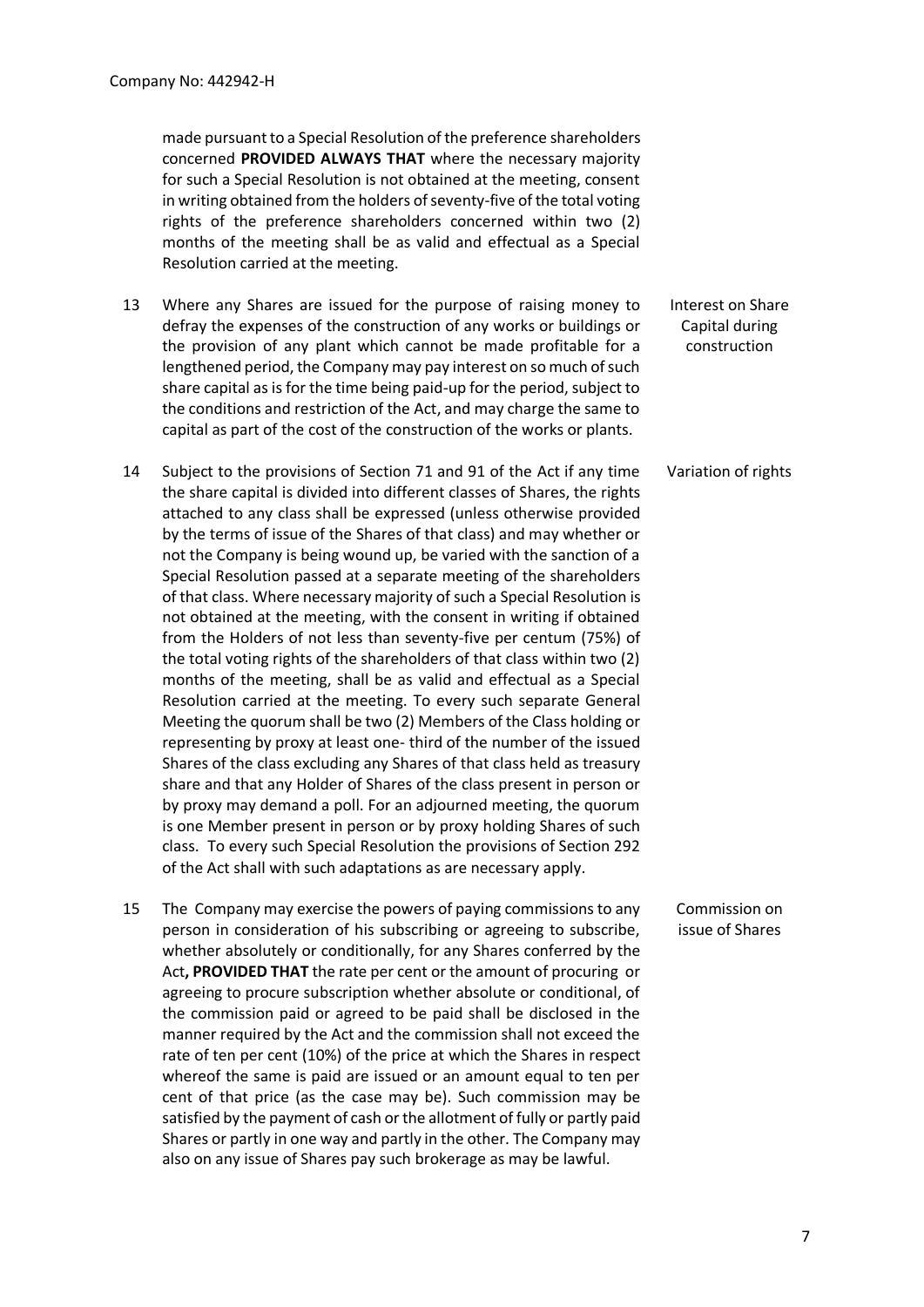made pursuant to a Special Resolution of the preference shareholders concerned **PROVIDED ALWAYS THAT** where the necessary majority for such a Special Resolution is not obtained at the meeting, consent in writing obtained from the holders of seventy-five of the total voting rights of the preference shareholders concerned within two (2) months of the meeting shall be as valid and effectual as a Special Resolution carried at the meeting.

**Interest on Share Capital during construction**

13 Where any Shares are issued for the purpose of raising money to defray the expenses of the construction of any works or buildings or the provision of any plant which cannot be made profitable for a lengthened period, the Company may pay interest on so much of such share capital as is for the time being paid-up for the period, subject to the conditions and restriction of the Act, and may charge the same to capital as part of the cost of the construction of the works or plants.

**Variation of rights**

14 Subject to the provisions of Section 71 and 91 of the Act if any time the share capital is divided into different classes of Shares, the rights attached to any class shall be expressed (unless otherwise provided by the terms of issue of the Shares of that class) and may whether or not the Company is being wound up, be varied with the sanction of a Special Resolution passed at a separate meeting of the shareholders of that class. Where necessary majority of such a Special Resolution is not obtained at the meeting, with the consent in writing if obtained from the Holders of not less than seventy-five per centum (75%) of the total voting rights of the shareholders of that class within two (2) months of the meeting, shall be as valid and effectual as a Special Resolution carried at the meeting. To every such separate General Meeting the quorum shall be two (2) Members of the Class holding or representing by proxy at least one- third of the number of the issued Shares of the class excluding any Shares of that class held as treasury share and that any Holder of Shares of the class present in person or by proxy may demand a poll. For an adjourned meeting, the quorum is one Member present in person or by proxy holding Shares of such class. To every such Special Resolution the provisions of Section 292 of the Act shall with such adaptations as are necessary apply.

**Commission on issue of Shares**

15 The Company may exercise the powers of paying commissions to any person in consideration of his subscribing or agreeing to subscribe, whether absolutely or conditionally, for any Shares conferred by the Act**, PROVIDED THAT** the rate per cent or the amount of procuring or agreeing to procure subscription whether absolute or conditional, of the commission paid or agreed to be paid shall be disclosed in the manner required by the Act and the commission shall not exceed the rate of ten per cent (10%) of the price at which the Shares in respect whereof the same is paid are issued or an amount equal to ten per cent of that price (as the case may be). Such commission may be satisfied by the payment of cash or the allotment of fully or partly paid Shares or partly in one way and partly in the other. The Company may also on any issue of Shares pay such brokerage as may be lawful.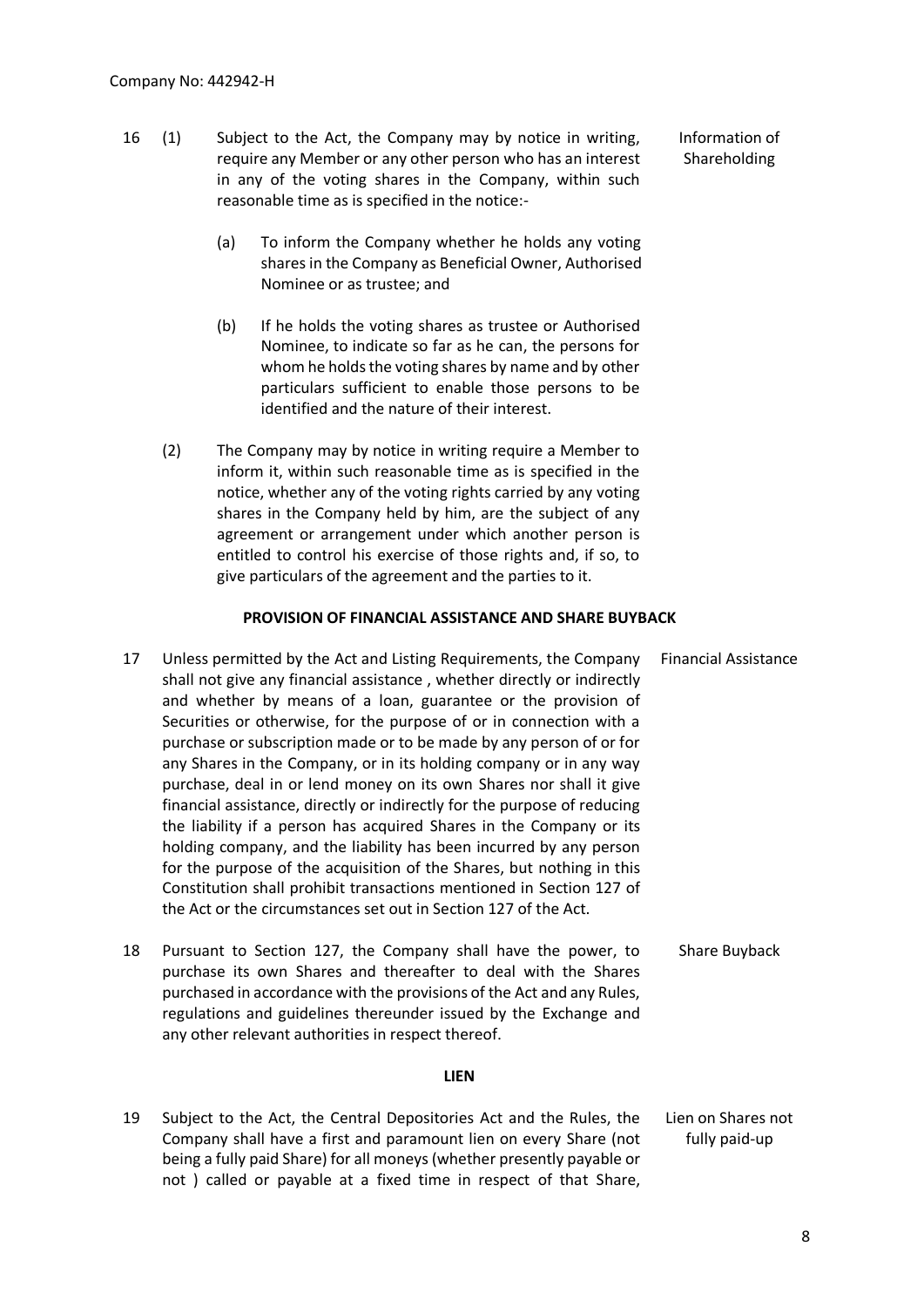16 (1) Subject to the Act, the Company may by notice in writing, require any Member or any other person who has an interest in any of the voting shares in the Company, within such reasonable time as is specified in the notice:- — Information of Shareholding

(a) To inform the Company whether he holds any voting shares in the Company as Beneficial Owner, Authorised Nominee or as trustee; and

(b) If he holds the voting shares as trustee or Authorised Nominee, to indicate so far as he can, the persons for whom he holds the voting shares by name and by other particulars sufficient to enable those persons to be identified and the nature of their interest.

(2) The Company may by notice in writing require a Member to inform it, within such reasonable time as is specified in the notice, whether any of the voting rights carried by any voting shares in the Company held by him, are the subject of any agreement or arrangement under which another person is entitled to control his exercise of those rights and, if so, to give particulars of the agreement and the parties to it.

**PROVISION OF FINANCIAL ASSISTANCE AND SHARE BUYBACK**

17 Unless permitted by the Act and Listing Requirements, the Company shall not give any financial assistance , whether directly or indirectly and whether by means of a loan, guarantee or the provision of Securities or otherwise, for the purpose of or in connection with a purchase or subscription made or to be made by any person of or for any Shares in the Company, or in its holding company or in any way purchase, deal in or lend money on its own Shares nor shall it give financial assistance, directly or indirectly for the purpose of reducing the liability if a person has acquired Shares in the Company or its holding company, and the liability has been incurred by any person for the purpose of the acquisition of the Shares, but nothing in this Constitution shall prohibit transactions mentioned in Section 127 of the Act or the circumstances set out in Section 127 of the Act. — Financial Assistance

18 Pursuant to Section 127, the Company shall have the power, to purchase its own Shares and thereafter to deal with the Shares purchased in accordance with the provisions of the Act and any Rules, regulations and guidelines thereunder issued by the Exchange and any other relevant authorities in respect thereof. — Share Buyback

**LIEN**

19 Subject to the Act, the Central Depositories Act and the Rules, the Company shall have a first and paramount lien on every Share (not being a fully paid Share) for all moneys (whether presently payable or not ) called or payable at a fixed time in respect of that Share, — Lien on Shares not fully paid-up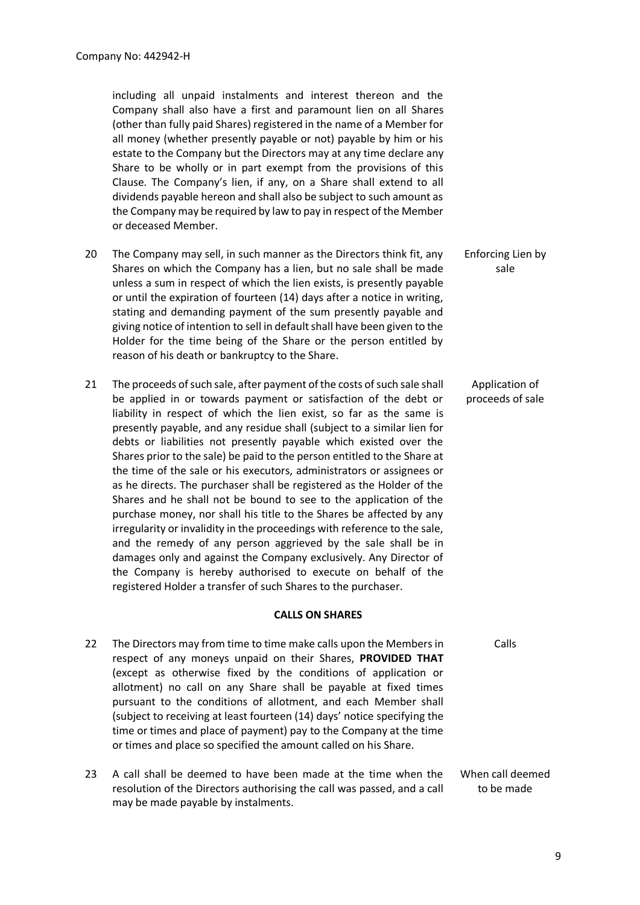including all unpaid instalments and interest thereon and the Company shall also have a first and paramount lien on all Shares (other than fully paid Shares) registered in the name of a Member for all money (whether presently payable or not) payable by him or his estate to the Company but the Directors may at any time declare any Share to be wholly or in part exempt from the provisions of this Clause. The Company's lien, if any, on a Share shall extend to all dividends payable hereon and shall also be subject to such amount as the Company may be required by law to pay in respect of the Member or deceased Member.

20 The Company may sell, in such manner as the Directors think fit, any Shares on which the Company has a lien, but no sale shall be made unless a sum in respect of which the lien exists, is presently payable or until the expiration of fourteen (14) days after a notice in writing, stating and demanding payment of the sum presently payable and giving notice of intention to sell in default shall have been given to the Holder for the time being of the Share or the person entitled by reason of his death or bankruptcy to the Share. *Enforcing Lien by sale*

21 The proceeds of such sale, after payment of the costs of such sale shall be applied in or towards payment or satisfaction of the debt or liability in respect of which the lien exist, so far as the same is presently payable, and any residue shall (subject to a similar lien for debts or liabilities not presently payable which existed over the Shares prior to the sale) be paid to the person entitled to the Share at the time of the sale or his executors, administrators or assignees or as he directs. The purchaser shall be registered as the Holder of the Shares and he shall not be bound to see to the application of the purchase money, nor shall his title to the Shares be affected by any irregularity or invalidity in the proceedings with reference to the sale, and the remedy of any person aggrieved by the sale shall be in damages only and against the Company exclusively. Any Director of the Company is hereby authorised to execute on behalf of the registered Holder a transfer of such Shares to the purchaser. *Application of proceeds of sale*

## CALLS ON SHARES

22 The Directors may from time to time make calls upon the Members in respect of any moneys unpaid on their Shares, **PROVIDED THAT** (except as otherwise fixed by the conditions of application or allotment) no call on any Share shall be payable at fixed times pursuant to the conditions of allotment, and each Member shall (subject to receiving at least fourteen (14) days' notice specifying the time or times and place of payment) pay to the Company at the time or times and place so specified the amount called on his Share. *Calls*

23 A call shall be deemed to have been made at the time when the resolution of the Directors authorising the call was passed, and a call may be made payable by instalments. *When call deemed to be made*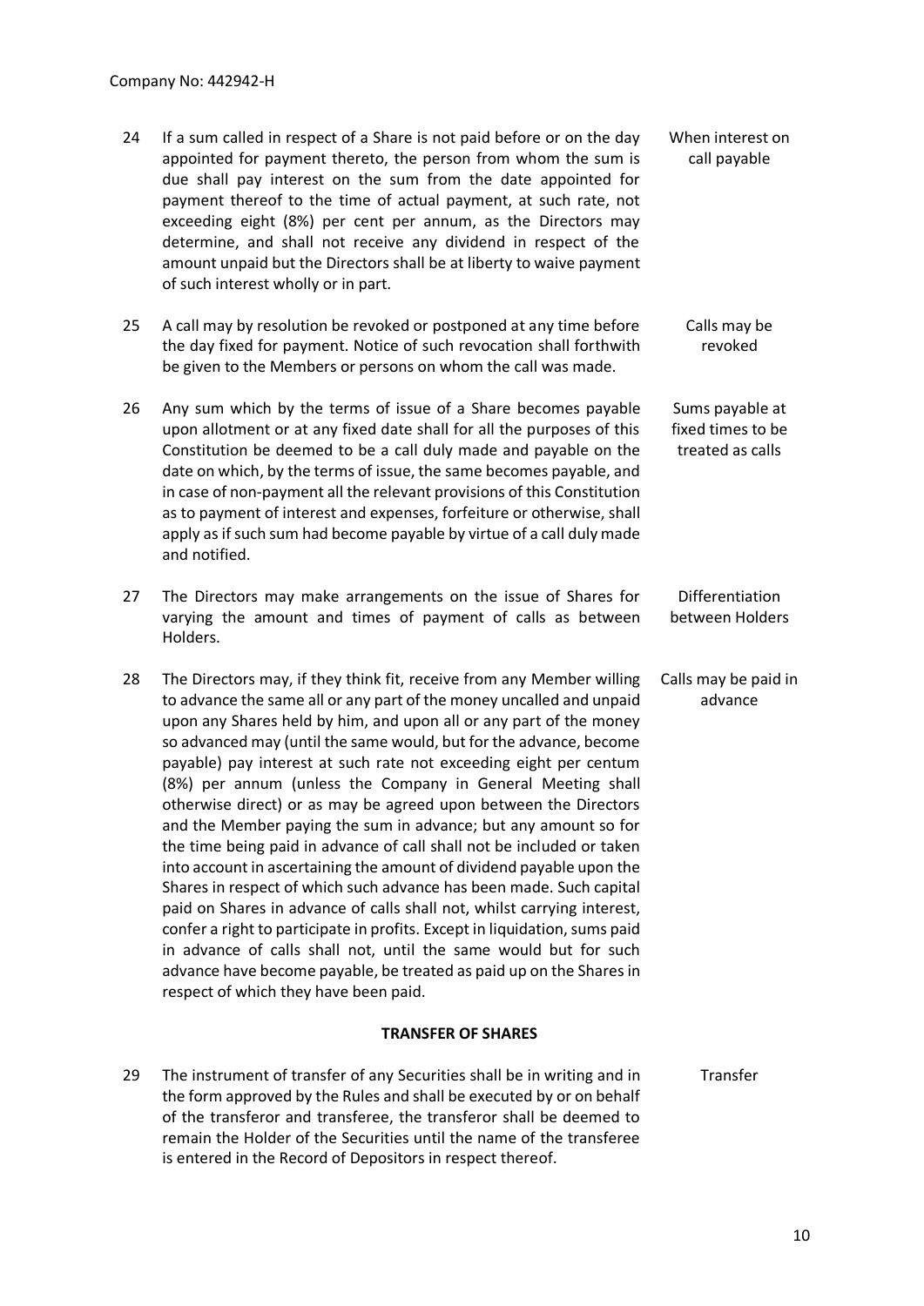Company No: 442942-H

24 If a sum called in respect of a Share is not paid before or on the day appointed for payment thereto, the person from whom the sum is due shall pay interest on the sum from the date appointed for payment thereof to the time of actual payment, at such rate, not exceeding eight (8%) per cent per annum, as the Directors may determine, and shall not receive any dividend in respect of the amount unpaid but the Directors shall be at liberty to waive payment of such interest wholly or in part. — *When interest on call payable*

25 A call may by resolution be revoked or postponed at any time before the day fixed for payment. Notice of such revocation shall forthwith be given to the Members or persons on whom the call was made. — *Calls may be revoked*

26 Any sum which by the terms of issue of a Share becomes payable upon allotment or at any fixed date shall for all the purposes of this Constitution be deemed to be a call duly made and payable on the date on which, by the terms of issue, the same becomes payable, and in case of non-payment all the relevant provisions of this Constitution as to payment of interest and expenses, forfeiture or otherwise, shall apply as if such sum had become payable by virtue of a call duly made and notified. — *Sums payable at fixed times to be treated as calls*

27 The Directors may make arrangements on the issue of Shares for varying the amount and times of payment of calls as between Holders. — *Differentiation between Holders*

28 The Directors may, if they think fit, receive from any Member willing to advance the same all or any part of the money uncalled and unpaid upon any Shares held by him, and upon all or any part of the money so advanced may (until the same would, but for the advance, become payable) pay interest at such rate not exceeding eight per centum (8%) per annum (unless the Company in General Meeting shall otherwise direct) or as may be agreed upon between the Directors and the Member paying the sum in advance; but any amount so for the time being paid in advance of call shall not be included or taken into account in ascertaining the amount of dividend payable upon the Shares in respect of which such advance has been made. Such capital paid on Shares in advance of calls shall not, whilst carrying interest, confer a right to participate in profits. Except in liquidation, sums paid in advance of calls shall not, until the same would but for such advance have become payable, be treated as paid up on the Shares in respect of which they have been paid. — *Calls may be paid in advance*

## TRANSFER OF SHARES

29 The instrument of transfer of any Securities shall be in writing and in the form approved by the Rules and shall be executed by or on behalf of the transferor and transferee, the transferor shall be deemed to remain the Holder of the Securities until the name of the transferee is entered in the Record of Depositors in respect thereof. — *Transfer*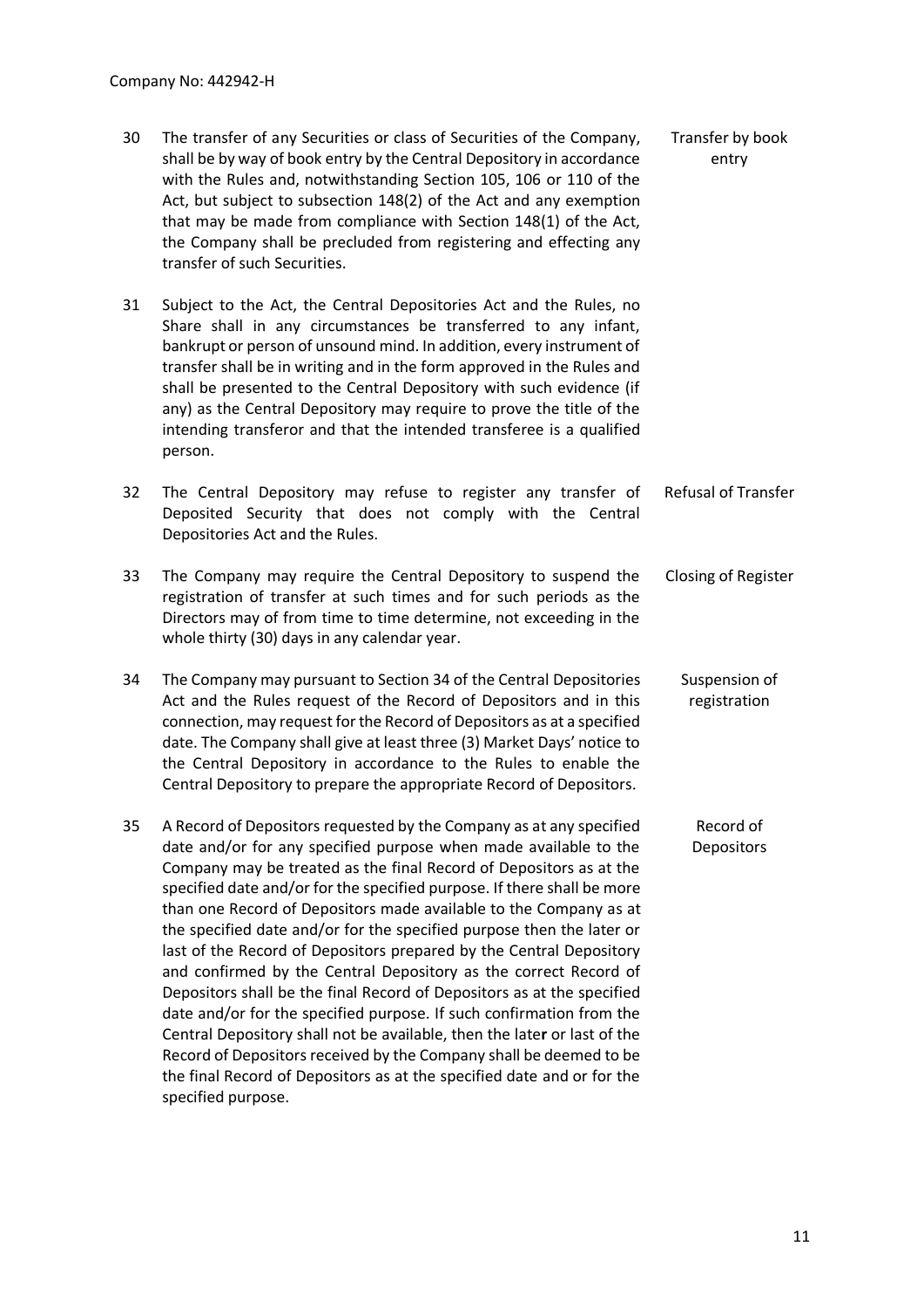Company No: 442942-H

30 The transfer of any Securities or class of Securities of the Company, shall be by way of book entry by the Central Depository in accordance with the Rules and, notwithstanding Section 105, 106 or 110 of the Act, but subject to subsection 148(2) of the Act and any exemption that may be made from compliance with Section 148(1) of the Act, the Company shall be precluded from registering and effecting any transfer of such Securities. — *Transfer by book entry*

31 Subject to the Act, the Central Depositories Act and the Rules, no Share shall in any circumstances be transferred to any infant, bankrupt or person of unsound mind. In addition, every instrument of transfer shall be in writing and in the form approved in the Rules and shall be presented to the Central Depository with such evidence (if any) as the Central Depository may require to prove the title of the intending transferor and that the intended transferee is a qualified person.

32 The Central Depository may refuse to register any transfer of Deposited Security that does not comply with the Central Depositories Act and the Rules. — *Refusal of Transfer*

33 The Company may require the Central Depository to suspend the registration of transfer at such times and for such periods as the Directors may of from time to time determine, not exceeding in the whole thirty (30) days in any calendar year. — *Closing of Register*

34 The Company may pursuant to Section 34 of the Central Depositories Act and the Rules request of the Record of Depositors and in this connection, may request for the Record of Depositors as at a specified date. The Company shall give at least three (3) Market Days' notice to the Central Depository in accordance to the Rules to enable the Central Depository to prepare the appropriate Record of Depositors. — *Suspension of registration*

35 A Record of Depositors requested by the Company as at any specified date and/or for any specified purpose when made available to the Company may be treated as the final Record of Depositors as at the specified date and/or for the specified purpose. If there shall be more than one Record of Depositors made available to the Company as at the specified date and/or for the specified purpose then the later or last of the Record of Depositors prepared by the Central Depository and confirmed by the Central Depository as the correct Record of Depositors shall be the final Record of Depositors as at the specified date and/or for the specified purpose. If such confirmation from the Central Depository shall not be available, then the later or last of the Record of Depositors received by the Company shall be deemed to be the final Record of Depositors as at the specified date and or for the specified purpose. — *Record of Depositors*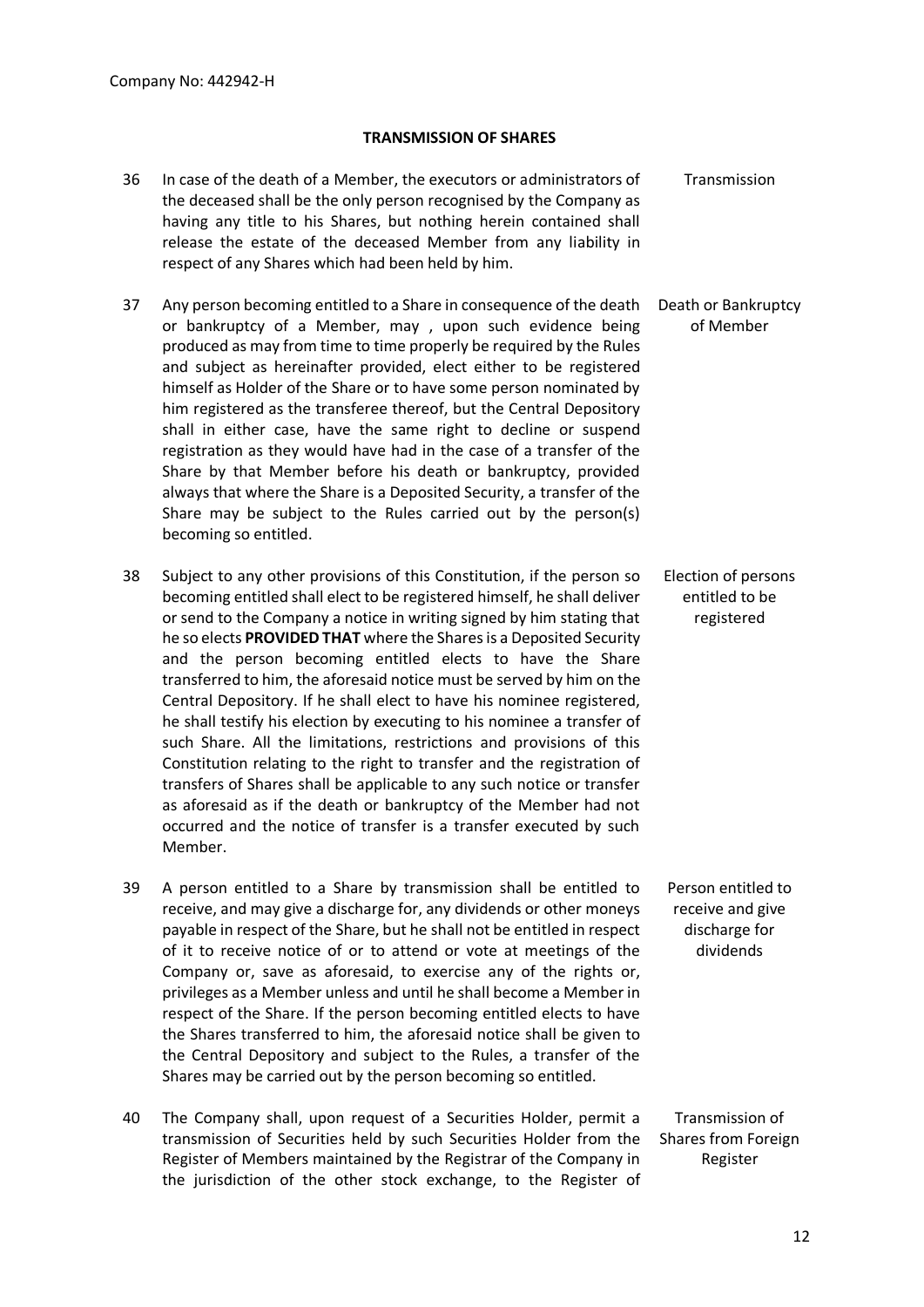Company No: 442942-H

## TRANSMISSION OF SHARES

36 In case of the death of a Member, the executors or administrators of the deceased shall be the only person recognised by the Company as having any title to his Shares, but nothing herein contained shall release the estate of the deceased Member from any liability in respect of any Shares which had been held by him. — *Transmission*

37 Any person becoming entitled to a Share in consequence of the death or bankruptcy of a Member, may , upon such evidence being produced as may from time to time properly be required by the Rules and subject as hereinafter provided, elect either to be registered himself as Holder of the Share or to have some person nominated by him registered as the transferee thereof, but the Central Depository shall in either case, have the same right to decline or suspend registration as they would have had in the case of a transfer of the Share by that Member before his death or bankruptcy, provided always that where the Share is a Deposited Security, a transfer of the Share may be subject to the Rules carried out by the person(s) becoming so entitled. — *Death or Bankruptcy of Member*

38 Subject to any other provisions of this Constitution, if the person so becoming entitled shall elect to be registered himself, he shall deliver or send to the Company a notice in writing signed by him stating that he so elects **PROVIDED THAT** where the Shares is a Deposited Security and the person becoming entitled elects to have the Share transferred to him, the aforesaid notice must be served by him on the Central Depository. If he shall elect to have his nominee registered, he shall testify his election by executing to his nominee a transfer of such Share. All the limitations, restrictions and provisions of this Constitution relating to the right to transfer and the registration of transfers of Shares shall be applicable to any such notice or transfer as aforesaid as if the death or bankruptcy of the Member had not occurred and the notice of transfer is a transfer executed by such Member. — *Election of persons entitled to be registered*

39 A person entitled to a Share by transmission shall be entitled to receive, and may give a discharge for, any dividends or other moneys payable in respect of the Share, but he shall not be entitled in respect of it to receive notice of or to attend or vote at meetings of the Company or, save as aforesaid, to exercise any of the rights or, privileges as a Member unless and until he shall become a Member in respect of the Share. If the person becoming entitled elects to have the Shares transferred to him, the aforesaid notice shall be given to the Central Depository and subject to the Rules, a transfer of the Shares may be carried out by the person becoming so entitled. — *Person entitled to receive and give discharge for dividends*

40 The Company shall, upon request of a Securities Holder, permit a transmission of Securities held by such Securities Holder from the Register of Members maintained by the Registrar of the Company in the jurisdiction of the other stock exchange, to the Register of — *Transmission of Shares from Foreign Register*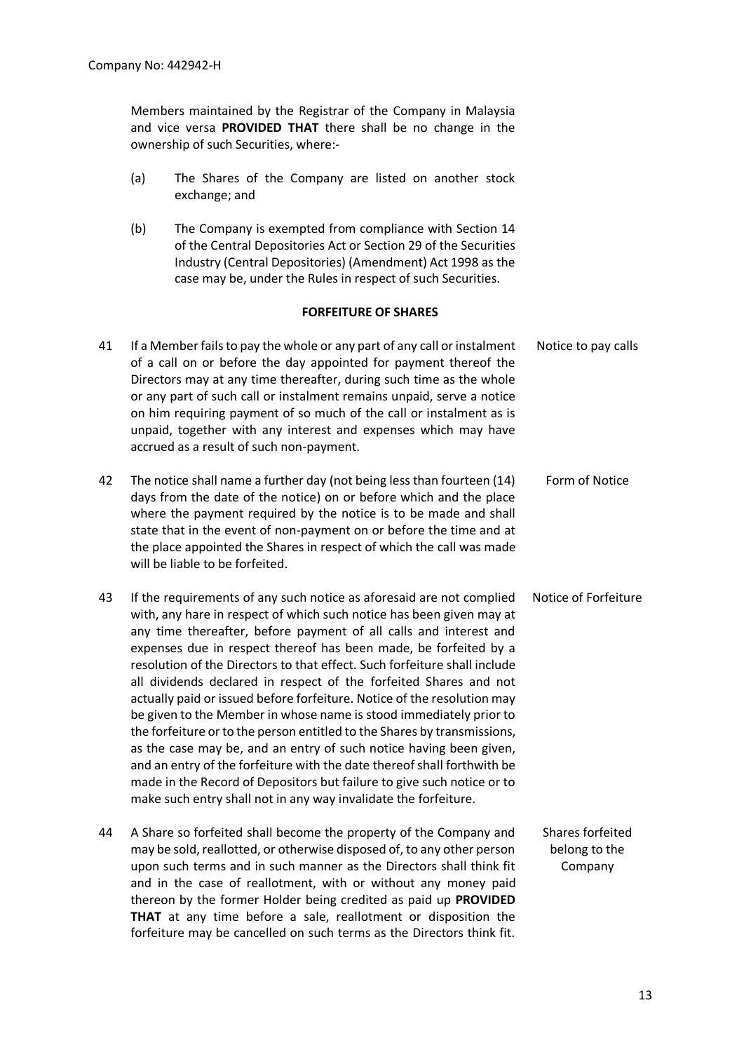Company No: 442942-H

Members maintained by the Registrar of the Company in Malaysia and vice versa **PROVIDED THAT** there shall be no change in the ownership of such Securities, where:-

(a) The Shares of the Company are listed on another stock exchange; and

(b) The Company is exempted from compliance with Section 14 of the Central Depositories Act or Section 29 of the Securities Industry (Central Depositories) (Amendment) Act 1998 as the case may be, under the Rules in respect of such Securities.

**FORFEITURE OF SHARES**

41 If a Member fails to pay the whole or any part of any call or instalment of a call on or before the day appointed for payment thereof the Directors may at any time thereafter, during such time as the whole or any part of such call or instalment remains unpaid, serve a notice on him requiring payment of so much of the call or instalment as is unpaid, together with any interest and expenses which may have accrued as a result of such non-payment. *Notice to pay calls*

42 The notice shall name a further day (not being less than fourteen (14) days from the date of the notice) on or before which and the place where the payment required by the notice is to be made and shall state that in the event of non-payment on or before the time and at the place appointed the Shares in respect of which the call was made will be liable to be forfeited. *Form of Notice*

43 If the requirements of any such notice as aforesaid are not complied with, any hare in respect of which such notice has been given may at any time thereafter, before payment of all calls and interest and expenses due in respect thereof has been made, be forfeited by a resolution of the Directors to that effect. Such forfeiture shall include all dividends declared in respect of the forfeited Shares and not actually paid or issued before forfeiture. Notice of the resolution may be given to the Member in whose name is stood immediately prior to the forfeiture or to the person entitled to the Shares by transmissions, as the case may be, and an entry of such notice having been given, and an entry of the forfeiture with the date thereof shall forthwith be made in the Record of Depositors but failure to give such notice or to make such entry shall not in any way invalidate the forfeiture. *Notice of Forfeiture*

44 A Share so forfeited shall become the property of the Company and may be sold, reallotted, or otherwise disposed of, to any other person upon such terms and in such manner as the Directors shall think fit and in the case of reallotment, with or without any money paid thereon by the former Holder being credited as paid up **PROVIDED THAT** at any time before a sale, reallotment or disposition the forfeiture may be cancelled on such terms as the Directors think fit. *Shares forfeited belong to the Company*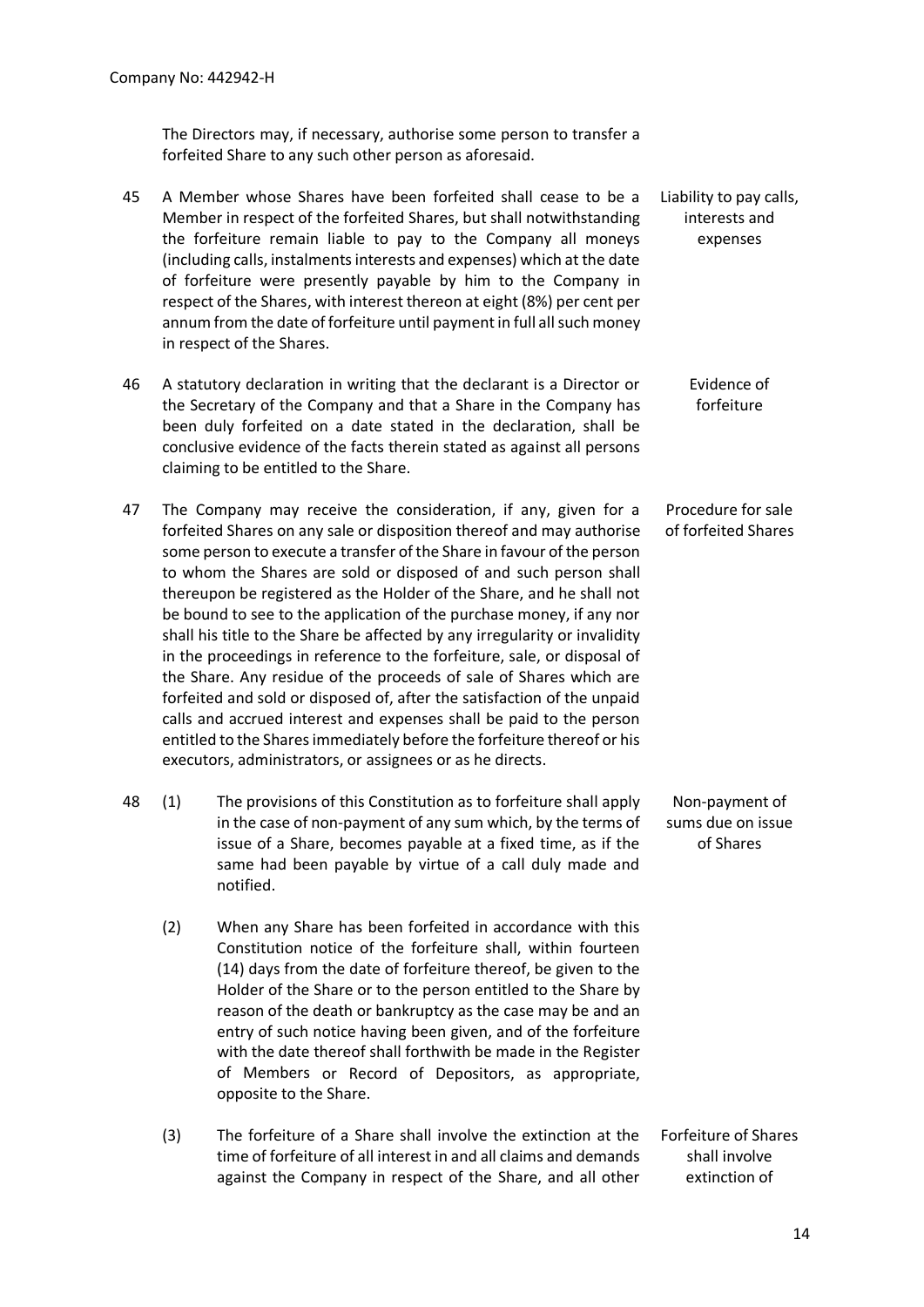The Directors may, if necessary, authorise some person to transfer a forfeited Share to any such other person as aforesaid.

45 A Member whose Shares have been forfeited shall cease to be a Member in respect of the forfeited Shares, but shall notwithstanding the forfeiture remain liable to pay to the Company all moneys (including calls, instalments interests and expenses) which at the date of forfeiture were presently payable by him to the Company in respect of the Shares, with interest thereon at eight (8%) per cent per annum from the date of forfeiture until payment in full all such money in respect of the Shares. *Liability to pay calls, interests and expenses*

46 A statutory declaration in writing that the declarant is a Director or the Secretary of the Company and that a Share in the Company has been duly forfeited on a date stated in the declaration, shall be conclusive evidence of the facts therein stated as against all persons claiming to be entitled to the Share. *Evidence of forfeiture*

47 The Company may receive the consideration, if any, given for a forfeited Shares on any sale or disposition thereof and may authorise some person to execute a transfer of the Share in favour of the person to whom the Shares are sold or disposed of and such person shall thereupon be registered as the Holder of the Share, and he shall not be bound to see to the application of the purchase money, if any nor shall his title to the Share be affected by any irregularity or invalidity in the proceedings in reference to the forfeiture, sale, or disposal of the Share. Any residue of the proceeds of sale of Shares which are forfeited and sold or disposed of, after the satisfaction of the unpaid calls and accrued interest and expenses shall be paid to the person entitled to the Shares immediately before the forfeiture thereof or his executors, administrators, or assignees or as he directs. *Procedure for sale of forfeited Shares*

48 (1) The provisions of this Constitution as to forfeiture shall apply in the case of non-payment of any sum which, by the terms of issue of a Share, becomes payable at a fixed time, as if the same had been payable by virtue of a call duly made and notified. *Non-payment of sums due on issue of Shares*

(2) When any Share has been forfeited in accordance with this Constitution notice of the forfeiture shall, within fourteen (14) days from the date of forfeiture thereof, be given to the Holder of the Share or to the person entitled to the Share by reason of the death or bankruptcy as the case may be and an entry of such notice having been given, and of the forfeiture with the date thereof shall forthwith be made in the Register of Members or Record of Depositors, as appropriate, opposite to the Share.

(3) The forfeiture of a Share shall involve the extinction at the time of forfeiture of all interest in and all claims and demands against the Company in respect of the Share, and all other *Forfeiture of Shares shall involve extinction of*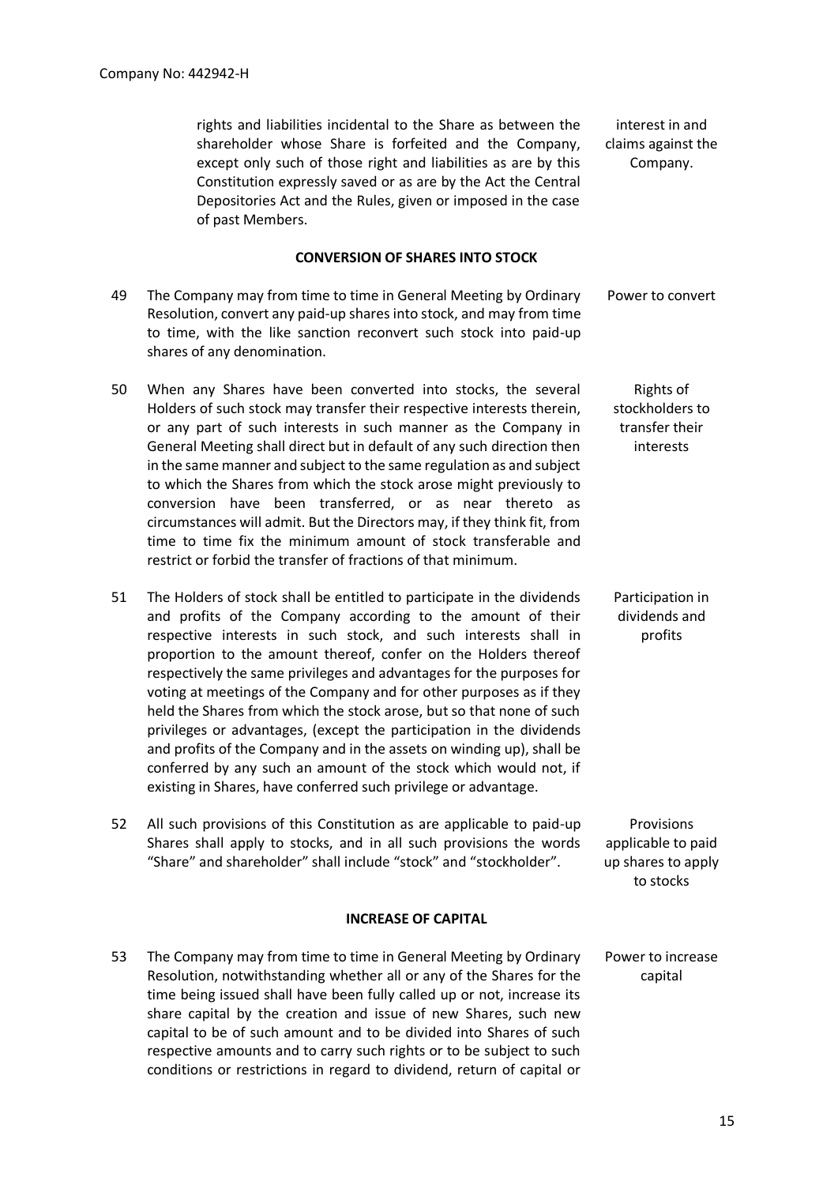rights and liabilities incidental to the Share as between the shareholder whose Share is forfeited and the Company, except only such of those right and liabilities as are by this Constitution expressly saved or as are by the Act the Central Depositories Act and the Rules, given or imposed in the case of past Members.

*interest in and claims against the Company.*

## CONVERSION OF SHARES INTO STOCK

49 The Company may from time to time in General Meeting by Ordinary Resolution, convert any paid-up shares into stock, and may from time to time, with the like sanction reconvert such stock into paid-up shares of any denomination.

*Power to convert*

50 When any Shares have been converted into stocks, the several Holders of such stock may transfer their respective interests therein, or any part of such interests in such manner as the Company in General Meeting shall direct but in default of any such direction then in the same manner and subject to the same regulation as and subject to which the Shares from which the stock arose might previously to conversion have been transferred, or as near thereto as circumstances will admit. But the Directors may, if they think fit, from time to time fix the minimum amount of stock transferable and restrict or forbid the transfer of fractions of that minimum.

*Rights of stockholders to transfer their interests*

51 The Holders of stock shall be entitled to participate in the dividends and profits of the Company according to the amount of their respective interests in such stock, and such interests shall in proportion to the amount thereof, confer on the Holders thereof respectively the same privileges and advantages for the purposes for voting at meetings of the Company and for other purposes as if they held the Shares from which the stock arose, but so that none of such privileges or advantages, (except the participation in the dividends and profits of the Company and in the assets on winding up), shall be conferred by any such an amount of the stock which would not, if existing in Shares, have conferred such privilege or advantage.

*Participation in dividends and profits*

52 All such provisions of this Constitution as are applicable to paid-up Shares shall apply to stocks, and in all such provisions the words "Share" and shareholder" shall include "stock" and "stockholder".

*Provisions applicable to paid up shares to apply to stocks*

## INCREASE OF CAPITAL

53 The Company may from time to time in General Meeting by Ordinary Resolution, notwithstanding whether all or any of the Shares for the time being issued shall have been fully called up or not, increase its share capital by the creation and issue of new Shares, such new capital to be of such amount and to be divided into Shares of such respective amounts and to carry such rights or to be subject to such conditions or restrictions in regard to dividend, return of capital or

*Power to increase capital*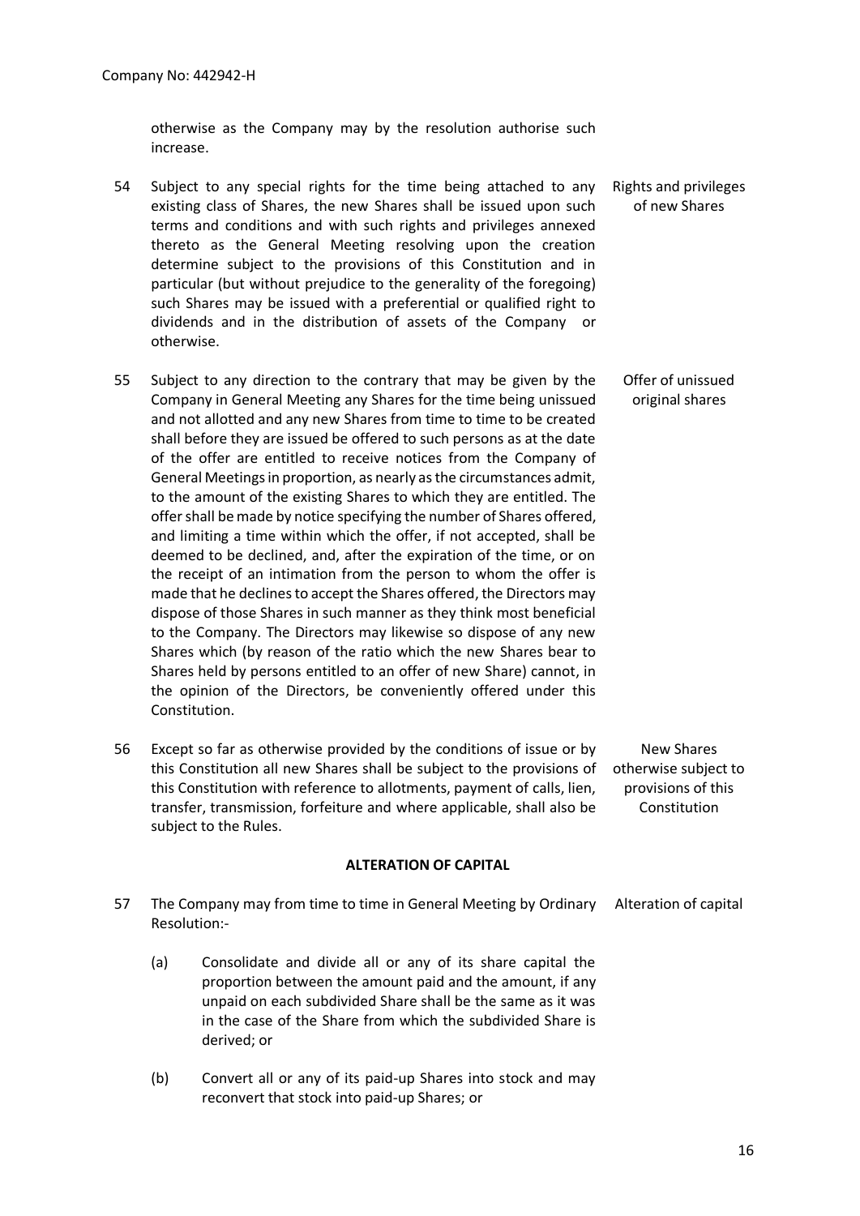otherwise as the Company may by the resolution authorise such increase.

54 Subject to any special rights for the time being attached to any existing class of Shares, the new Shares shall be issued upon such terms and conditions and with such rights and privileges annexed thereto as the General Meeting resolving upon the creation determine subject to the provisions of this Constitution and in particular (but without prejudice to the generality of the foregoing) such Shares may be issued with a preferential or qualified right to dividends and in the distribution of assets of the Company or otherwise.

*Rights and privileges of new Shares*

55 Subject to any direction to the contrary that may be given by the Company in General Meeting any Shares for the time being unissued and not allotted and any new Shares from time to time to be created shall before they are issued be offered to such persons as at the date of the offer are entitled to receive notices from the Company of General Meetings in proportion, as nearly as the circumstances admit, to the amount of the existing Shares to which they are entitled. The offer shall be made by notice specifying the number of Shares offered, and limiting a time within which the offer, if not accepted, shall be deemed to be declined, and, after the expiration of the time, or on the receipt of an intimation from the person to whom the offer is made that he declines to accept the Shares offered, the Directors may dispose of those Shares in such manner as they think most beneficial to the Company. The Directors may likewise so dispose of any new Shares which (by reason of the ratio which the new Shares bear to Shares held by persons entitled to an offer of new Share) cannot, in the opinion of the Directors, be conveniently offered under this Constitution.

*Offer of unissued original shares*

56 Except so far as otherwise provided by the conditions of issue or by this Constitution all new Shares shall be subject to the provisions of this Constitution with reference to allotments, payment of calls, lien, transfer, transmission, forfeiture and where applicable, shall also be subject to the Rules.

*New Shares otherwise subject to provisions of this Constitution*

## ALTERATION OF CAPITAL

57 The Company may from time to time in General Meeting by Ordinary Resolution:-

*Alteration of capital*

(a) Consolidate and divide all or any of its share capital the proportion between the amount paid and the amount, if any unpaid on each subdivided Share shall be the same as it was in the case of the Share from which the subdivided Share is derived; or

(b) Convert all or any of its paid-up Shares into stock and may reconvert that stock into paid-up Shares; or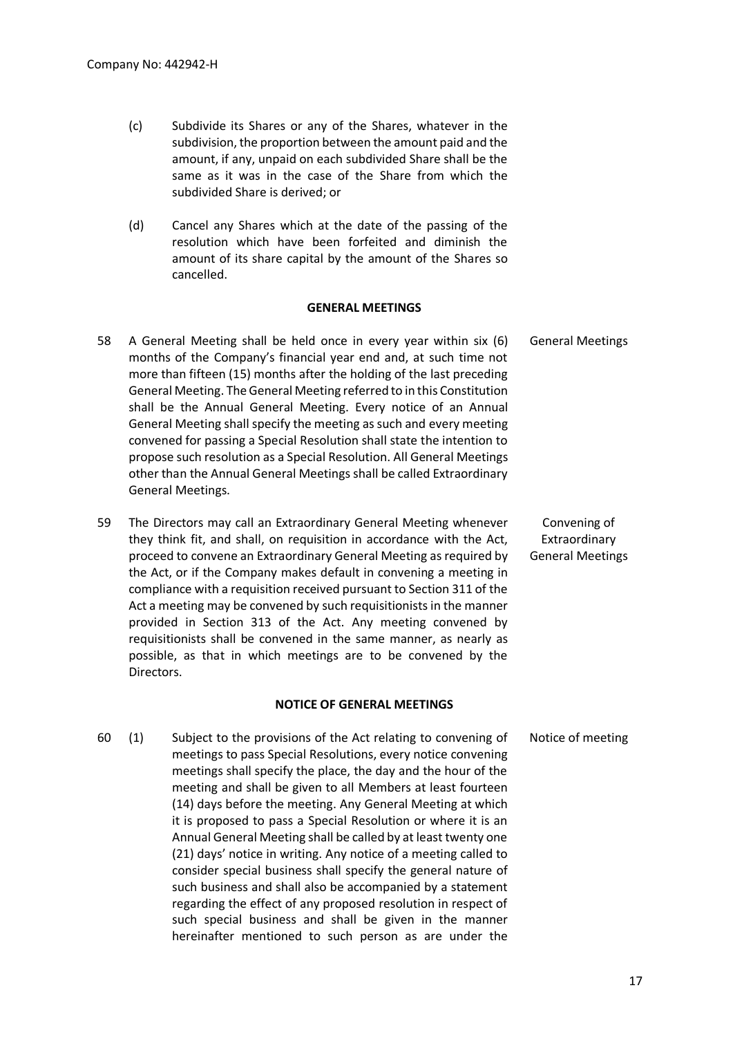(c) Subdivide its Shares or any of the Shares, whatever in the subdivision, the proportion between the amount paid and the amount, if any, unpaid on each subdivided Share shall be the same as it was in the case of the Share from which the subdivided Share is derived; or

(d) Cancel any Shares which at the date of the passing of the resolution which have been forfeited and diminish the amount of its share capital by the amount of the Shares so cancelled.

**GENERAL MEETINGS**

58 A General Meeting shall be held once in every year within six (6) months of the Company's financial year end and, at such time not more than fifteen (15) months after the holding of the last preceding General Meeting. The General Meeting referred to in this Constitution shall be the Annual General Meeting. Every notice of an Annual General Meeting shall specify the meeting as such and every meeting convened for passing a Special Resolution shall state the intention to propose such resolution as a Special Resolution. All General Meetings other than the Annual General Meetings shall be called Extraordinary General Meetings. *General Meetings*

59 The Directors may call an Extraordinary General Meeting whenever they think fit, and shall, on requisition in accordance with the Act, proceed to convene an Extraordinary General Meeting as required by the Act, or if the Company makes default in convening a meeting in compliance with a requisition received pursuant to Section 311 of the Act a meeting may be convened by such requisitionists in the manner provided in Section 313 of the Act. Any meeting convened by requisitionists shall be convened in the same manner, as nearly as possible, as that in which meetings are to be convened by the Directors. *Convening of Extraordinary General Meetings*

**NOTICE OF GENERAL MEETINGS**

60 (1) Subject to the provisions of the Act relating to convening of meetings to pass Special Resolutions, every notice convening meetings shall specify the place, the day and the hour of the meeting and shall be given to all Members at least fourteen (14) days before the meeting. Any General Meeting at which it is proposed to pass a Special Resolution or where it is an Annual General Meeting shall be called by at least twenty one (21) days' notice in writing. Any notice of a meeting called to consider special business shall specify the general nature of such business and shall also be accompanied by a statement regarding the effect of any proposed resolution in respect of such special business and shall be given in the manner hereinafter mentioned to such person as are under the *Notice of meeting*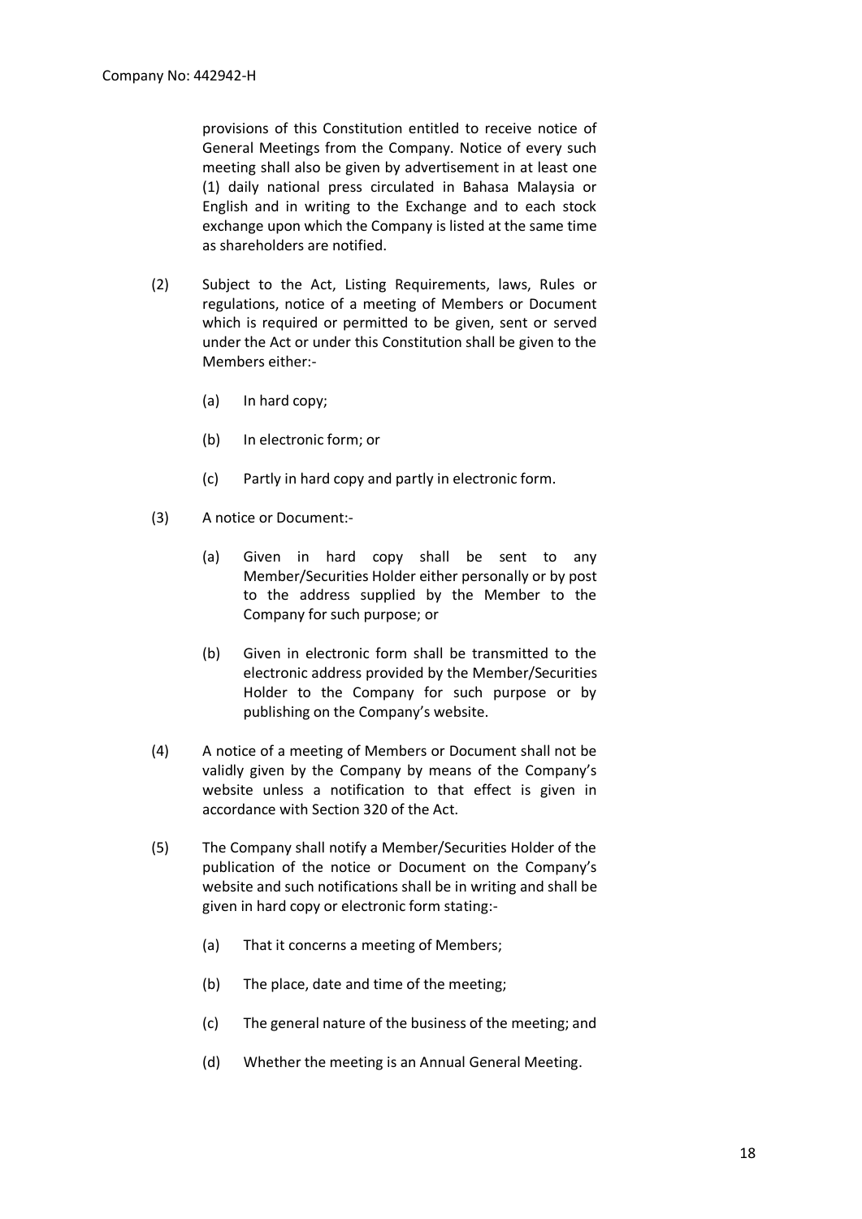provisions of this Constitution entitled to receive notice of General Meetings from the Company. Notice of every such meeting shall also be given by advertisement in at least one (1) daily national press circulated in Bahasa Malaysia or English and in writing to the Exchange and to each stock exchange upon which the Company is listed at the same time as shareholders are notified.

(2) Subject to the Act, Listing Requirements, laws, Rules or regulations, notice of a meeting of Members or Document which is required or permitted to be given, sent or served under the Act or under this Constitution shall be given to the Members either:-

- (a) In hard copy;
- (b) In electronic form; or
- (c) Partly in hard copy and partly in electronic form.

(3) A notice or Document:-

- (a) Given in hard copy shall be sent to any Member/Securities Holder either personally or by post to the address supplied by the Member to the Company for such purpose; or
- (b) Given in electronic form shall be transmitted to the electronic address provided by the Member/Securities Holder to the Company for such purpose or by publishing on the Company's website.

(4) A notice of a meeting of Members or Document shall not be validly given by the Company by means of the Company's website unless a notification to that effect is given in accordance with Section 320 of the Act.

(5) The Company shall notify a Member/Securities Holder of the publication of the notice or Document on the Company's website and such notifications shall be in writing and shall be given in hard copy or electronic form stating:-

- (a) That it concerns a meeting of Members;
- (b) The place, date and time of the meeting;
- (c) The general nature of the business of the meeting; and
- (d) Whether the meeting is an Annual General Meeting.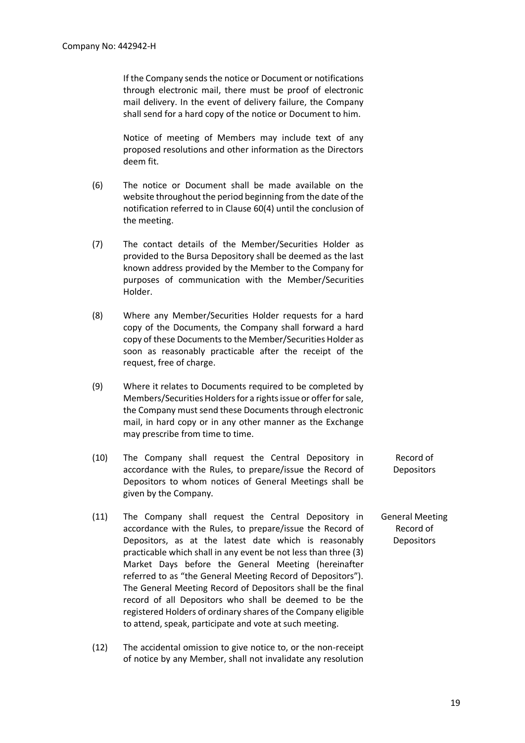If the Company sends the notice or Document or notifications through electronic mail, there must be proof of electronic mail delivery. In the event of delivery failure, the Company shall send for a hard copy of the notice or Document to him.

Notice of meeting of Members may include text of any proposed resolutions and other information as the Directors deem fit.

(6) The notice or Document shall be made available on the website throughout the period beginning from the date of the notification referred to in Clause 60(4) until the conclusion of the meeting.

(7) The contact details of the Member/Securities Holder as provided to the Bursa Depository shall be deemed as the last known address provided by the Member to the Company for purposes of communication with the Member/Securities Holder.

(8) Where any Member/Securities Holder requests for a hard copy of the Documents, the Company shall forward a hard copy of these Documents to the Member/Securities Holder as soon as reasonably practicable after the receipt of the request, free of charge.

(9) Where it relates to Documents required to be completed by Members/Securities Holders for a rights issue or offer for sale, the Company must send these Documents through electronic mail, in hard copy or in any other manner as the Exchange may prescribe from time to time.

(10) The Company shall request the Central Depository in accordance with the Rules, to prepare/issue the Record of Depositors to whom notices of General Meetings shall be given by the Company.

Record of Depositors

(11) The Company shall request the Central Depository in accordance with the Rules, to prepare/issue the Record of Depositors, as at the latest date which is reasonably practicable which shall in any event be not less than three (3) Market Days before the General Meeting (hereinafter referred to as "the General Meeting Record of Depositors"). The General Meeting Record of Depositors shall be the final record of all Depositors who shall be deemed to be the registered Holders of ordinary shares of the Company eligible to attend, speak, participate and vote at such meeting.

General Meeting Record of Depositors

(12) The accidental omission to give notice to, or the non-receipt of notice by any Member, shall not invalidate any resolution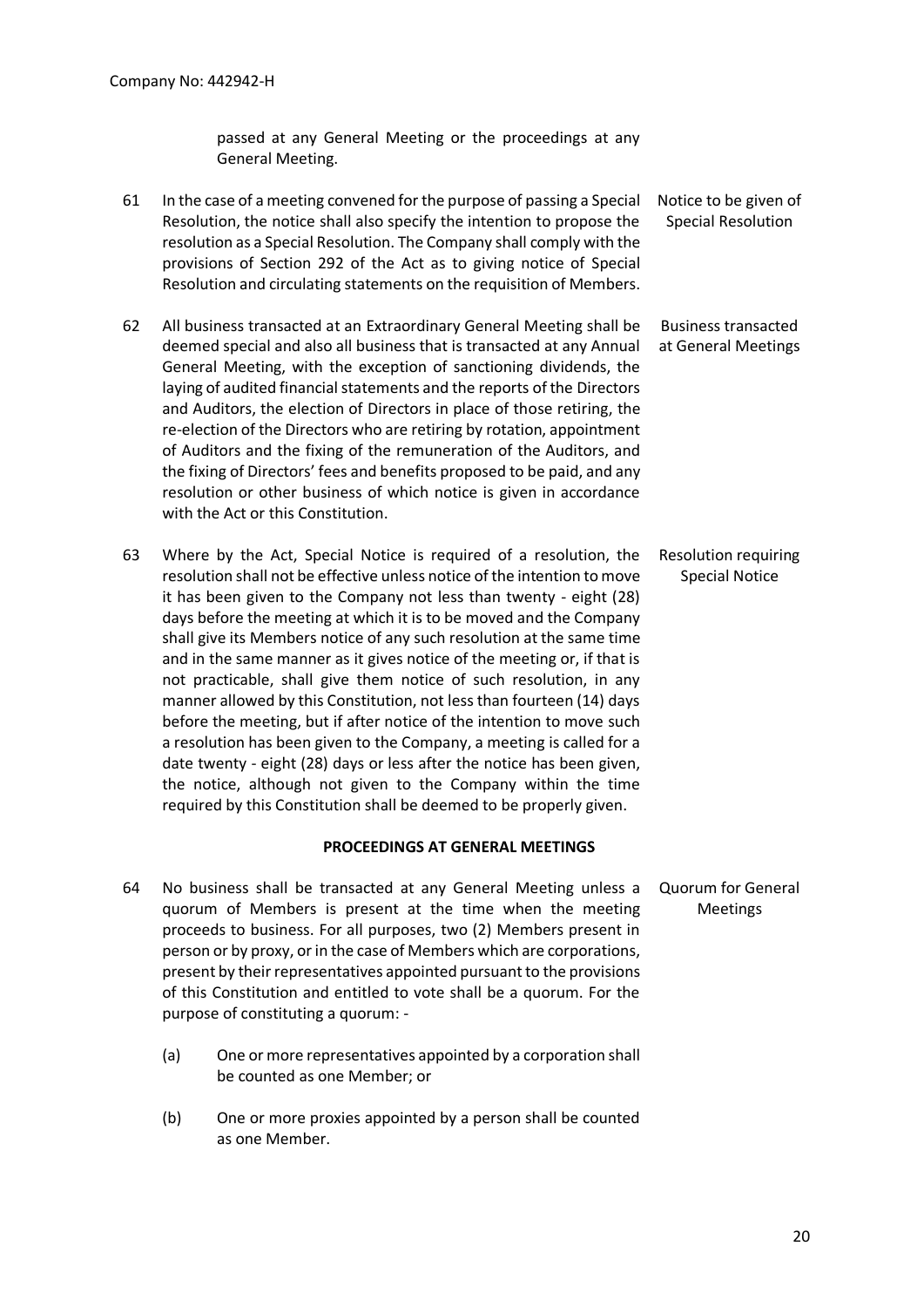passed at any General Meeting or the proceedings at any General Meeting.

61 In the case of a meeting convened for the purpose of passing a Special Resolution, the notice shall also specify the intention to propose the resolution as a Special Resolution. The Company shall comply with the provisions of Section 292 of the Act as to giving notice of Special Resolution and circulating statements on the requisition of Members. *Notice to be given of Special Resolution*

62 All business transacted at an Extraordinary General Meeting shall be deemed special and also all business that is transacted at any Annual General Meeting, with the exception of sanctioning dividends, the laying of audited financial statements and the reports of the Directors and Auditors, the election of Directors in place of those retiring, the re-election of the Directors who are retiring by rotation, appointment of Auditors and the fixing of the remuneration of the Auditors, and the fixing of Directors' fees and benefits proposed to be paid, and any resolution or other business of which notice is given in accordance with the Act or this Constitution. *Business transacted at General Meetings*

63 Where by the Act, Special Notice is required of a resolution, the resolution shall not be effective unless notice of the intention to move it has been given to the Company not less than twenty - eight (28) days before the meeting at which it is to be moved and the Company shall give its Members notice of any such resolution at the same time and in the same manner as it gives notice of the meeting or, if that is not practicable, shall give them notice of such resolution, in any manner allowed by this Constitution, not less than fourteen (14) days before the meeting, but if after notice of the intention to move such a resolution has been given to the Company, a meeting is called for a date twenty - eight (28) days or less after the notice has been given, the notice, although not given to the Company within the time required by this Constitution shall be deemed to be properly given. *Resolution requiring Special Notice*

## PROCEEDINGS AT GENERAL MEETINGS

64 No business shall be transacted at any General Meeting unless a quorum of Members is present at the time when the meeting proceeds to business. For all purposes, two (2) Members present in person or by proxy, or in the case of Members which are corporations, present by their representatives appointed pursuant to the provisions of this Constitution and entitled to vote shall be a quorum. For the purpose of constituting a quorum: - *Quorum for General Meetings*

(a) One or more representatives appointed by a corporation shall be counted as one Member; or

(b) One or more proxies appointed by a person shall be counted as one Member.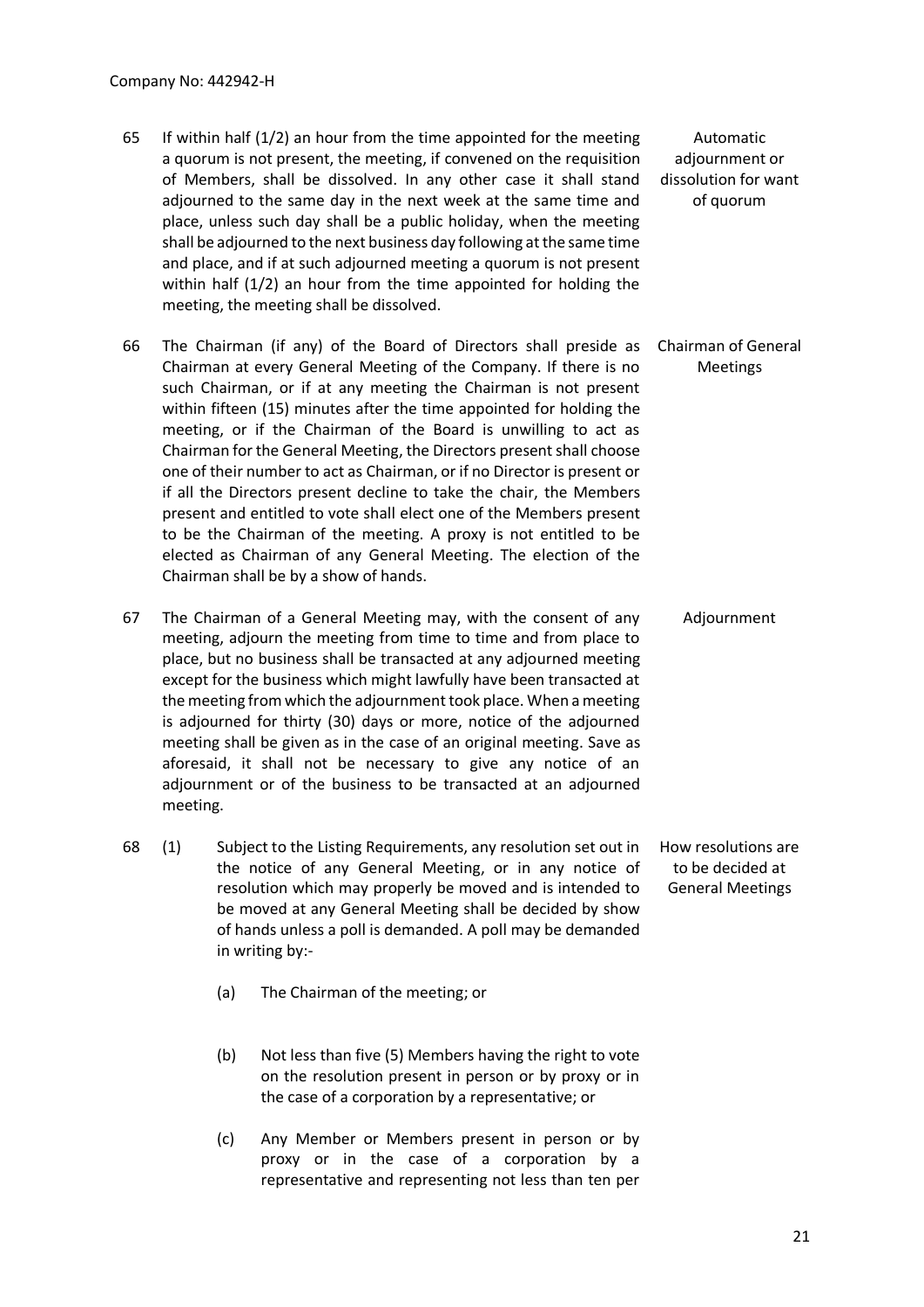65 If within half (1/2) an hour from the time appointed for the meeting a quorum is not present, the meeting, if convened on the requisition of Members, shall be dissolved. In any other case it shall stand adjourned to the same day in the next week at the same time and place, unless such day shall be a public holiday, when the meeting shall be adjourned to the next business day following at the same time and place, and if at such adjourned meeting a quorum is not present within half (1/2) an hour from the time appointed for holding the meeting, the meeting shall be dissolved.

*Automatic adjournment or dissolution for want of quorum*

66 The Chairman (if any) of the Board of Directors shall preside as Chairman at every General Meeting of the Company. If there is no such Chairman, or if at any meeting the Chairman is not present within fifteen (15) minutes after the time appointed for holding the meeting, or if the Chairman of the Board is unwilling to act as Chairman for the General Meeting, the Directors present shall choose one of their number to act as Chairman, or if no Director is present or if all the Directors present decline to take the chair, the Members present and entitled to vote shall elect one of the Members present to be the Chairman of the meeting. A proxy is not entitled to be elected as Chairman of any General Meeting. The election of the Chairman shall be by a show of hands.

*Chairman of General Meetings*

67 The Chairman of a General Meeting may, with the consent of any meeting, adjourn the meeting from time to time and from place to place, but no business shall be transacted at any adjourned meeting except for the business which might lawfully have been transacted at the meeting from which the adjournment took place. When a meeting is adjourned for thirty (30) days or more, notice of the adjourned meeting shall be given as in the case of an original meeting. Save as aforesaid, it shall not be necessary to give any notice of an adjournment or of the business to be transacted at an adjourned meeting.

*Adjournment*

68 (1) Subject to the Listing Requirements, any resolution set out in the notice of any General Meeting, or in any notice of resolution which may properly be moved and is intended to be moved at any General Meeting shall be decided by show of hands unless a poll is demanded. A poll may be demanded in writing by:-

*How resolutions are to be decided at General Meetings*

(a) The Chairman of the meeting; or

(b) Not less than five (5) Members having the right to vote on the resolution present in person or by proxy or in the case of a corporation by a representative; or

(c) Any Member or Members present in person or by proxy or in the case of a corporation by a representative and representing not less than ten per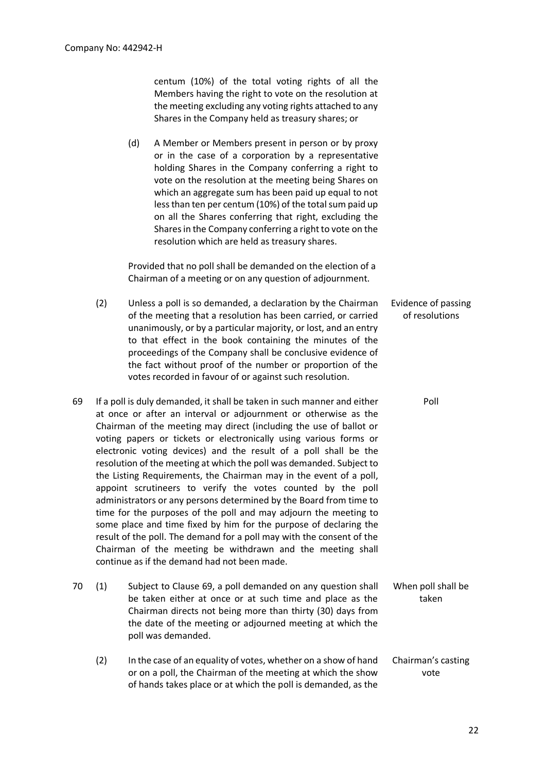centum (10%) of the total voting rights of all the Members having the right to vote on the resolution at the meeting excluding any voting rights attached to any Shares in the Company held as treasury shares; or

(d) A Member or Members present in person or by proxy or in the case of a corporation by a representative holding Shares in the Company conferring a right to vote on the resolution at the meeting being Shares on which an aggregate sum has been paid up equal to not less than ten per centum (10%) of the total sum paid up on all the Shares conferring that right, excluding the Shares in the Company conferring a right to vote on the resolution which are held as treasury shares.

Provided that no poll shall be demanded on the election of a Chairman of a meeting or on any question of adjournment.

(2) Unless a poll is so demanded, a declaration by the Chairman of the meeting that a resolution has been carried, or carried unanimously, or by a particular majority, or lost, and an entry to that effect in the book containing the minutes of the proceedings of the Company shall be conclusive evidence of the fact without proof of the number or proportion of the votes recorded in favour of or against such resolution. *Evidence of passing of resolutions*

69 If a poll is duly demanded, it shall be taken in such manner and either at once or after an interval or adjournment or otherwise as the Chairman of the meeting may direct (including the use of ballot or voting papers or tickets or electronically using various forms or electronic voting devices) and the result of a poll shall be the resolution of the meeting at which the poll was demanded. Subject to the Listing Requirements, the Chairman may in the event of a poll, appoint scrutineers to verify the votes counted by the poll administrators or any persons determined by the Board from time to time for the purposes of the poll and may adjourn the meeting to some place and time fixed by him for the purpose of declaring the result of the poll. The demand for a poll may with the consent of the Chairman of the meeting be withdrawn and the meeting shall continue as if the demand had not been made. *Poll*

70 (1) Subject to Clause 69, a poll demanded on any question shall be taken either at once or at such time and place as the Chairman directs not being more than thirty (30) days from the date of the meeting or adjourned meeting at which the poll was demanded. *When poll shall be taken*

(2) In the case of an equality of votes, whether on a show of hand or on a poll, the Chairman of the meeting at which the show of hands takes place or at which the poll is demanded, as the *Chairman's casting vote*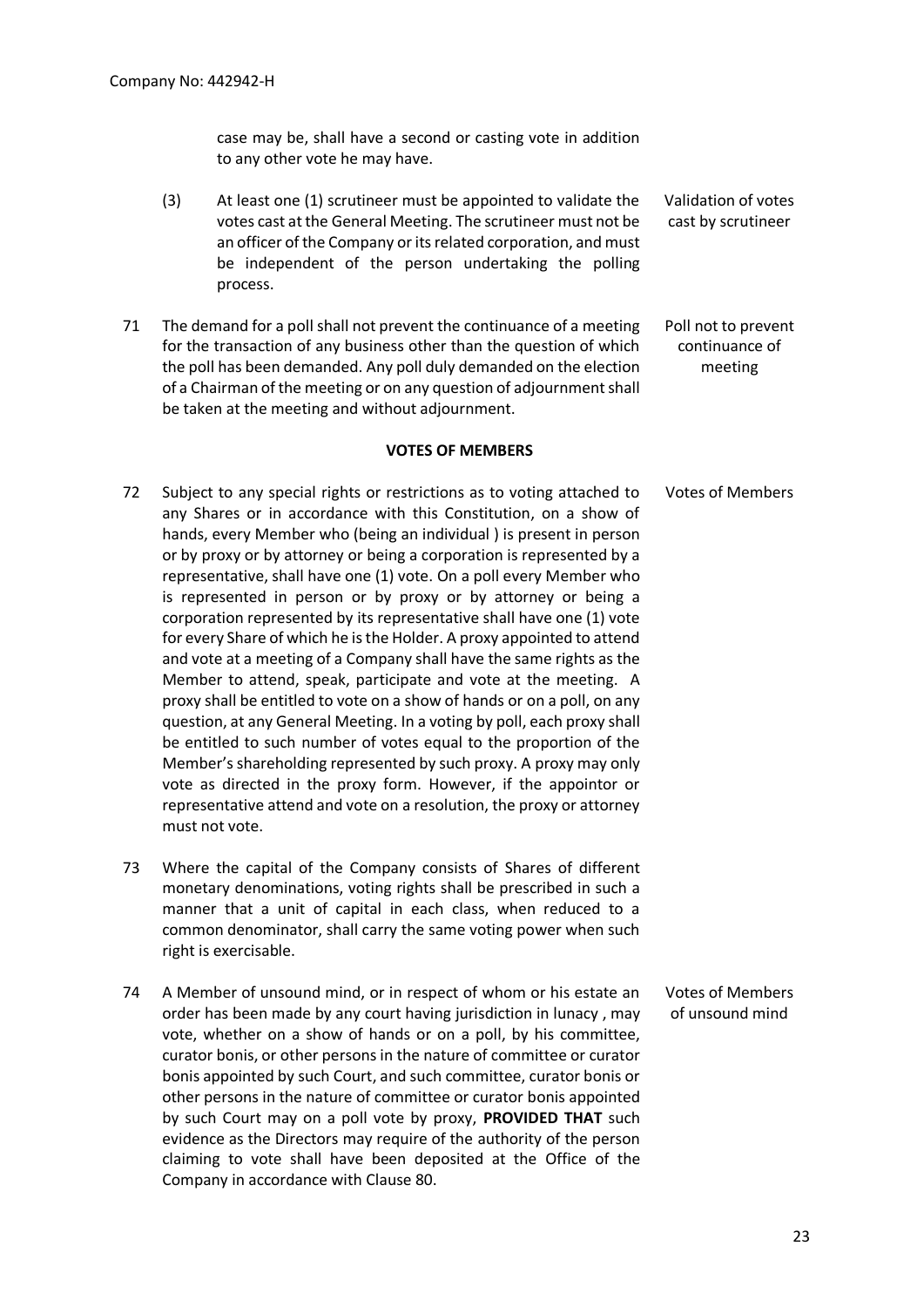case may be, shall have a second or casting vote in addition to any other vote he may have.

(3) At least one (1) scrutineer must be appointed to validate the votes cast at the General Meeting. The scrutineer must not be an officer of the Company or its related corporation, and must be independent of the person undertaking the polling process.

Validation of votes cast by scrutineer

71 The demand for a poll shall not prevent the continuance of a meeting for the transaction of any business other than the question of which the poll has been demanded. Any poll duly demanded on the election of a Chairman of the meeting or on any question of adjournment shall be taken at the meeting and without adjournment.

Poll not to prevent continuance of meeting

**VOTES OF MEMBERS**

72 Subject to any special rights or restrictions as to voting attached to any Shares or in accordance with this Constitution, on a show of hands, every Member who (being an individual ) is present in person or by proxy or by attorney or being a corporation is represented by a representative, shall have one (1) vote. On a poll every Member who is represented in person or by proxy or by attorney or being a corporation represented by its representative shall have one (1) vote for every Share of which he is the Holder. A proxy appointed to attend and vote at a meeting of a Company shall have the same rights as the Member to attend, speak, participate and vote at the meeting. A proxy shall be entitled to vote on a show of hands or on a poll, on any question, at any General Meeting. In a voting by poll, each proxy shall be entitled to such number of votes equal to the proportion of the Member's shareholding represented by such proxy. A proxy may only vote as directed in the proxy form. However, if the appointor or representative attend and vote on a resolution, the proxy or attorney must not vote.

Votes of Members

73 Where the capital of the Company consists of Shares of different monetary denominations, voting rights shall be prescribed in such a manner that a unit of capital in each class, when reduced to a common denominator, shall carry the same voting power when such right is exercisable.

74 A Member of unsound mind, or in respect of whom or his estate an order has been made by any court having jurisdiction in lunacy , may vote, whether on a show of hands or on a poll, by his committee, curator bonis, or other persons in the nature of committee or curator bonis appointed by such Court, and such committee, curator bonis or other persons in the nature of committee or curator bonis appointed by such Court may on a poll vote by proxy, **PROVIDED THAT** such evidence as the Directors may require of the authority of the person claiming to vote shall have been deposited at the Office of the Company in accordance with Clause 80.

Votes of Members of unsound mind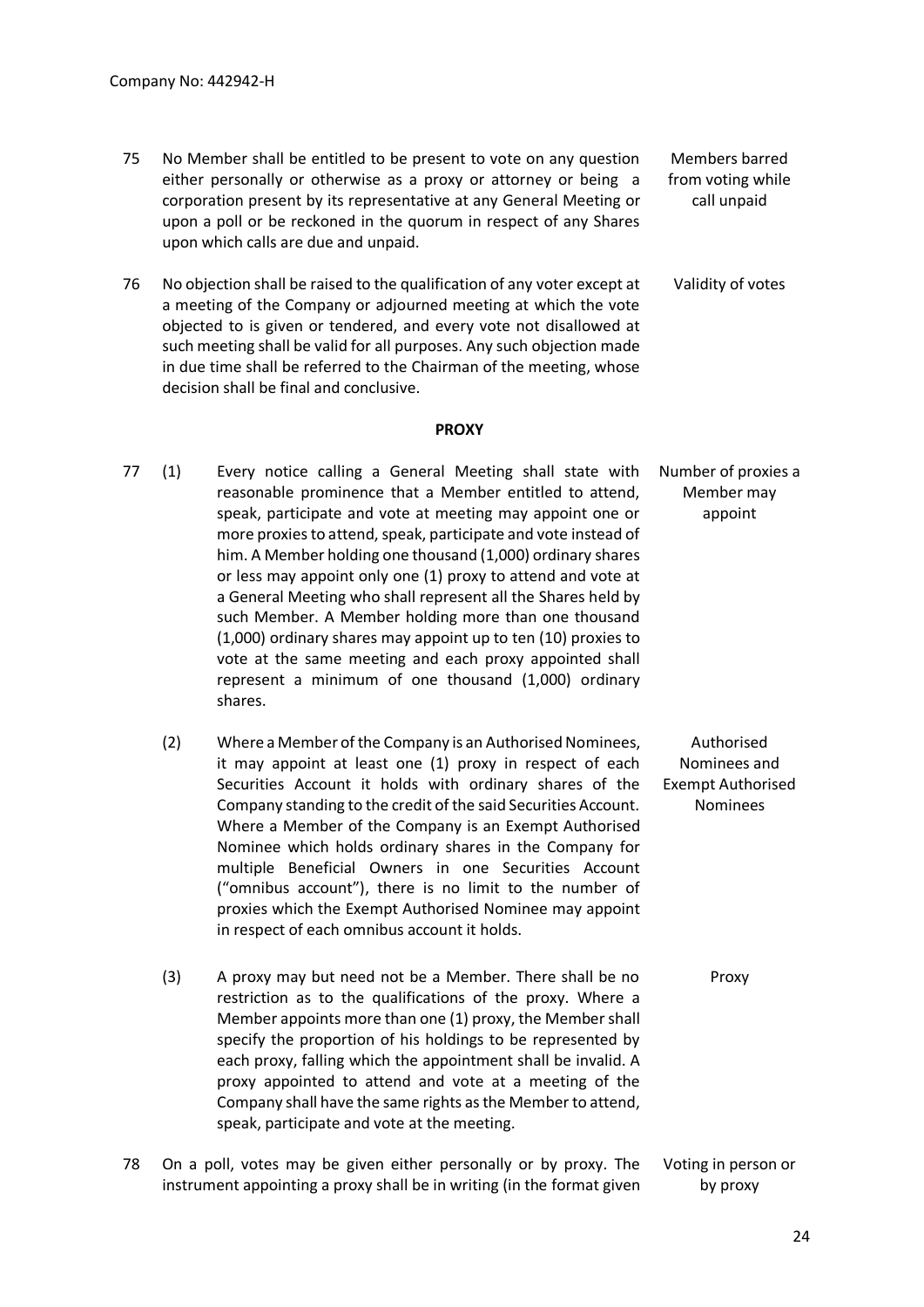75 No Member shall be entitled to be present to vote on any question either personally or otherwise as a proxy or attorney or being a corporation present by its representative at any General Meeting or upon a poll or be reckoned in the quorum in respect of any Shares upon which calls are due and unpaid. — *Members barred from voting while call unpaid*

76 No objection shall be raised to the qualification of any voter except at a meeting of the Company or adjourned meeting at which the vote objected to is given or tendered, and every vote not disallowed at such meeting shall be valid for all purposes. Any such objection made in due time shall be referred to the Chairman of the meeting, whose decision shall be final and conclusive. — *Validity of votes*

**PROXY**

77 (1) Every notice calling a General Meeting shall state with reasonable prominence that a Member entitled to attend, speak, participate and vote at meeting may appoint one or more proxies to attend, speak, participate and vote instead of him. A Member holding one thousand (1,000) ordinary shares or less may appoint only one (1) proxy to attend and vote at a General Meeting who shall represent all the Shares held by such Member. A Member holding more than one thousand (1,000) ordinary shares may appoint up to ten (10) proxies to vote at the same meeting and each proxy appointed shall represent a minimum of one thousand (1,000) ordinary shares. — *Number of proxies a Member may appoint*

(2) Where a Member of the Company is an Authorised Nominees, it may appoint at least one (1) proxy in respect of each Securities Account it holds with ordinary shares of the Company standing to the credit of the said Securities Account. Where a Member of the Company is an Exempt Authorised Nominee which holds ordinary shares in the Company for multiple Beneficial Owners in one Securities Account ("omnibus account"), there is no limit to the number of proxies which the Exempt Authorised Nominee may appoint in respect of each omnibus account it holds. — *Authorised Nominees and Exempt Authorised Nominees*

(3) A proxy may but need not be a Member. There shall be no restriction as to the qualifications of the proxy. Where a Member appoints more than one (1) proxy, the Member shall specify the proportion of his holdings to be represented by each proxy, falling which the appointment shall be invalid. A proxy appointed to attend and vote at a meeting of the Company shall have the same rights as the Member to attend, speak, participate and vote at the meeting. — *Proxy*

78 On a poll, votes may be given either personally or by proxy. The instrument appointing a proxy shall be in writing (in the format given — *Voting in person or by proxy*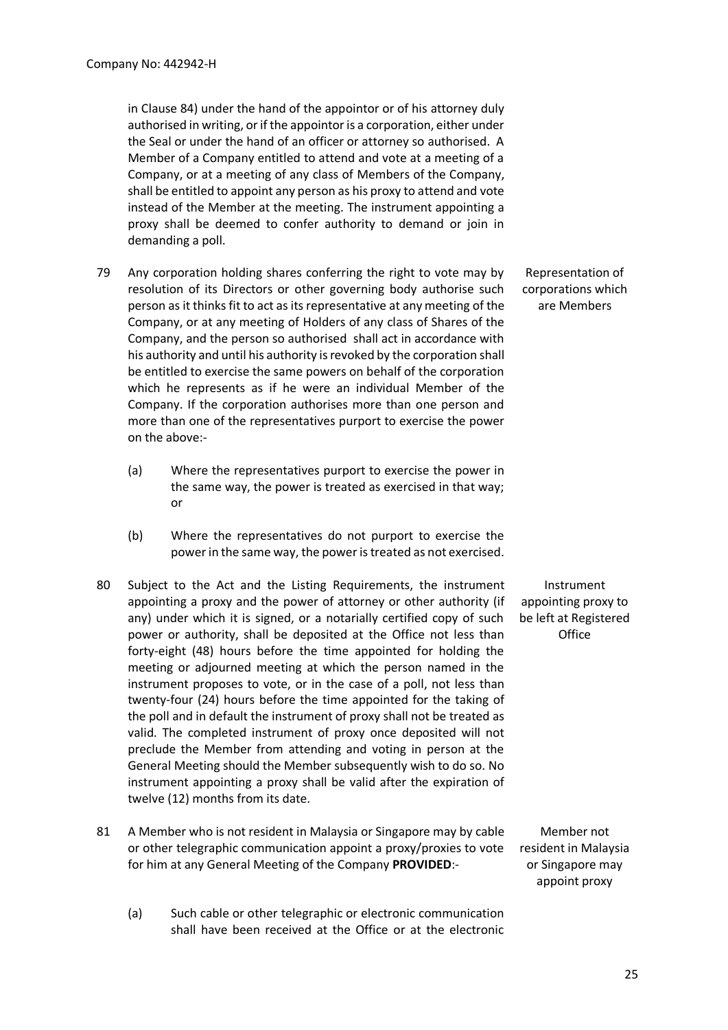in Clause 84) under the hand of the appointor or of his attorney duly authorised in writing, or if the appointor is a corporation, either under the Seal or under the hand of an officer or attorney so authorised. A Member of a Company entitled to attend and vote at a meeting of a Company, or at a meeting of any class of Members of the Company, shall be entitled to appoint any person as his proxy to attend and vote instead of the Member at the meeting. The instrument appointing a proxy shall be deemed to confer authority to demand or join in demanding a poll.

**Representation of corporations which are Members**

79 Any corporation holding shares conferring the right to vote may by resolution of its Directors or other governing body authorise such person as it thinks fit to act as its representative at any meeting of the Company, or at any meeting of Holders of any class of Shares of the Company, and the person so authorised shall act in accordance with his authority and until his authority is revoked by the corporation shall be entitled to exercise the same powers on behalf of the corporation which he represents as if he were an individual Member of the Company. If the corporation authorises more than one person and more than one of the representatives purport to exercise the power on the above:-

(a) Where the representatives purport to exercise the power in the same way, the power is treated as exercised in that way; or

(b) Where the representatives do not purport to exercise the power in the same way, the power is treated as not exercised.

**Instrument appointing proxy to be left at Registered Office**

80 Subject to the Act and the Listing Requirements, the instrument appointing a proxy and the power of attorney or other authority (if any) under which it is signed, or a notarially certified copy of such power or authority, shall be deposited at the Office not less than forty-eight (48) hours before the time appointed for holding the meeting or adjourned meeting at which the person named in the instrument proposes to vote, or in the case of a poll, not less than twenty-four (24) hours before the time appointed for the taking of the poll and in default the instrument of proxy shall not be treated as valid. The completed instrument of proxy once deposited will not preclude the Member from attending and voting in person at the General Meeting should the Member subsequently wish to do so. No instrument appointing a proxy shall be valid after the expiration of twelve (12) months from its date.

**Member not resident in Malaysia or Singapore may appoint proxy**

81 A Member who is not resident in Malaysia or Singapore may by cable or other telegraphic communication appoint a proxy/proxies to vote for him at any General Meeting of the Company **PROVIDED**:-

(a) Such cable or other telegraphic or electronic communication shall have been received at the Office or at the electronic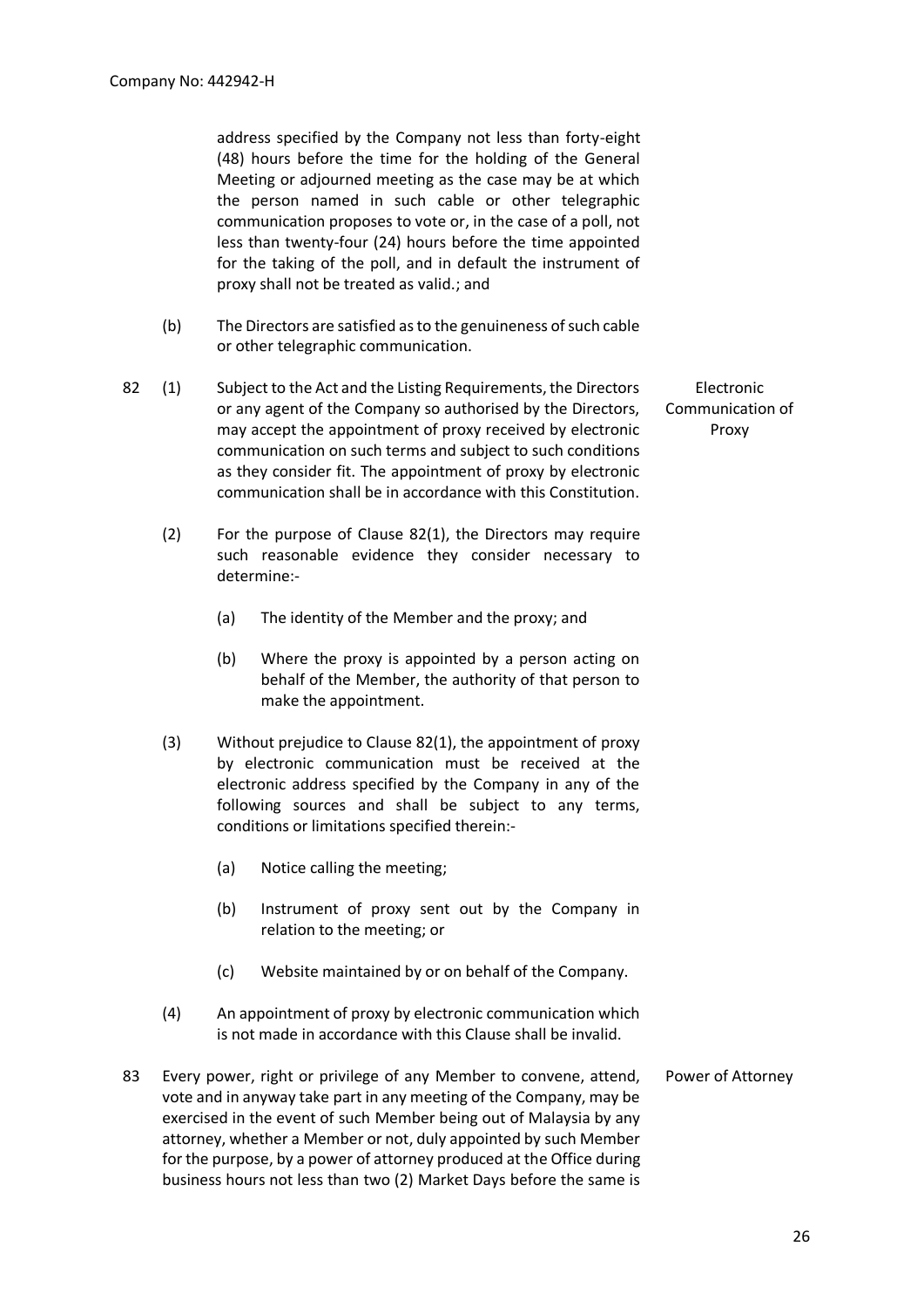address specified by the Company not less than forty-eight (48) hours before the time for the holding of the General Meeting or adjourned meeting as the case may be at which the person named in such cable or other telegraphic communication proposes to vote or, in the case of a poll, not less than twenty-four (24) hours before the time appointed for the taking of the poll, and in default the instrument of proxy shall not be treated as valid.; and

(b) The Directors are satisfied as to the genuineness of such cable or other telegraphic communication.

**Electronic Communication of Proxy**

82 (1) Subject to the Act and the Listing Requirements, the Directors or any agent of the Company so authorised by the Directors, may accept the appointment of proxy received by electronic communication on such terms and subject to such conditions as they consider fit. The appointment of proxy by electronic communication shall be in accordance with this Constitution.

(2) For the purpose of Clause 82(1), the Directors may require such reasonable evidence they consider necessary to determine:-

(a) The identity of the Member and the proxy; and

(b) Where the proxy is appointed by a person acting on behalf of the Member, the authority of that person to make the appointment.

(3) Without prejudice to Clause 82(1), the appointment of proxy by electronic communication must be received at the electronic address specified by the Company in any of the following sources and shall be subject to any terms, conditions or limitations specified therein:-

(a) Notice calling the meeting;

(b) Instrument of proxy sent out by the Company in relation to the meeting; or

(c) Website maintained by or on behalf of the Company.

(4) An appointment of proxy by electronic communication which is not made in accordance with this Clause shall be invalid.

**Power of Attorney**

83 Every power, right or privilege of any Member to convene, attend, vote and in anyway take part in any meeting of the Company, may be exercised in the event of such Member being out of Malaysia by any attorney, whether a Member or not, duly appointed by such Member for the purpose, by a power of attorney produced at the Office during business hours not less than two (2) Market Days before the same is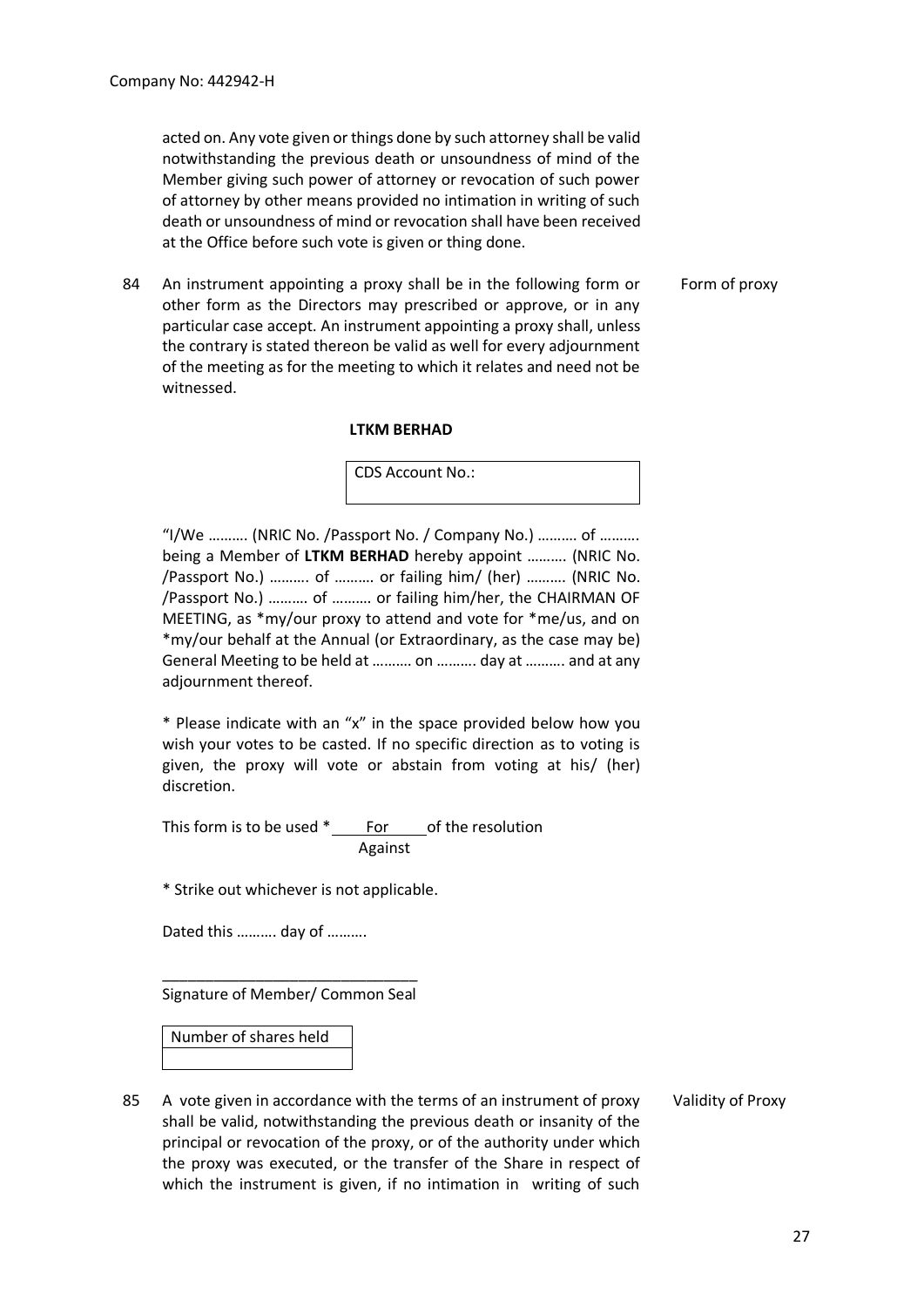Company No: 442942-H

acted on. Any vote given or things done by such attorney shall be valid notwithstanding the previous death or unsoundness of mind of the Member giving such power of attorney or revocation of such power of attorney by other means provided no intimation in writing of such death or unsoundness of mind or revocation shall have been received at the Office before such vote is given or thing done.

84 An instrument appointing a proxy shall be in the following form or other form as the Directors may prescribed or approve, or in any particular case accept. An instrument appointing a proxy shall, unless the contrary is stated thereon be valid as well for every adjournment of the meeting as for the meeting to which it relates and need not be witnessed. *Form of proxy*

**LTKM BERHAD**

| CDS Account No.: |
|---|
| |

"I/We ………. (NRIC No. /Passport No. / Company No.) ………. of ………. being a Member of **LTKM BERHAD** hereby appoint ………. (NRIC No. /Passport No.) ………. of ………. or failing him/ (her) ………. (NRIC No. /Passport No.) ………. of ………. or failing him/her, the CHAIRMAN OF MEETING, as *my/our proxy to attend and vote for *me/us, and on *my/our behalf at the Annual (or Extraordinary, as the case may be) General Meeting to be held at ………. on ………. day at ………. and at any adjournment thereof.

* Please indicate with an "x" in the space provided below how you wish your votes to be casted. If no specific direction as to voting is given, the proxy will vote or abstain from voting at his/ (her) discretion.

This form is to be used * For / Against of the resolution

* Strike out whichever is not applicable.

Dated this ………. day of ……….

\_\_\_\_\_\_\_\_\_\_\_\_\_\_\_\_\_\_\_\_\_\_\_\_\_\_\_\_\_\_

Signature of Member/ Common Seal

| Number of shares held |
|---|
| |

85 A vote given in accordance with the terms of an instrument of proxy shall be valid, notwithstanding the previous death or insanity of the principal or revocation of the proxy, or of the authority under which the proxy was executed, or the transfer of the Share in respect of which the instrument is given, if no intimation in writing of such *Validity of Proxy*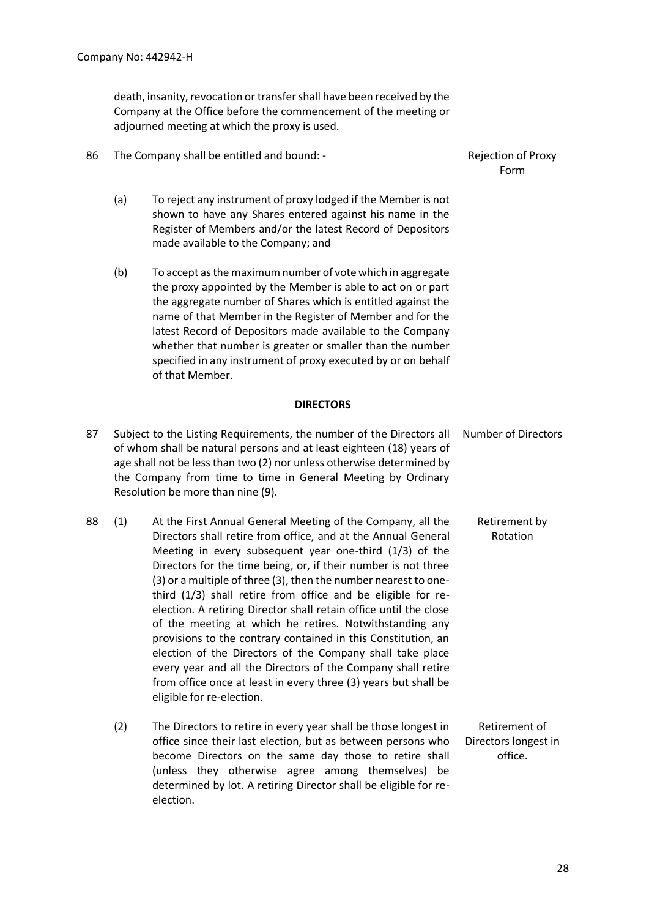death, insanity, revocation or transfer shall have been received by the Company at the Office before the commencement of the meeting or adjourned meeting at which the proxy is used.

86 The Company shall be entitled and bound: - *Rejection of Proxy Form*

(a) To reject any instrument of proxy lodged if the Member is not shown to have any Shares entered against his name in the Register of Members and/or the latest Record of Depositors made available to the Company; and

(b) To accept as the maximum number of vote which in aggregate the proxy appointed by the Member is able to act on or part the aggregate number of Shares which is entitled against the name of that Member in the Register of Member and for the latest Record of Depositors made available to the Company whether that number is greater or smaller than the number specified in any instrument of proxy executed by or on behalf of that Member.

## DIRECTORS

87 Subject to the Listing Requirements, the number of the Directors all of whom shall be natural persons and at least eighteen (18) years of age shall not be less than two (2) nor unless otherwise determined by the Company from time to time in General Meeting by Ordinary Resolution be more than nine (9). *Number of Directors*

88 (1) At the First Annual General Meeting of the Company, all the Directors shall retire from office, and at the Annual General Meeting in every subsequent year one-third (1/3) of the Directors for the time being, or, if their number is not three (3) or a multiple of three (3), then the number nearest to one-third (1/3) shall retire from office and be eligible for re-election. A retiring Director shall retain office until the close of the meeting at which he retires. Notwithstanding any provisions to the contrary contained in this Constitution, an election of the Directors of the Company shall take place every year and all the Directors of the Company shall retire from office once at least in every three (3) years but shall be eligible for re-election. *Retirement by Rotation*

(2) The Directors to retire in every year shall be those longest in office since their last election, but as between persons who become Directors on the same day those to retire shall (unless they otherwise agree among themselves) be determined by lot. A retiring Director shall be eligible for re-election. *Retirement of Directors longest in office.*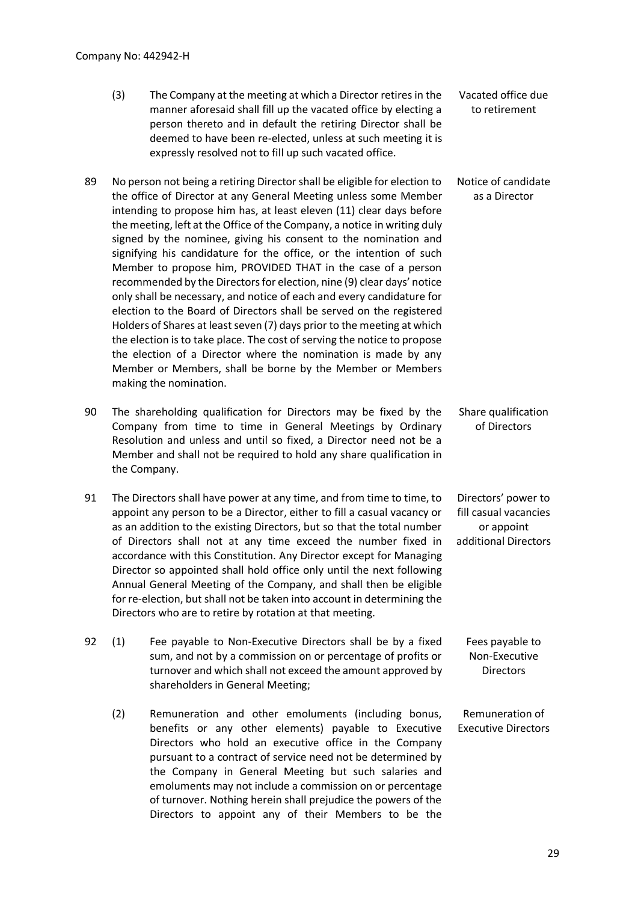(3) The Company at the meeting at which a Director retires in the manner aforesaid shall fill up the vacated office by electing a person thereto and in default the retiring Director shall be deemed to have been re-elected, unless at such meeting it is expressly resolved not to fill up such vacated office. *Vacated office due to retirement*

89 No person not being a retiring Director shall be eligible for election to the office of Director at any General Meeting unless some Member intending to propose him has, at least eleven (11) clear days before the meeting, left at the Office of the Company, a notice in writing duly signed by the nominee, giving his consent to the nomination and signifying his candidature for the office, or the intention of such Member to propose him, PROVIDED THAT in the case of a person recommended by the Directors for election, nine (9) clear days' notice only shall be necessary, and notice of each and every candidature for election to the Board of Directors shall be served on the registered Holders of Shares at least seven (7) days prior to the meeting at which the election is to take place. The cost of serving the notice to propose the election of a Director where the nomination is made by any Member or Members, shall be borne by the Member or Members making the nomination. *Notice of candidate as a Director*

90 The shareholding qualification for Directors may be fixed by the Company from time to time in General Meetings by Ordinary Resolution and unless and until so fixed, a Director need not be a Member and shall not be required to hold any share qualification in the Company. *Share qualification of Directors*

91 The Directors shall have power at any time, and from time to time, to appoint any person to be a Director, either to fill a casual vacancy or as an addition to the existing Directors, but so that the total number of Directors shall not at any time exceed the number fixed in accordance with this Constitution. Any Director except for Managing Director so appointed shall hold office only until the next following Annual General Meeting of the Company, and shall then be eligible for re-election, but shall not be taken into account in determining the Directors who are to retire by rotation at that meeting. *Directors' power to fill casual vacancies or appoint additional Directors*

92 (1) Fee payable to Non-Executive Directors shall be by a fixed sum, and not by a commission on or percentage of profits or turnover and which shall not exceed the amount approved by shareholders in General Meeting; *Fees payable to Non-Executive Directors*

(2) Remuneration and other emoluments (including bonus, benefits or any other elements) payable to Executive Directors who hold an executive office in the Company pursuant to a contract of service need not be determined by the Company in General Meeting but such salaries and emoluments may not include a commission on or percentage of turnover. Nothing herein shall prejudice the powers of the Directors to appoint any of their Members to be the *Remuneration of Executive Directors*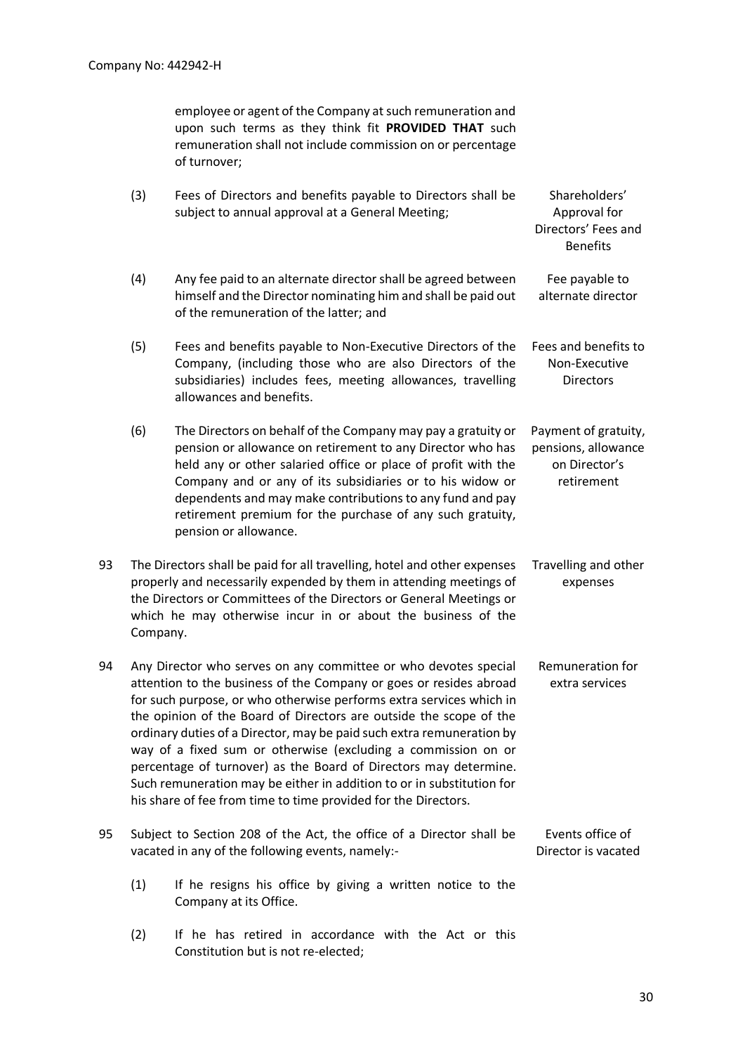employee or agent of the Company at such remuneration and upon such terms as they think fit **PROVIDED THAT** such remuneration shall not include commission on or percentage of turnover;

(3) Fees of Directors and benefits payable to Directors shall be subject to annual approval at a General Meeting; *Shareholders' Approval for Directors' Fees and Benefits*

(4) Any fee paid to an alternate director shall be agreed between himself and the Director nominating him and shall be paid out of the remuneration of the latter; and *Fee payable to alternate director*

(5) Fees and benefits payable to Non-Executive Directors of the Company, (including those who are also Directors of the subsidiaries) includes fees, meeting allowances, travelling allowances and benefits. *Fees and benefits to Non-Executive Directors*

(6) The Directors on behalf of the Company may pay a gratuity or pension or allowance on retirement to any Director who has held any or other salaried office or place of profit with the Company and or any of its subsidiaries or to his widow or dependents and may make contributions to any fund and pay retirement premium for the purchase of any such gratuity, pension or allowance. *Payment of gratuity, pensions, allowance on Director's retirement*

93 The Directors shall be paid for all travelling, hotel and other expenses properly and necessarily expended by them in attending meetings of the Directors or Committees of the Directors or General Meetings or which he may otherwise incur in or about the business of the Company. *Travelling and other expenses*

94 Any Director who serves on any committee or who devotes special attention to the business of the Company or goes or resides abroad for such purpose, or who otherwise performs extra services which in the opinion of the Board of Directors are outside the scope of the ordinary duties of a Director, may be paid such extra remuneration by way of a fixed sum or otherwise (excluding a commission on or percentage of turnover) as the Board of Directors may determine. Such remuneration may be either in addition to or in substitution for his share of fee from time to time provided for the Directors. *Remuneration for extra services*

95 Subject to Section 208 of the Act, the office of a Director shall be vacated in any of the following events, namely:- *Events office of Director is vacated*

(1) If he resigns his office by giving a written notice to the Company at its Office.

(2) If he has retired in accordance with the Act or this Constitution but is not re-elected;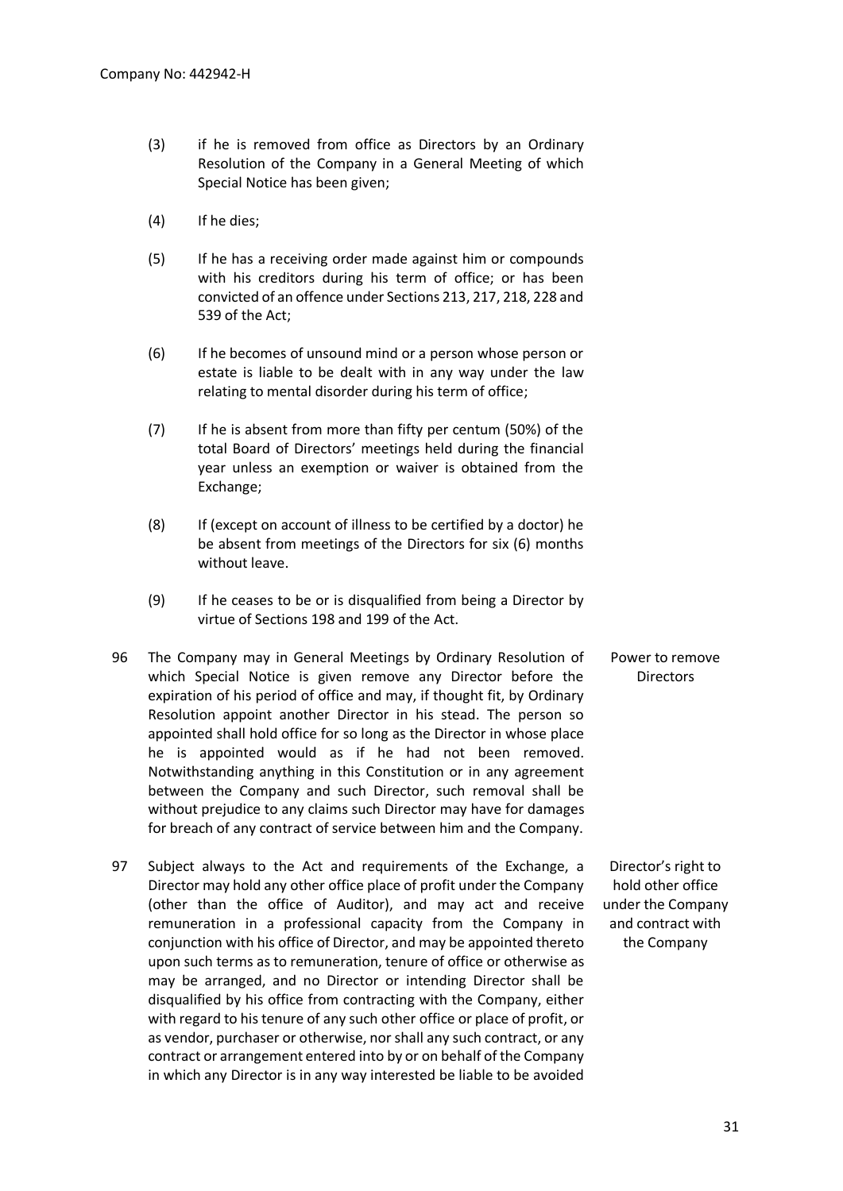(3) if he is removed from office as Directors by an Ordinary Resolution of the Company in a General Meeting of which Special Notice has been given;

(4) If he dies;

(5) If he has a receiving order made against him or compounds with his creditors during his term of office; or has been convicted of an offence under Sections 213, 217, 218, 228 and 539 of the Act;

(6) If he becomes of unsound mind or a person whose person or estate is liable to be dealt with in any way under the law relating to mental disorder during his term of office;

(7) If he is absent from more than fifty per centum (50%) of the total Board of Directors' meetings held during the financial year unless an exemption or waiver is obtained from the Exchange;

(8) If (except on account of illness to be certified by a doctor) he be absent from meetings of the Directors for six (6) months without leave.

(9) If he ceases to be or is disqualified from being a Director by virtue of Sections 198 and 199 of the Act.

**Power to remove Directors**

96 The Company may in General Meetings by Ordinary Resolution of which Special Notice is given remove any Director before the expiration of his period of office and may, if thought fit, by Ordinary Resolution appoint another Director in his stead. The person so appointed shall hold office for so long as the Director in whose place he is appointed would as if he had not been removed. Notwithstanding anything in this Constitution or in any agreement between the Company and such Director, such removal shall be without prejudice to any claims such Director may have for damages for breach of any contract of service between him and the Company.

**Director's right to hold other office under the Company and contract with the Company**

97 Subject always to the Act and requirements of the Exchange, a Director may hold any other office place of profit under the Company (other than the office of Auditor), and may act and receive remuneration in a professional capacity from the Company in conjunction with his office of Director, and may be appointed thereto upon such terms as to remuneration, tenure of office or otherwise as may be arranged, and no Director or intending Director shall be disqualified by his office from contracting with the Company, either with regard to his tenure of any such other office or place of profit, or as vendor, purchaser or otherwise, nor shall any such contract, or any contract or arrangement entered into by or on behalf of the Company in which any Director is in any way interested be liable to be avoided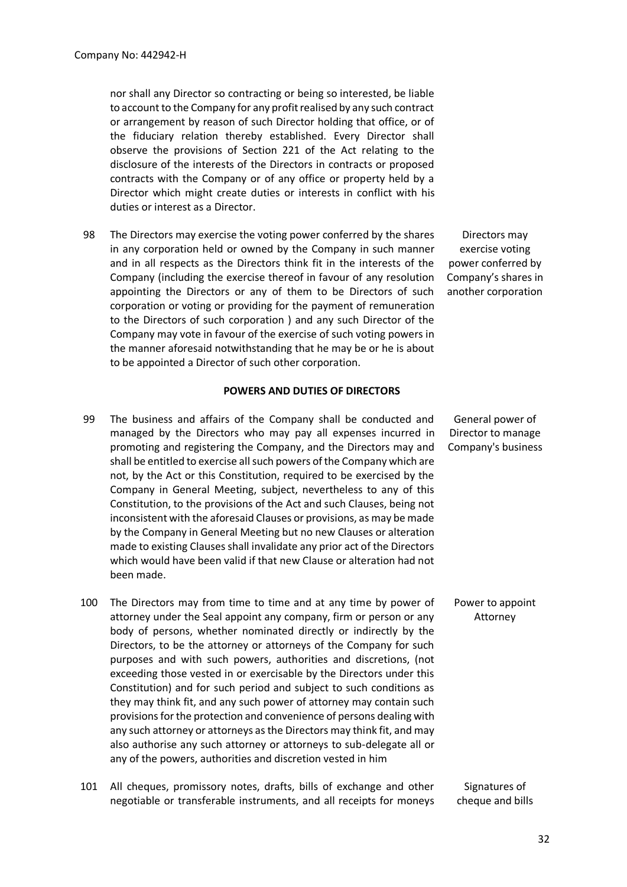nor shall any Director so contracting or being so interested, be liable to account to the Company for any profit realised by any such contract or arrangement by reason of such Director holding that office, or of the fiduciary relation thereby established. Every Director shall observe the provisions of Section 221 of the Act relating to the disclosure of the interests of the Directors in contracts or proposed contracts with the Company or of any office or property held by a Director which might create duties or interests in conflict with his duties or interest as a Director.

98 The Directors may exercise the voting power conferred by the shares in any corporation held or owned by the Company in such manner and in all respects as the Directors think fit in the interests of the Company (including the exercise thereof in favour of any resolution appointing the Directors or any of them to be Directors of such corporation or voting or providing for the payment of remuneration to the Directors of such corporation ) and any such Director of the Company may vote in favour of the exercise of such voting powers in the manner aforesaid notwithstanding that he may be or he is about to be appointed a Director of such other corporation.

*Directors may exercise voting power conferred by Company's shares in another corporation*

**POWERS AND DUTIES OF DIRECTORS**

99 The business and affairs of the Company shall be conducted and managed by the Directors who may pay all expenses incurred in promoting and registering the Company, and the Directors may and shall be entitled to exercise all such powers of the Company which are not, by the Act or this Constitution, required to be exercised by the Company in General Meeting, subject, nevertheless to any of this Constitution, to the provisions of the Act and such Clauses, being not inconsistent with the aforesaid Clauses or provisions, as may be made by the Company in General Meeting but no new Clauses or alteration made to existing Clauses shall invalidate any prior act of the Directors which would have been valid if that new Clause or alteration had not been made.

*General power of Director to manage Company's business*

100 The Directors may from time to time and at any time by power of attorney under the Seal appoint any company, firm or person or any body of persons, whether nominated directly or indirectly by the Directors, to be the attorney or attorneys of the Company for such purposes and with such powers, authorities and discretions, (not exceeding those vested in or exercisable by the Directors under this Constitution) and for such period and subject to such conditions as they may think fit, and any such power of attorney may contain such provisions for the protection and convenience of persons dealing with any such attorney or attorneys as the Directors may think fit, and may also authorise any such attorney or attorneys to sub-delegate all or any of the powers, authorities and discretion vested in him

*Power to appoint Attorney*

101 All cheques, promissory notes, drafts, bills of exchange and other negotiable or transferable instruments, and all receipts for moneys

*Signatures of cheque and bills*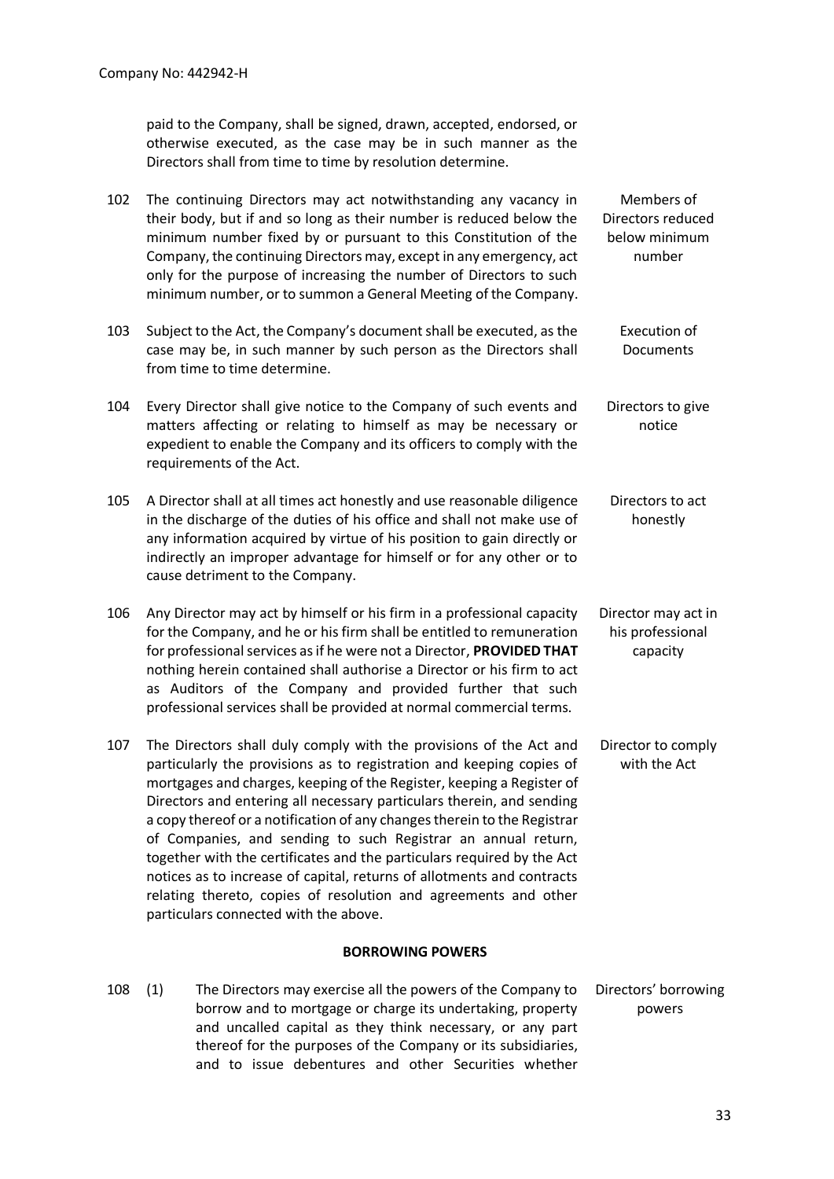paid to the Company, shall be signed, drawn, accepted, endorsed, or otherwise executed, as the case may be in such manner as the Directors shall from time to time by resolution determine.

102 The continuing Directors may act notwithstanding any vacancy in their body, but if and so long as their number is reduced below the minimum number fixed by or pursuant to this Constitution of the Company, the continuing Directors may, except in any emergency, act only for the purpose of increasing the number of Directors to such minimum number, or to summon a General Meeting of the Company.

*Members of Directors reduced below minimum number*

103 Subject to the Act, the Company's document shall be executed, as the case may be, in such manner by such person as the Directors shall from time to time determine.

*Execution of Documents*

104 Every Director shall give notice to the Company of such events and matters affecting or relating to himself as may be necessary or expedient to enable the Company and its officers to comply with the requirements of the Act.

*Directors to give notice*

105 A Director shall at all times act honestly and use reasonable diligence in the discharge of the duties of his office and shall not make use of any information acquired by virtue of his position to gain directly or indirectly an improper advantage for himself or for any other or to cause detriment to the Company.

*Directors to act honestly*

106 Any Director may act by himself or his firm in a professional capacity for the Company, and he or his firm shall be entitled to remuneration for professional services as if he were not a Director, **PROVIDED THAT** nothing herein contained shall authorise a Director or his firm to act as Auditors of the Company and provided further that such professional services shall be provided at normal commercial terms.

*Director may act in his professional capacity*

107 The Directors shall duly comply with the provisions of the Act and particularly the provisions as to registration and keeping copies of mortgages and charges, keeping of the Register, keeping a Register of Directors and entering all necessary particulars therein, and sending a copy thereof or a notification of any changes therein to the Registrar of Companies, and sending to such Registrar an annual return, together with the certificates and the particulars required by the Act notices as to increase of capital, returns of allotments and contracts relating thereto, copies of resolution and agreements and other particulars connected with the above.

*Director to comply with the Act*

**BORROWING POWERS**

108 (1) The Directors may exercise all the powers of the Company to borrow and to mortgage or charge its undertaking, property and uncalled capital as they think necessary, or any part thereof for the purposes of the Company or its subsidiaries, and to issue debentures and other Securities whether

*Directors' borrowing powers*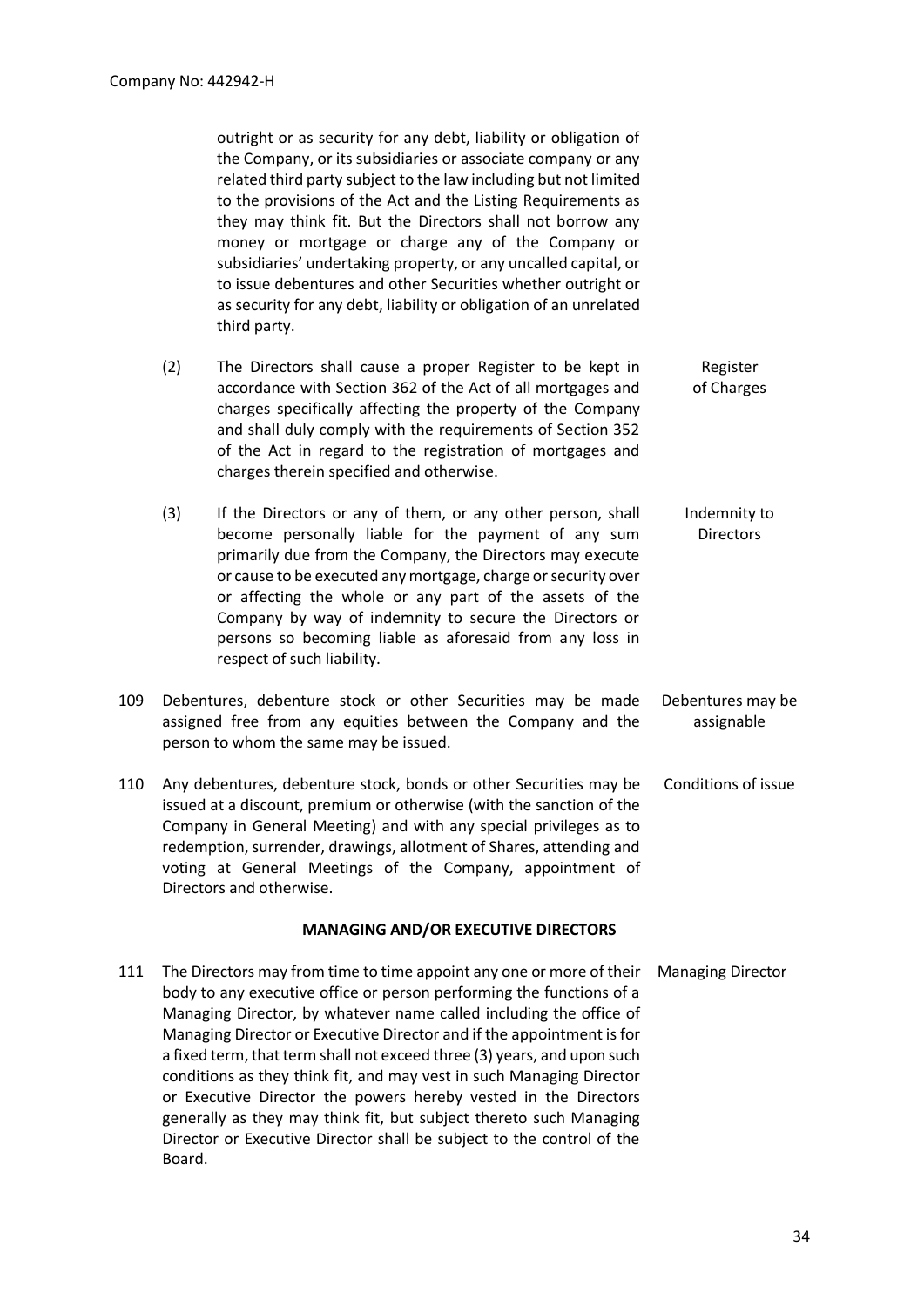Company No: 442942-H

outright or as security for any debt, liability or obligation of the Company, or its subsidiaries or associate company or any related third party subject to the law including but not limited to the provisions of the Act and the Listing Requirements as they may think fit. But the Directors shall not borrow any money or mortgage or charge any of the Company or subsidiaries' undertaking property, or any uncalled capital, or to issue debentures and other Securities whether outright or as security for any debt, liability or obligation of an unrelated third party.

(2) The Directors shall cause a proper Register to be kept in accordance with Section 362 of the Act of all mortgages and charges specifically affecting the property of the Company and shall duly comply with the requirements of Section 352 of the Act in regard to the registration of mortgages and charges therein specified and otherwise. *Register of Charges*

(3) If the Directors or any of them, or any other person, shall become personally liable for the payment of any sum primarily due from the Company, the Directors may execute or cause to be executed any mortgage, charge or security over or affecting the whole or any part of the assets of the Company by way of indemnity to secure the Directors or persons so becoming liable as aforesaid from any loss in respect of such liability. *Indemnity to Directors*

109 Debentures, debenture stock or other Securities may be made assigned free from any equities between the Company and the person to whom the same may be issued. *Debentures may be assignable*

110 Any debentures, debenture stock, bonds or other Securities may be issued at a discount, premium or otherwise (with the sanction of the Company in General Meeting) and with any special privileges as to redemption, surrender, drawings, allotment of Shares, attending and voting at General Meetings of the Company, appointment of Directors and otherwise. *Conditions of issue*

## MANAGING AND/OR EXECUTIVE DIRECTORS

111 The Directors may from time to time appoint any one or more of their body to any executive office or person performing the functions of a Managing Director, by whatever name called including the office of Managing Director or Executive Director and if the appointment is for a fixed term, that term shall not exceed three (3) years, and upon such conditions as they think fit, and may vest in such Managing Director or Executive Director the powers hereby vested in the Directors generally as they may think fit, but subject thereto such Managing Director or Executive Director shall be subject to the control of the Board. *Managing Director*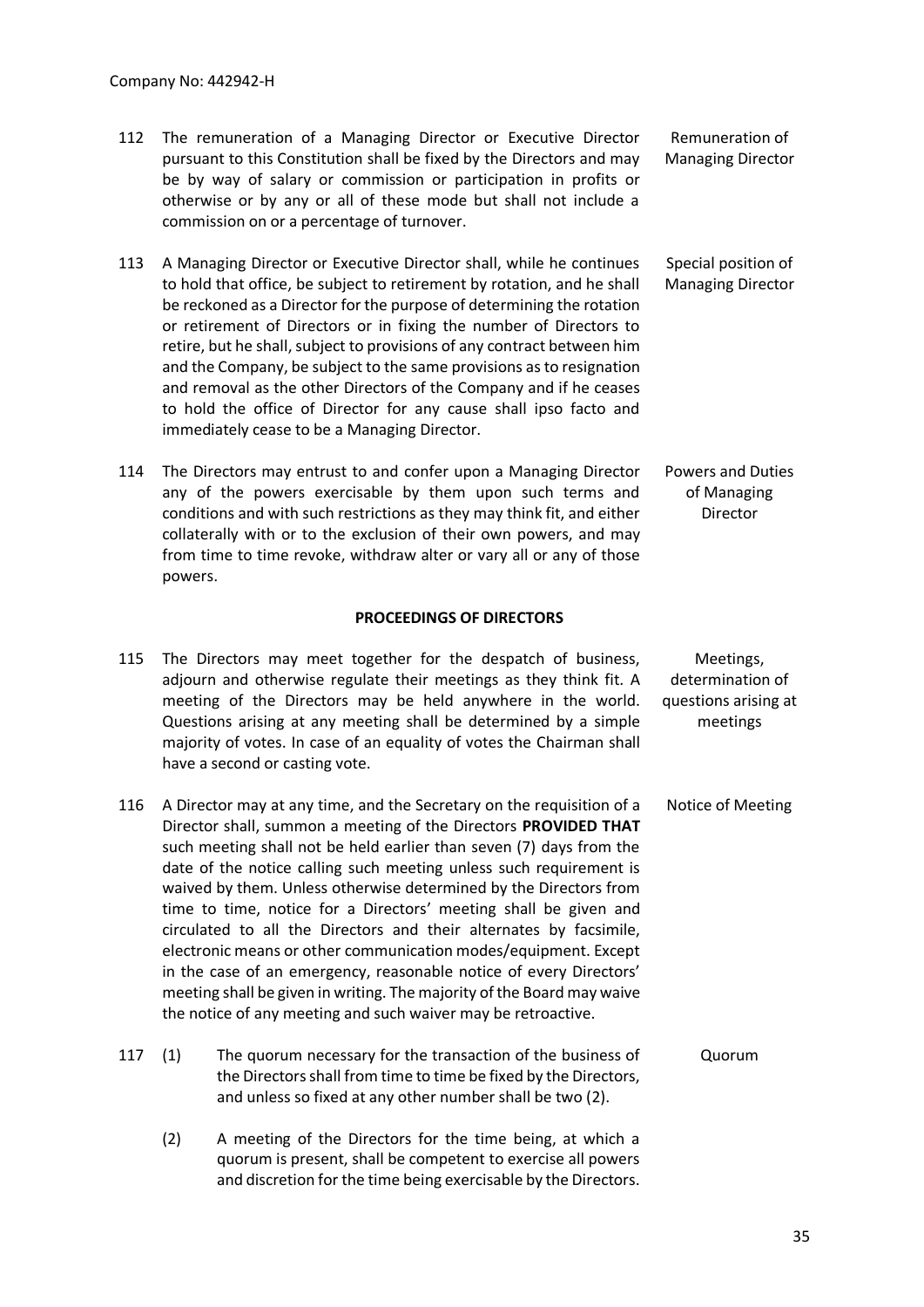112 The remuneration of a Managing Director or Executive Director pursuant to this Constitution shall be fixed by the Directors and may be by way of salary or commission or participation in profits or otherwise or by any or all of these mode but shall not include a commission on or a percentage of turnover.

*Remuneration of Managing Director*

113 A Managing Director or Executive Director shall, while he continues to hold that office, be subject to retirement by rotation, and he shall be reckoned as a Director for the purpose of determining the rotation or retirement of Directors or in fixing the number of Directors to retire, but he shall, subject to provisions of any contract between him and the Company, be subject to the same provisions as to resignation and removal as the other Directors of the Company and if he ceases to hold the office of Director for any cause shall ipso facto and immediately cease to be a Managing Director.

*Special position of Managing Director*

114 The Directors may entrust to and confer upon a Managing Director any of the powers exercisable by them upon such terms and conditions and with such restrictions as they may think fit, and either collaterally with or to the exclusion of their own powers, and may from time to time revoke, withdraw alter or vary all or any of those powers.

*Powers and Duties of Managing Director*

## PROCEEDINGS OF DIRECTORS

115 The Directors may meet together for the despatch of business, adjourn and otherwise regulate their meetings as they think fit. A meeting of the Directors may be held anywhere in the world. Questions arising at any meeting shall be determined by a simple majority of votes. In case of an equality of votes the Chairman shall have a second or casting vote.

*Meetings, determination of questions arising at meetings*

116 A Director may at any time, and the Secretary on the requisition of a Director shall, summon a meeting of the Directors **PROVIDED THAT** such meeting shall not be held earlier than seven (7) days from the date of the notice calling such meeting unless such requirement is waived by them. Unless otherwise determined by the Directors from time to time, notice for a Directors' meeting shall be given and circulated to all the Directors and their alternates by facsimile, electronic means or other communication modes/equipment. Except in the case of an emergency, reasonable notice of every Directors' meeting shall be given in writing. The majority of the Board may waive the notice of any meeting and such waiver may be retroactive.

*Notice of Meeting*

117 (1) The quorum necessary for the transaction of the business of the Directors shall from time to time be fixed by the Directors, and unless so fixed at any other number shall be two (2).

*Quorum*

(2) A meeting of the Directors for the time being, at which a quorum is present, shall be competent to exercise all powers and discretion for the time being exercisable by the Directors.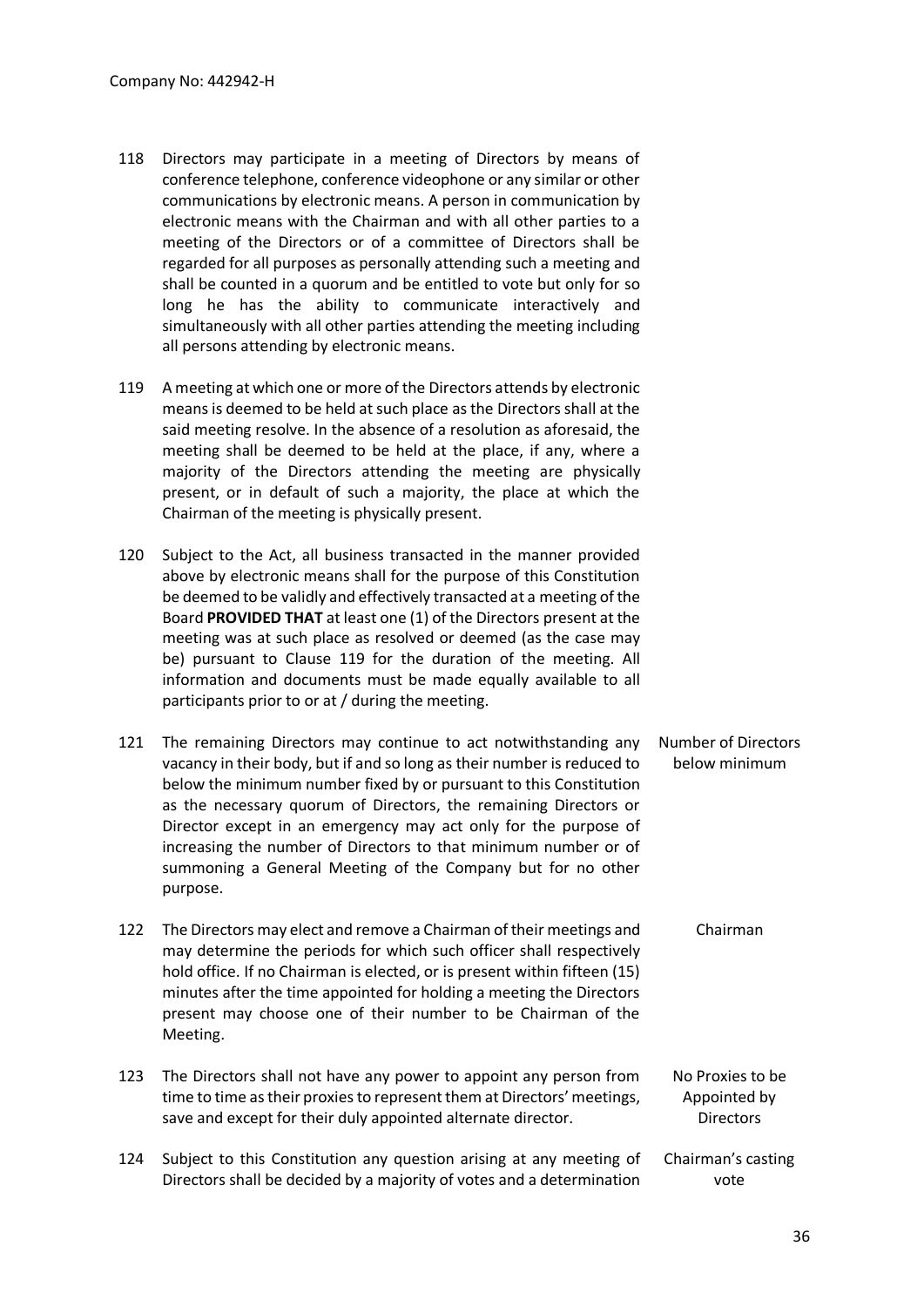118 Directors may participate in a meeting of Directors by means of conference telephone, conference videophone or any similar or other communications by electronic means. A person in communication by electronic means with the Chairman and with all other parties to a meeting of the Directors or of a committee of Directors shall be regarded for all purposes as personally attending such a meeting and shall be counted in a quorum and be entitled to vote but only for so long he has the ability to communicate interactively and simultaneously with all other parties attending the meeting including all persons attending by electronic means.

119 A meeting at which one or more of the Directors attends by electronic means is deemed to be held at such place as the Directors shall at the said meeting resolve. In the absence of a resolution as aforesaid, the meeting shall be deemed to be held at the place, if any, where a majority of the Directors attending the meeting are physically present, or in default of such a majority, the place at which the Chairman of the meeting is physically present.

120 Subject to the Act, all business transacted in the manner provided above by electronic means shall for the purpose of this Constitution be deemed to be validly and effectively transacted at a meeting of the Board **PROVIDED THAT** at least one (1) of the Directors present at the meeting was at such place as resolved or deemed (as the case may be) pursuant to Clause 119 for the duration of the meeting. All information and documents must be made equally available to all participants prior to or at / during the meeting.

*Number of Directors below minimum*

121 The remaining Directors may continue to act notwithstanding any vacancy in their body, but if and so long as their number is reduced to below the minimum number fixed by or pursuant to this Constitution as the necessary quorum of Directors, the remaining Directors or Director except in an emergency may act only for the purpose of increasing the number of Directors to that minimum number or of summoning a General Meeting of the Company but for no other purpose.

*Chairman*

122 The Directors may elect and remove a Chairman of their meetings and may determine the periods for which such officer shall respectively hold office. If no Chairman is elected, or is present within fifteen (15) minutes after the time appointed for holding a meeting the Directors present may choose one of their number to be Chairman of the Meeting.

*No Proxies to be Appointed by Directors*

123 The Directors shall not have any power to appoint any person from time to time as their proxies to represent them at Directors' meetings, save and except for their duly appointed alternate director.

*Chairman's casting vote*

124 Subject to this Constitution any question arising at any meeting of Directors shall be decided by a majority of votes and a determination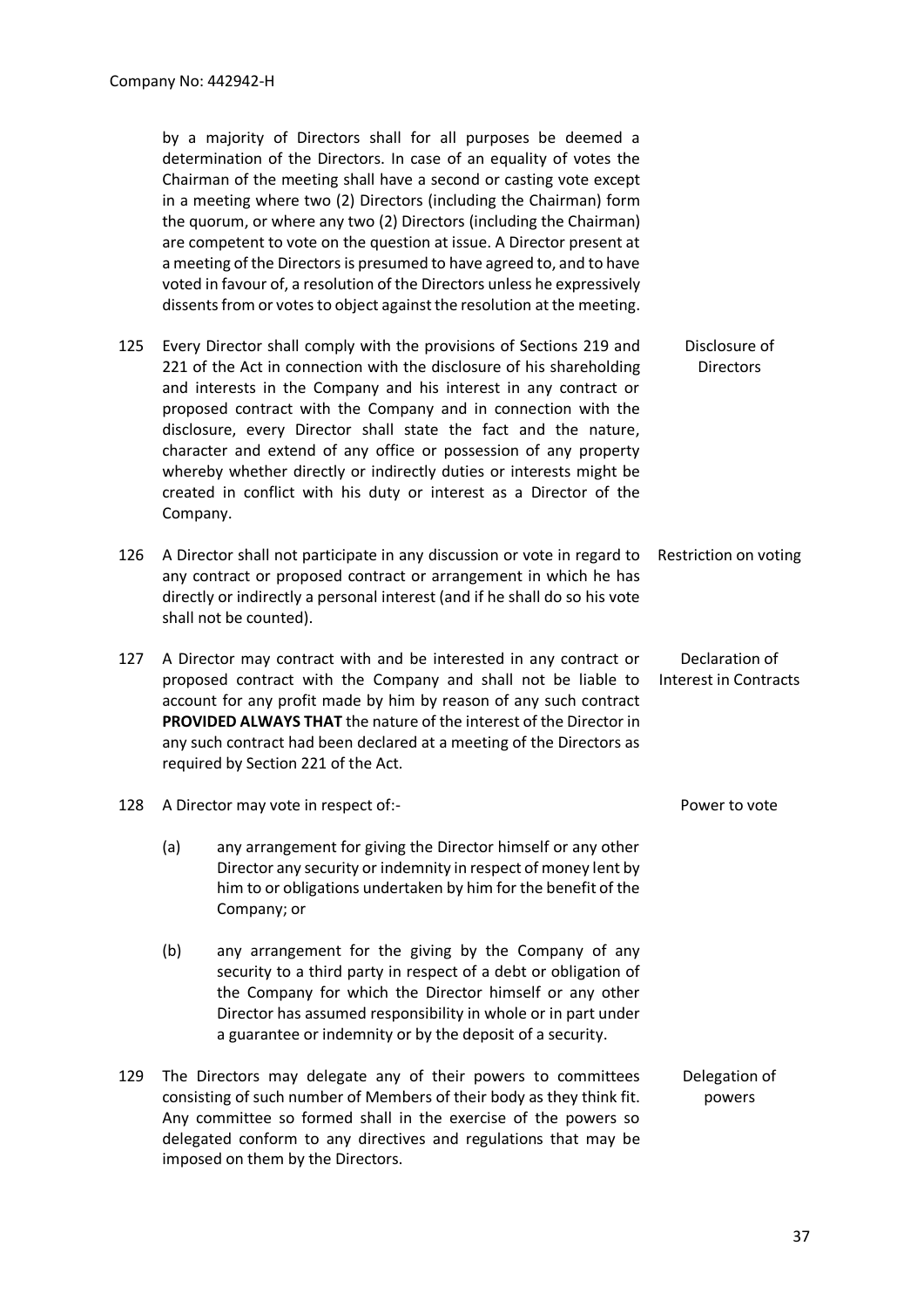by a majority of Directors shall for all purposes be deemed a determination of the Directors. In case of an equality of votes the Chairman of the meeting shall have a second or casting vote except in a meeting where two (2) Directors (including the Chairman) form the quorum, or where any two (2) Directors (including the Chairman) are competent to vote on the question at issue. A Director present at a meeting of the Directors is presumed to have agreed to, and to have voted in favour of, a resolution of the Directors unless he expressively dissents from or votes to object against the resolution at the meeting.

125 Every Director shall comply with the provisions of Sections 219 and 221 of the Act in connection with the disclosure of his shareholding and interests in the Company and his interest in any contract or proposed contract with the Company and in connection with the disclosure, every Director shall state the fact and the nature, character and extend of any office or possession of any property whereby whether directly or indirectly duties or interests might be created in conflict with his duty or interest as a Director of the Company. *Disclosure of Directors*

126 A Director shall not participate in any discussion or vote in regard to any contract or proposed contract or arrangement in which he has directly or indirectly a personal interest (and if he shall do so his vote shall not be counted). *Restriction on voting*

127 A Director may contract with and be interested in any contract or proposed contract with the Company and shall not be liable to account for any profit made by him by reason of any such contract **PROVIDED ALWAYS THAT** the nature of the interest of the Director in any such contract had been declared at a meeting of the Directors as required by Section 221 of the Act. *Declaration of Interest in Contracts*

128 A Director may vote in respect of:- *Power to vote*

(a) any arrangement for giving the Director himself or any other Director any security or indemnity in respect of money lent by him to or obligations undertaken by him for the benefit of the Company; or

(b) any arrangement for the giving by the Company of any security to a third party in respect of a debt or obligation of the Company for which the Director himself or any other Director has assumed responsibility in whole or in part under a guarantee or indemnity or by the deposit of a security.

129 The Directors may delegate any of their powers to committees consisting of such number of Members of their body as they think fit. Any committee so formed shall in the exercise of the powers so delegated conform to any directives and regulations that may be imposed on them by the Directors. *Delegation of powers*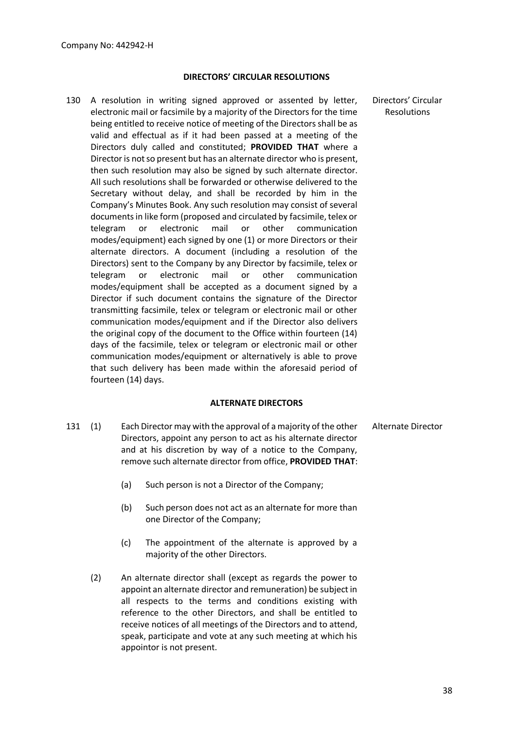Company No: 442942-H

## DIRECTORS' CIRCULAR RESOLUTIONS

130 A resolution in writing signed approved or assented by letter, electronic mail or facsimile by a majority of the Directors for the time being entitled to receive notice of meeting of the Directors shall be as valid and effectual as if it had been passed at a meeting of the Directors duly called and constituted; **PROVIDED THAT** where a Director is not so present but has an alternate director who is present, then such resolution may also be signed by such alternate director. All such resolutions shall be forwarded or otherwise delivered to the Secretary without delay, and shall be recorded by him in the Company's Minutes Book. Any such resolution may consist of several documents in like form (proposed and circulated by facsimile, telex or telegram or electronic mail or other communication modes/equipment) each signed by one (1) or more Directors or their alternate directors. A document (including a resolution of the Directors) sent to the Company by any Director by facsimile, telex or telegram or electronic mail or other communication modes/equipment shall be accepted as a document signed by a Director if such document contains the signature of the Director transmitting facsimile, telex or telegram or electronic mail or other communication modes/equipment and if the Director also delivers the original copy of the document to the Office within fourteen (14) days of the facsimile, telex or telegram or electronic mail or other communication modes/equipment or alternatively is able to prove that such delivery has been made within the aforesaid period of fourteen (14) days.

Directors' Circular Resolutions

## ALTERNATE DIRECTORS

131 (1) Each Director may with the approval of a majority of the other Directors, appoint any person to act as his alternate director and at his discretion by way of a notice to the Company, remove such alternate director from office, **PROVIDED THAT**:

Alternate Director

(a) Such person is not a Director of the Company;

(b) Such person does not act as an alternate for more than one Director of the Company;

(c) The appointment of the alternate is approved by a majority of the other Directors.

(2) An alternate director shall (except as regards the power to appoint an alternate director and remuneration) be subject in all respects to the terms and conditions existing with reference to the other Directors, and shall be entitled to receive notices of all meetings of the Directors and to attend, speak, participate and vote at any such meeting at which his appointor is not present.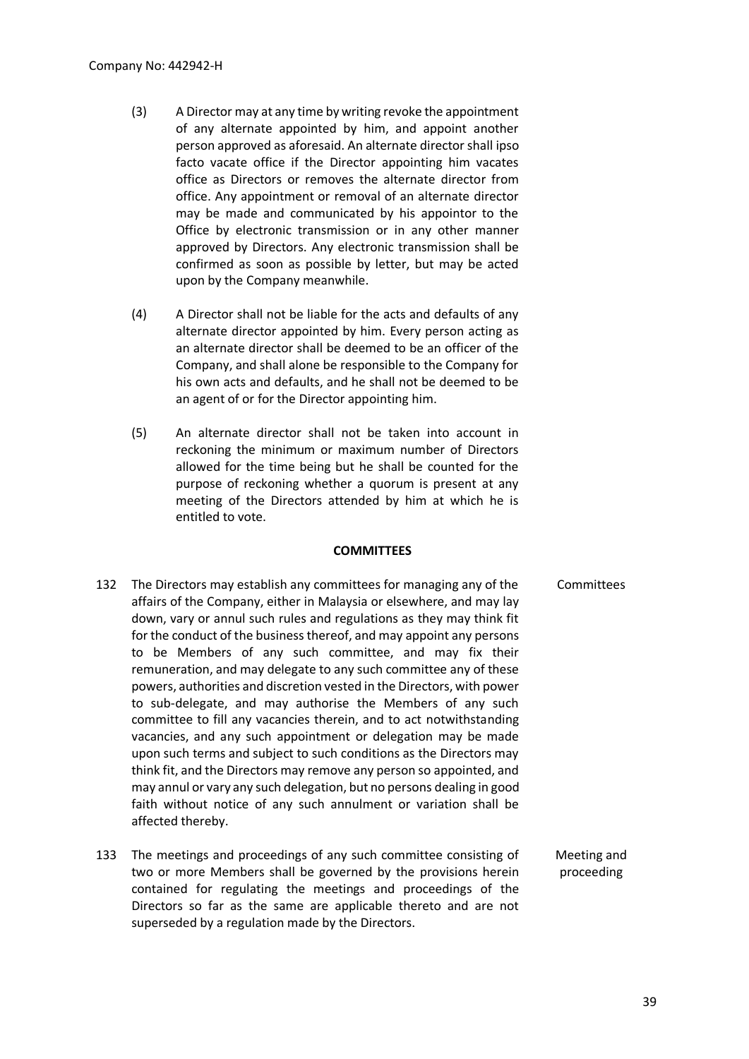(3) A Director may at any time by writing revoke the appointment of any alternate appointed by him, and appoint another person approved as aforesaid. An alternate director shall ipso facto vacate office if the Director appointing him vacates office as Directors or removes the alternate director from office. Any appointment or removal of an alternate director may be made and communicated by his appointor to the Office by electronic transmission or in any other manner approved by Directors. Any electronic transmission shall be confirmed as soon as possible by letter, but may be acted upon by the Company meanwhile.

(4) A Director shall not be liable for the acts and defaults of any alternate director appointed by him. Every person acting as an alternate director shall be deemed to be an officer of the Company, and shall alone be responsible to the Company for his own acts and defaults, and he shall not be deemed to be an agent of or for the Director appointing him.

(5) An alternate director shall not be taken into account in reckoning the minimum or maximum number of Directors allowed for the time being but he shall be counted for the purpose of reckoning whether a quorum is present at any meeting of the Directors attended by him at which he is entitled to vote.

**COMMITTEES**

132 The Directors may establish any committees for managing any of the affairs of the Company, either in Malaysia or elsewhere, and may lay down, vary or annul such rules and regulations as they may think fit for the conduct of the business thereof, and may appoint any persons to be Members of any such committee, and may fix their remuneration, and may delegate to any such committee any of these powers, authorities and discretion vested in the Directors, with power to sub-delegate, and may authorise the Members of any such committee to fill any vacancies therein, and to act notwithstanding vacancies, and any such appointment or delegation may be made upon such terms and subject to such conditions as the Directors may think fit, and the Directors may remove any person so appointed, and may annul or vary any such delegation, but no persons dealing in good faith without notice of any such annulment or variation shall be affected thereby. *Committees*

133 The meetings and proceedings of any such committee consisting of two or more Members shall be governed by the provisions herein contained for regulating the meetings and proceedings of the Directors so far as the same are applicable thereto and are not superseded by a regulation made by the Directors. *Meeting and proceeding*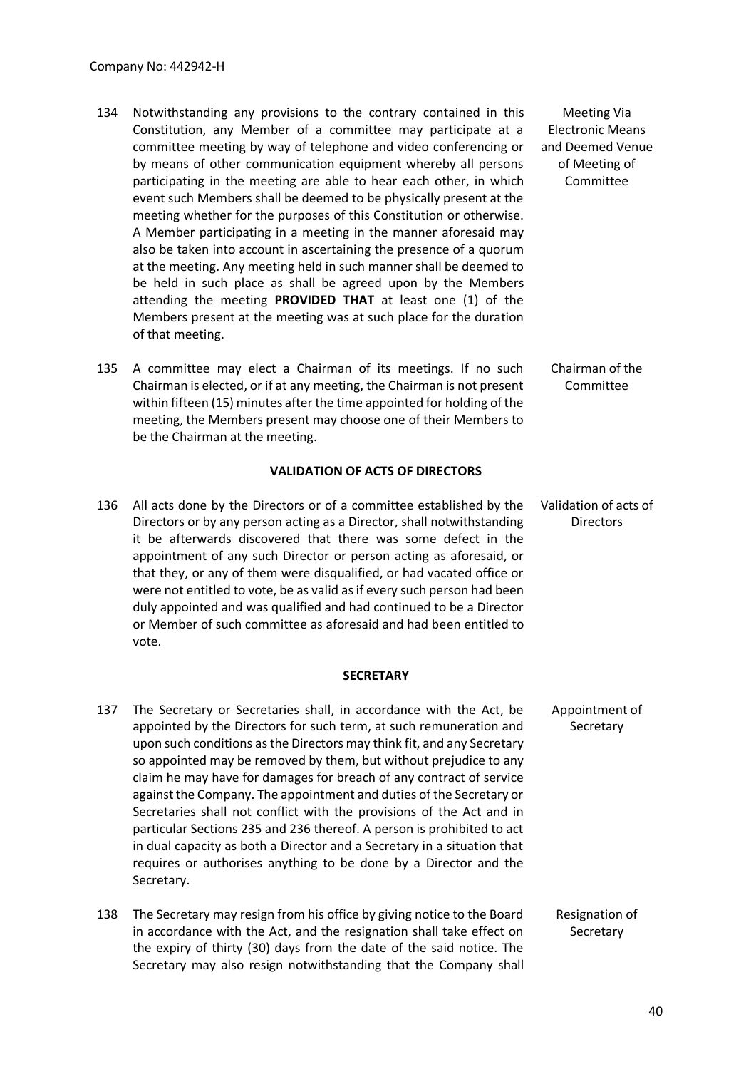134 Notwithstanding any provisions to the contrary contained in this Constitution, any Member of a committee may participate at a committee meeting by way of telephone and video conferencing or by means of other communication equipment whereby all persons participating in the meeting are able to hear each other, in which event such Members shall be deemed to be physically present at the meeting whether for the purposes of this Constitution or otherwise. A Member participating in a meeting in the manner aforesaid may also be taken into account in ascertaining the presence of a quorum at the meeting. Any meeting held in such manner shall be deemed to be held in such place as shall be agreed upon by the Members attending the meeting **PROVIDED THAT** at least one (1) of the Members present at the meeting was at such place for the duration of that meeting.

*Meeting Via Electronic Means and Deemed Venue of Meeting of Committee*

135 A committee may elect a Chairman of its meetings. If no such Chairman is elected, or if at any meeting, the Chairman is not present within fifteen (15) minutes after the time appointed for holding of the meeting, the Members present may choose one of their Members to be the Chairman at the meeting.

*Chairman of the Committee*

## VALIDATION OF ACTS OF DIRECTORS

136 All acts done by the Directors or of a committee established by the Directors or by any person acting as a Director, shall notwithstanding it be afterwards discovered that there was some defect in the appointment of any such Director or person acting as aforesaid, or that they, or any of them were disqualified, or had vacated office or were not entitled to vote, be as valid as if every such person had been duly appointed and was qualified and had continued to be a Director or Member of such committee as aforesaid and had been entitled to vote.

*Validation of acts of Directors*

## SECRETARY

137 The Secretary or Secretaries shall, in accordance with the Act, be appointed by the Directors for such term, at such remuneration and upon such conditions as the Directors may think fit, and any Secretary so appointed may be removed by them, but without prejudice to any claim he may have for damages for breach of any contract of service against the Company. The appointment and duties of the Secretary or Secretaries shall not conflict with the provisions of the Act and in particular Sections 235 and 236 thereof. A person is prohibited to act in dual capacity as both a Director and a Secretary in a situation that requires or authorises anything to be done by a Director and the Secretary.

*Appointment of Secretary*

138 The Secretary may resign from his office by giving notice to the Board in accordance with the Act, and the resignation shall take effect on the expiry of thirty (30) days from the date of the said notice. The Secretary may also resign notwithstanding that the Company shall

*Resignation of Secretary*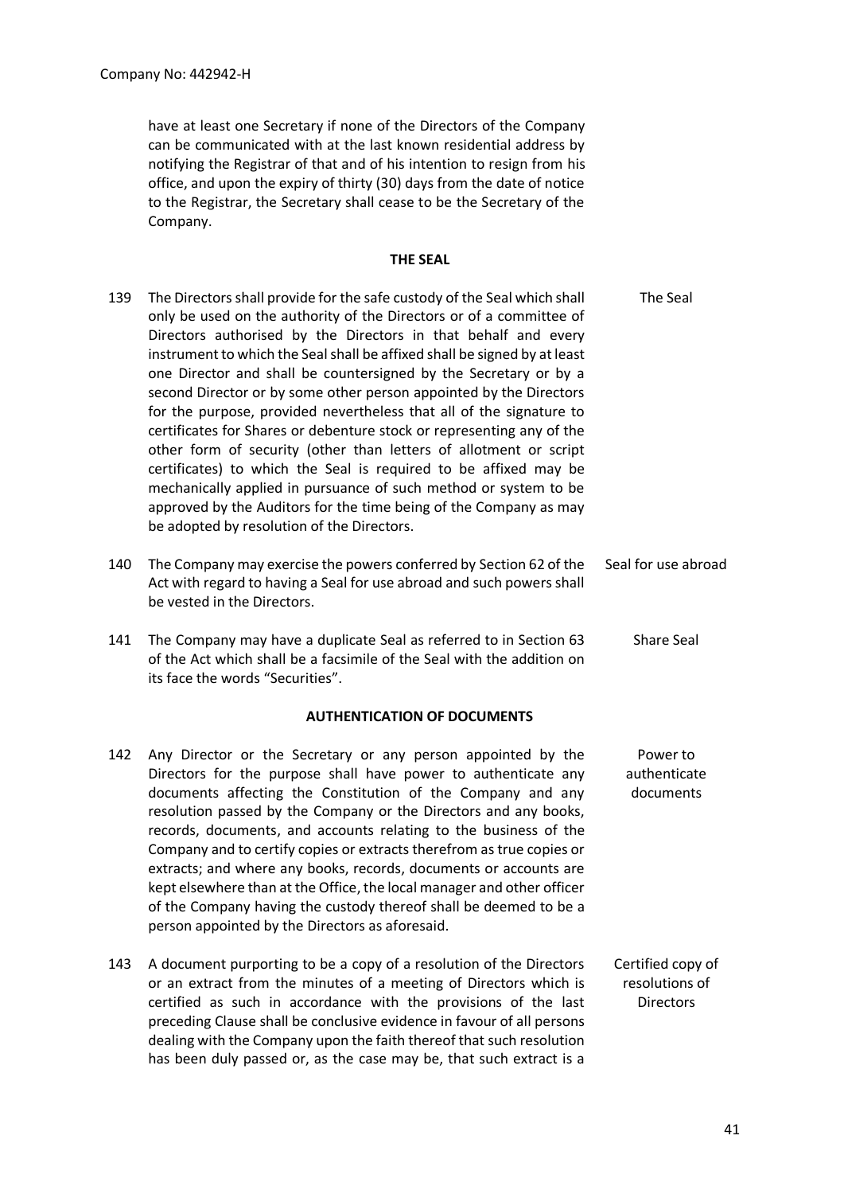have at least one Secretary if none of the Directors of the Company can be communicated with at the last known residential address by notifying the Registrar of that and of his intention to resign from his office, and upon the expiry of thirty (30) days from the date of notice to the Registrar, the Secretary shall cease to be the Secretary of the Company.

## THE SEAL

139 The Directors shall provide for the safe custody of the Seal which shall only be used on the authority of the Directors or of a committee of Directors authorised by the Directors in that behalf and every instrument to which the Seal shall be affixed shall be signed by at least one Director and shall be countersigned by the Secretary or by a second Director or by some other person appointed by the Directors for the purpose, provided nevertheless that all of the signature to certificates for Shares or debenture stock or representing any of the other form of security (other than letters of allotment or script certificates) to which the Seal is required to be affixed may be mechanically applied in pursuance of such method or system to be approved by the Auditors for the time being of the Company as may be adopted by resolution of the Directors. *The Seal*

140 The Company may exercise the powers conferred by Section 62 of the Act with regard to having a Seal for use abroad and such powers shall be vested in the Directors. *Seal for use abroad*

141 The Company may have a duplicate Seal as referred to in Section 63 of the Act which shall be a facsimile of the Seal with the addition on its face the words "Securities". *Share Seal*

## AUTHENTICATION OF DOCUMENTS

142 Any Director or the Secretary or any person appointed by the Directors for the purpose shall have power to authenticate any documents affecting the Constitution of the Company and any resolution passed by the Company or the Directors and any books, records, documents, and accounts relating to the business of the Company and to certify copies or extracts therefrom as true copies or extracts; and where any books, records, documents or accounts are kept elsewhere than at the Office, the local manager and other officer of the Company having the custody thereof shall be deemed to be a person appointed by the Directors as aforesaid. *Power to authenticate documents*

143 A document purporting to be a copy of a resolution of the Directors or an extract from the minutes of a meeting of Directors which is certified as such in accordance with the provisions of the last preceding Clause shall be conclusive evidence in favour of all persons dealing with the Company upon the faith thereof that such resolution has been duly passed or, as the case may be, that such extract is a *Certified copy of resolutions of Directors*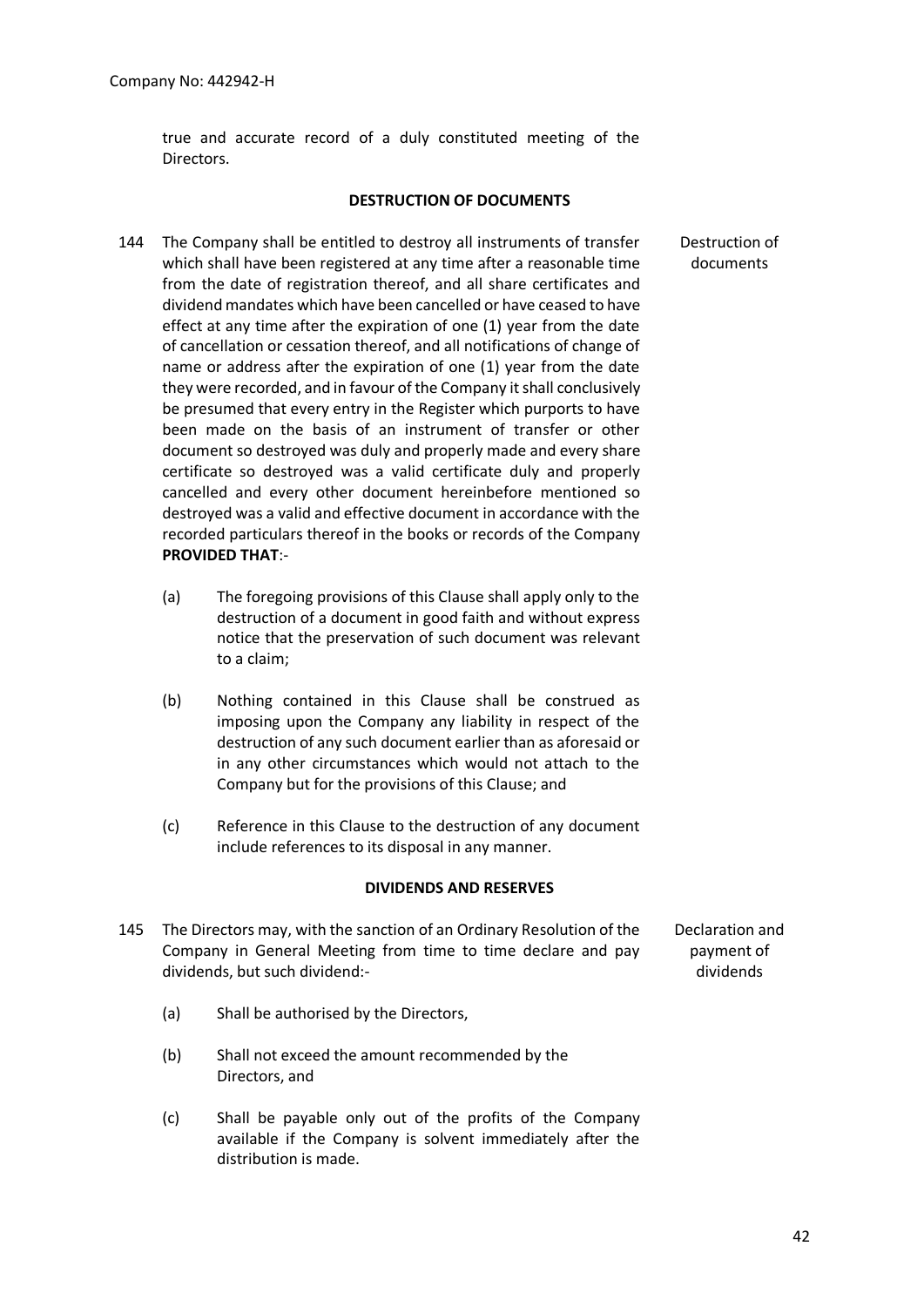true and accurate record of a duly constituted meeting of the Directors.

## DESTRUCTION OF DOCUMENTS

144 The Company shall be entitled to destroy all instruments of transfer which shall have been registered at any time after a reasonable time from the date of registration thereof, and all share certificates and dividend mandates which have been cancelled or have ceased to have effect at any time after the expiration of one (1) year from the date of cancellation or cessation thereof, and all notifications of change of name or address after the expiration of one (1) year from the date they were recorded, and in favour of the Company it shall conclusively be presumed that every entry in the Register which purports to have been made on the basis of an instrument of transfer or other document so destroyed was duly and properly made and every share certificate so destroyed was a valid certificate duly and properly cancelled and every other document hereinbefore mentioned so destroyed was a valid and effective document in accordance with the recorded particulars thereof in the books or records of the Company **PROVIDED THAT**:-

Destruction of documents

(a) The foregoing provisions of this Clause shall apply only to the destruction of a document in good faith and without express notice that the preservation of such document was relevant to a claim;

(b) Nothing contained in this Clause shall be construed as imposing upon the Company any liability in respect of the destruction of any such document earlier than as aforesaid or in any other circumstances which would not attach to the Company but for the provisions of this Clause; and

(c) Reference in this Clause to the destruction of any document include references to its disposal in any manner.

## DIVIDENDS AND RESERVES

145 The Directors may, with the sanction of an Ordinary Resolution of the Company in General Meeting from time to time declare and pay dividends, but such dividend:-

Declaration and payment of dividends

(a) Shall be authorised by the Directors,

(b) Shall not exceed the amount recommended by the Directors, and

(c) Shall be payable only out of the profits of the Company available if the Company is solvent immediately after the distribution is made.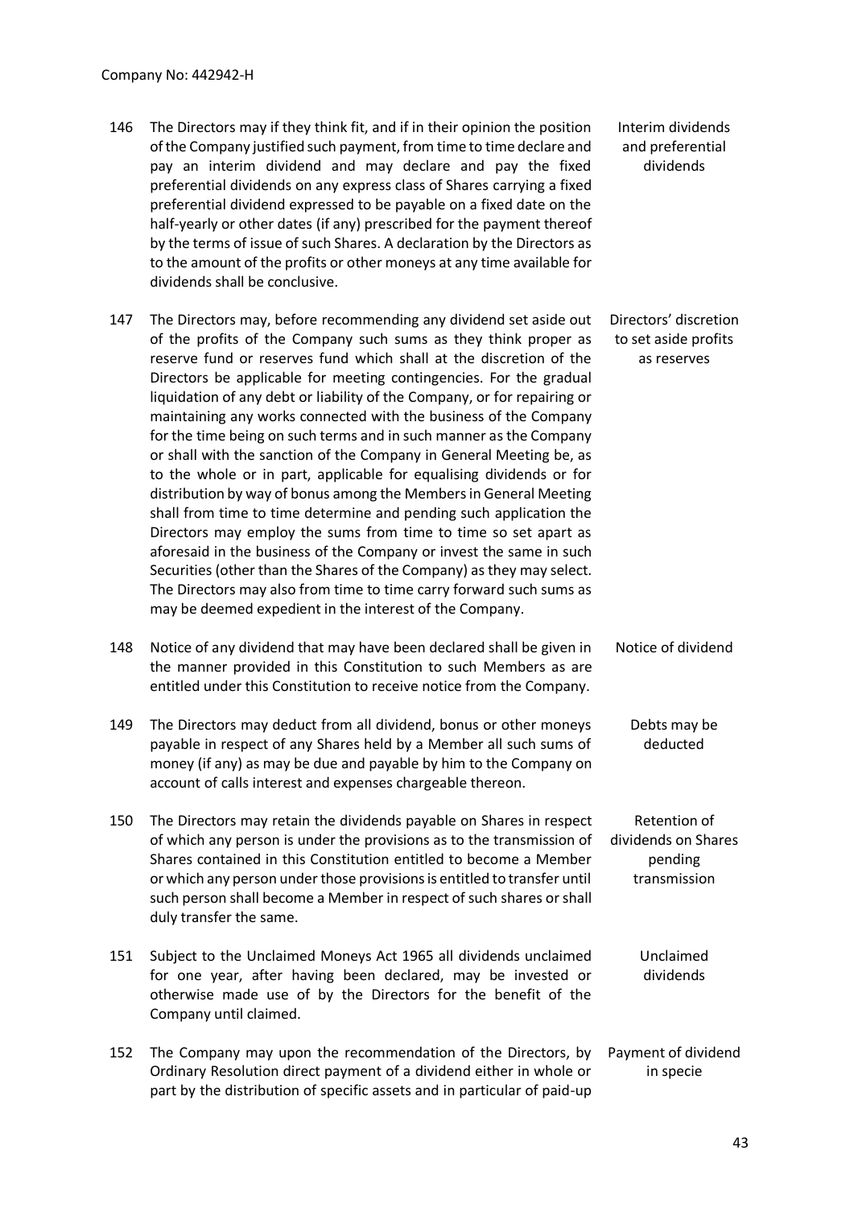Company No: 442942-H

146 The Directors may if they think fit, and if in their opinion the position of the Company justified such payment, from time to time declare and pay an interim dividend and may declare and pay the fixed preferential dividends on any express class of Shares carrying a fixed preferential dividend expressed to be payable on a fixed date on the half-yearly or other dates (if any) prescribed for the payment thereof by the terms of issue of such Shares. A declaration by the Directors as to the amount of the profits or other moneys at any time available for dividends shall be conclusive.

*Interim dividends and preferential dividends*

147 The Directors may, before recommending any dividend set aside out of the profits of the Company such sums as they think proper as reserve fund or reserves fund which shall at the discretion of the Directors be applicable for meeting contingencies. For the gradual liquidation of any debt or liability of the Company, or for repairing or maintaining any works connected with the business of the Company for the time being on such terms and in such manner as the Company or shall with the sanction of the Company in General Meeting be, as to the whole or in part, applicable for equalising dividends or for distribution by way of bonus among the Members in General Meeting shall from time to time determine and pending such application the Directors may employ the sums from time to time so set apart as aforesaid in the business of the Company or invest the same in such Securities (other than the Shares of the Company) as they may select. The Directors may also from time to time carry forward such sums as may be deemed expedient in the interest of the Company.

*Directors' discretion to set aside profits as reserves*

148 Notice of any dividend that may have been declared shall be given in the manner provided in this Constitution to such Members as are entitled under this Constitution to receive notice from the Company.

*Notice of dividend*

149 The Directors may deduct from all dividend, bonus or other moneys payable in respect of any Shares held by a Member all such sums of money (if any) as may be due and payable by him to the Company on account of calls interest and expenses chargeable thereon.

*Debts may be deducted*

150 The Directors may retain the dividends payable on Shares in respect of which any person is under the provisions as to the transmission of Shares contained in this Constitution entitled to become a Member or which any person under those provisions is entitled to transfer until such person shall become a Member in respect of such shares or shall duly transfer the same.

*Retention of dividends on Shares pending transmission*

151 Subject to the Unclaimed Moneys Act 1965 all dividends unclaimed for one year, after having been declared, may be invested or otherwise made use of by the Directors for the benefit of the Company until claimed.

*Unclaimed dividends*

152 The Company may upon the recommendation of the Directors, by Ordinary Resolution direct payment of a dividend either in whole or part by the distribution of specific assets and in particular of paid-up

*Payment of dividend in specie*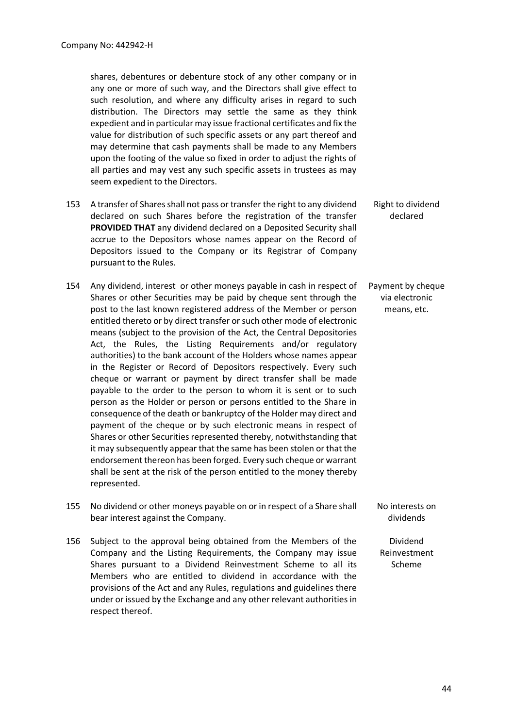shares, debentures or debenture stock of any other company or in any one or more of such way, and the Directors shall give effect to such resolution, and where any difficulty arises in regard to such distribution. The Directors may settle the same as they think expedient and in particular may issue fractional certificates and fix the value for distribution of such specific assets or any part thereof and may determine that cash payments shall be made to any Members upon the footing of the value so fixed in order to adjust the rights of all parties and may vest any such specific assets in trustees as may seem expedient to the Directors.

153 A transfer of Shares shall not pass or transfer the right to any dividend declared on such Shares before the registration of the transfer **PROVIDED THAT** any dividend declared on a Deposited Security shall accrue to the Depositors whose names appear on the Record of Depositors issued to the Company or its Registrar of Company pursuant to the Rules.

*Right to dividend declared*

154 Any dividend, interest or other moneys payable in cash in respect of Shares or other Securities may be paid by cheque sent through the post to the last known registered address of the Member or person entitled thereto or by direct transfer or such other mode of electronic means (subject to the provision of the Act, the Central Depositories Act, the Rules, the Listing Requirements and/or regulatory authorities) to the bank account of the Holders whose names appear in the Register or Record of Depositors respectively. Every such cheque or warrant or payment by direct transfer shall be made payable to the order to the person to whom it is sent or to such person as the Holder or person or persons entitled to the Share in consequence of the death or bankruptcy of the Holder may direct and payment of the cheque or by such electronic means in respect of Shares or other Securities represented thereby, notwithstanding that it may subsequently appear that the same has been stolen or that the endorsement thereon has been forged. Every such cheque or warrant shall be sent at the risk of the person entitled to the money thereby represented.

*Payment by cheque via electronic means, etc.*

155 No dividend or other moneys payable on or in respect of a Share shall bear interest against the Company.

*No interests on dividends*

156 Subject to the approval being obtained from the Members of the Company and the Listing Requirements, the Company may issue Shares pursuant to a Dividend Reinvestment Scheme to all its Members who are entitled to dividend in accordance with the provisions of the Act and any Rules, regulations and guidelines there under or issued by the Exchange and any other relevant authorities in respect thereof.

*Dividend Reinvestment Scheme*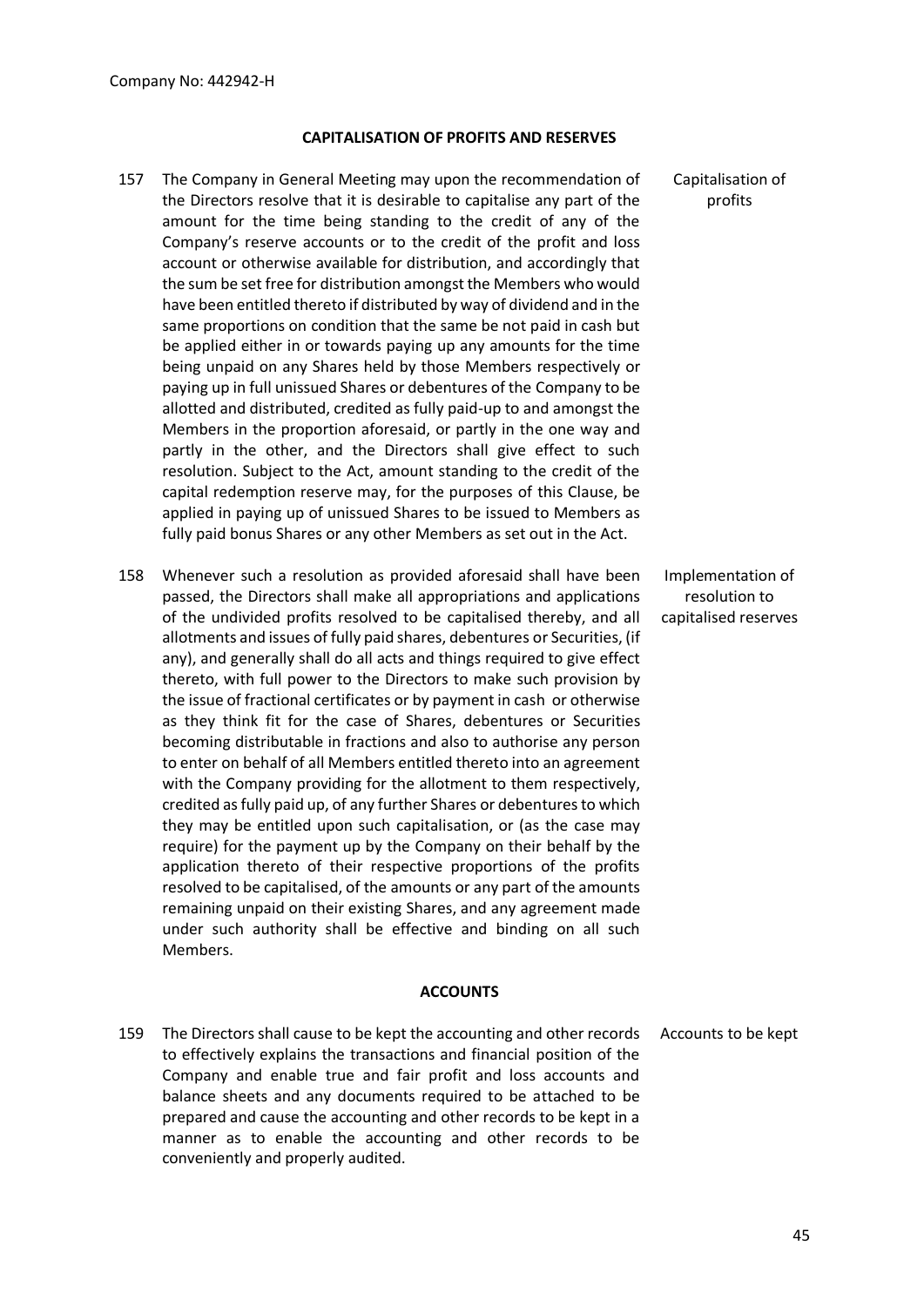Company No: 442942-H

## CAPITALISATION OF PROFITS AND RESERVES

157 The Company in General Meeting may upon the recommendation of the Directors resolve that it is desirable to capitalise any part of the amount for the time being standing to the credit of any of the Company's reserve accounts or to the credit of the profit and loss account or otherwise available for distribution, and accordingly that the sum be set free for distribution amongst the Members who would have been entitled thereto if distributed by way of dividend and in the same proportions on condition that the same be not paid in cash but be applied either in or towards paying up any amounts for the time being unpaid on any Shares held by those Members respectively or paying up in full unissued Shares or debentures of the Company to be allotted and distributed, credited as fully paid-up to and amongst the Members in the proportion aforesaid, or partly in the one way and partly in the other, and the Directors shall give effect to such resolution. Subject to the Act, amount standing to the credit of the capital redemption reserve may, for the purposes of this Clause, be applied in paying up of unissued Shares to be issued to Members as fully paid bonus Shares or any other Members as set out in the Act.

*Capitalisation of profits*

158 Whenever such a resolution as provided aforesaid shall have been passed, the Directors shall make all appropriations and applications of the undivided profits resolved to be capitalised thereby, and all allotments and issues of fully paid shares, debentures or Securities, (if any), and generally shall do all acts and things required to give effect thereto, with full power to the Directors to make such provision by the issue of fractional certificates or by payment in cash or otherwise as they think fit for the case of Shares, debentures or Securities becoming distributable in fractions and also to authorise any person to enter on behalf of all Members entitled thereto into an agreement with the Company providing for the allotment to them respectively, credited as fully paid up, of any further Shares or debentures to which they may be entitled upon such capitalisation, or (as the case may require) for the payment up by the Company on their behalf by the application thereto of their respective proportions of the profits resolved to be capitalised, of the amounts or any part of the amounts remaining unpaid on their existing Shares, and any agreement made under such authority shall be effective and binding on all such Members.

*Implementation of resolution to capitalised reserves*

## ACCOUNTS

159 The Directors shall cause to be kept the accounting and other records to effectively explains the transactions and financial position of the Company and enable true and fair profit and loss accounts and balance sheets and any documents required to be attached to be prepared and cause the accounting and other records to be kept in a manner as to enable the accounting and other records to be conveniently and properly audited.

*Accounts to be kept*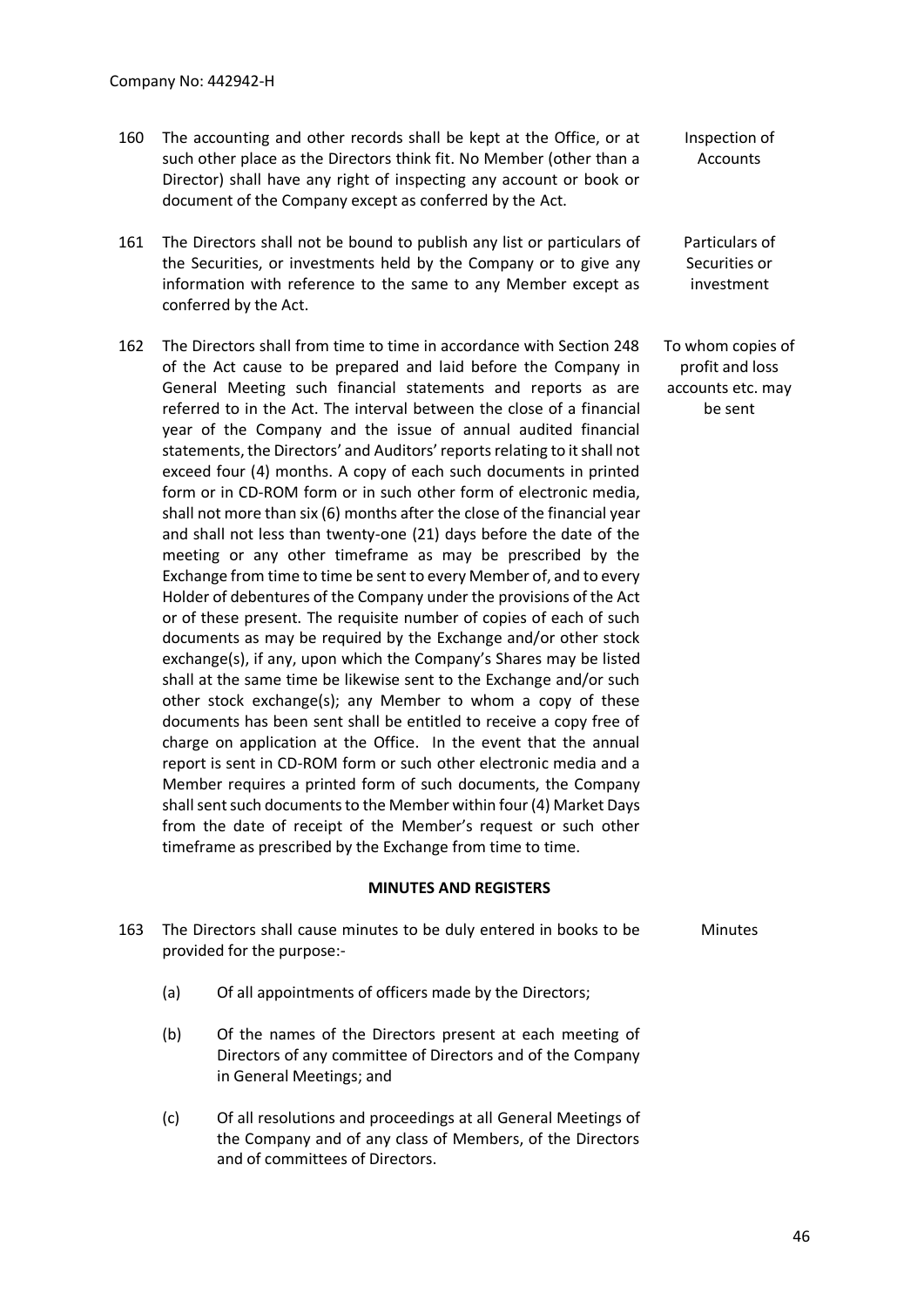160 The accounting and other records shall be kept at the Office, or at such other place as the Directors think fit. No Member (other than a Director) shall have any right of inspecting any account or book or document of the Company except as conferred by the Act. — Inspection of Accounts

161 The Directors shall not be bound to publish any list or particulars of the Securities, or investments held by the Company or to give any information with reference to the same to any Member except as conferred by the Act. — Particulars of Securities or investment

162 The Directors shall from time to time in accordance with Section 248 of the Act cause to be prepared and laid before the Company in General Meeting such financial statements and reports as are referred to in the Act. The interval between the close of a financial year of the Company and the issue of annual audited financial statements, the Directors' and Auditors' reports relating to it shall not exceed four (4) months. A copy of each such documents in printed form or in CD-ROM form or in such other form of electronic media, shall not more than six (6) months after the close of the financial year and shall not less than twenty-one (21) days before the date of the meeting or any other timeframe as may be prescribed by the Exchange from time to time be sent to every Member of, and to every Holder of debentures of the Company under the provisions of the Act or of these present. The requisite number of copies of each of such documents as may be required by the Exchange and/or other stock exchange(s), if any, upon which the Company's Shares may be listed shall at the same time be likewise sent to the Exchange and/or such other stock exchange(s); any Member to whom a copy of these documents has been sent shall be entitled to receive a copy free of charge on application at the Office. In the event that the annual report is sent in CD-ROM form or such other electronic media and a Member requires a printed form of such documents, the Company shall sent such documents to the Member within four (4) Market Days from the date of receipt of the Member's request or such other timeframe as prescribed by the Exchange from time to time. — To whom copies of profit and loss accounts etc. may be sent

**MINUTES AND REGISTERS**

163 The Directors shall cause minutes to be duly entered in books to be provided for the purpose:- — Minutes

(a) Of all appointments of officers made by the Directors;

(b) Of the names of the Directors present at each meeting of Directors of any committee of Directors and of the Company in General Meetings; and

(c) Of all resolutions and proceedings at all General Meetings of the Company and of any class of Members, of the Directors and of committees of Directors.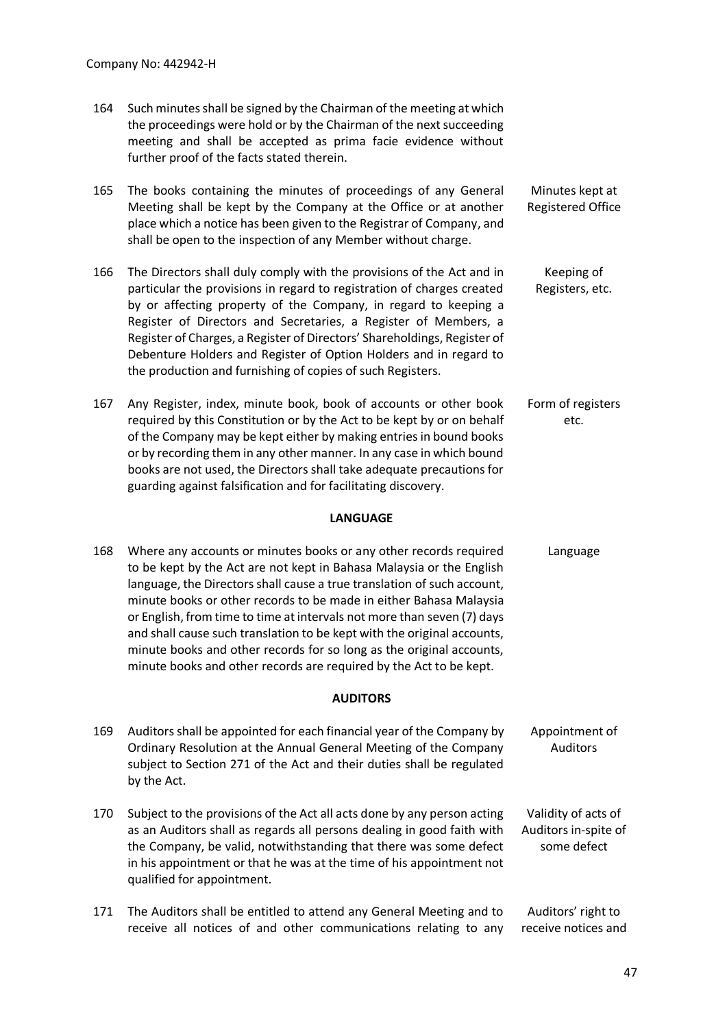164 Such minutes shall be signed by the Chairman of the meeting at which the proceedings were hold or by the Chairman of the next succeeding meeting and shall be accepted as prima facie evidence without further proof of the facts stated therein.

165 The books containing the minutes of proceedings of any General Meeting shall be kept by the Company at the Office or at another place which a notice has been given to the Registrar of Company, and shall be open to the inspection of any Member without charge. — *Minutes kept at Registered Office*

166 The Directors shall duly comply with the provisions of the Act and in particular the provisions in regard to registration of charges created by or affecting property of the Company, in regard to keeping a Register of Directors and Secretaries, a Register of Members, a Register of Charges, a Register of Directors' Shareholdings, Register of Debenture Holders and Register of Option Holders and in regard to the production and furnishing of copies of such Registers. — *Keeping of Registers, etc.*

167 Any Register, index, minute book, book of accounts or other book required by this Constitution or by the Act to be kept by or on behalf of the Company may be kept either by making entries in bound books or by recording them in any other manner. In any case in which bound books are not used, the Directors shall take adequate precautions for guarding against falsification and for facilitating discovery. — *Form of registers etc.*

## LANGUAGE

168 Where any accounts or minutes books or any other records required to be kept by the Act are not kept in Bahasa Malaysia or the English language, the Directors shall cause a true translation of such account, minute books or other records to be made in either Bahasa Malaysia or English, from time to time at intervals not more than seven (7) days and shall cause such translation to be kept with the original accounts, minute books and other records for so long as the original accounts, minute books and other records are required by the Act to be kept. — *Language*

## AUDITORS

169 Auditors shall be appointed for each financial year of the Company by Ordinary Resolution at the Annual General Meeting of the Company subject to Section 271 of the Act and their duties shall be regulated by the Act. — *Appointment of Auditors*

170 Subject to the provisions of the Act all acts done by any person acting as an Auditors shall as regards all persons dealing in good faith with the Company, be valid, notwithstanding that there was some defect in his appointment or that he was at the time of his appointment not qualified for appointment. — *Validity of acts of Auditors in-spite of some defect*

171 The Auditors shall be entitled to attend any General Meeting and to receive all notices of and other communications relating to any — *Auditors' right to receive notices and*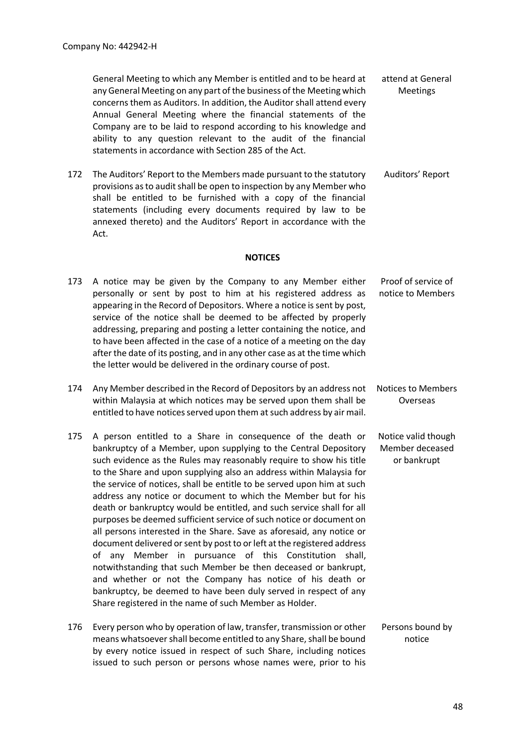General Meeting to which any Member is entitled and to be heard at any General Meeting on any part of the business of the Meeting which concerns them as Auditors. In addition, the Auditor shall attend every Annual General Meeting where the financial statements of the Company are to be laid to respond according to his knowledge and ability to any question relevant to the audit of the financial statements in accordance with Section 285 of the Act. *attend at General Meetings*

172 The Auditors' Report to the Members made pursuant to the statutory provisions as to audit shall be open to inspection by any Member who shall be entitled to be furnished with a copy of the financial statements (including every documents required by law to be annexed thereto) and the Auditors' Report in accordance with the Act. *Auditors' Report*

## NOTICES

173 A notice may be given by the Company to any Member either personally or sent by post to him at his registered address as appearing in the Record of Depositors. Where a notice is sent by post, service of the notice shall be deemed to be affected by properly addressing, preparing and posting a letter containing the notice, and to have been affected in the case of a notice of a meeting on the day after the date of its posting, and in any other case as at the time which the letter would be delivered in the ordinary course of post. *Proof of service of notice to Members*

174 Any Member described in the Record of Depositors by an address not within Malaysia at which notices may be served upon them shall be entitled to have notices served upon them at such address by air mail. *Notices to Members Overseas*

175 A person entitled to a Share in consequence of the death or bankruptcy of a Member, upon supplying to the Central Depository such evidence as the Rules may reasonably require to show his title to the Share and upon supplying also an address within Malaysia for the service of notices, shall be entitle to be served upon him at such address any notice or document to which the Member but for his death or bankruptcy would be entitled, and such service shall for all purposes be deemed sufficient service of such notice or document on all persons interested in the Share. Save as aforesaid, any notice or document delivered or sent by post to or left at the registered address of any Member in pursuance of this Constitution shall, notwithstanding that such Member be then deceased or bankrupt, and whether or not the Company has notice of his death or bankruptcy, be deemed to have been duly served in respect of any Share registered in the name of such Member as Holder. *Notice valid though Member deceased or bankrupt*

176 Every person who by operation of law, transfer, transmission or other means whatsoever shall become entitled to any Share, shall be bound by every notice issued in respect of such Share, including notices issued to such person or persons whose names were, prior to his *Persons bound by notice*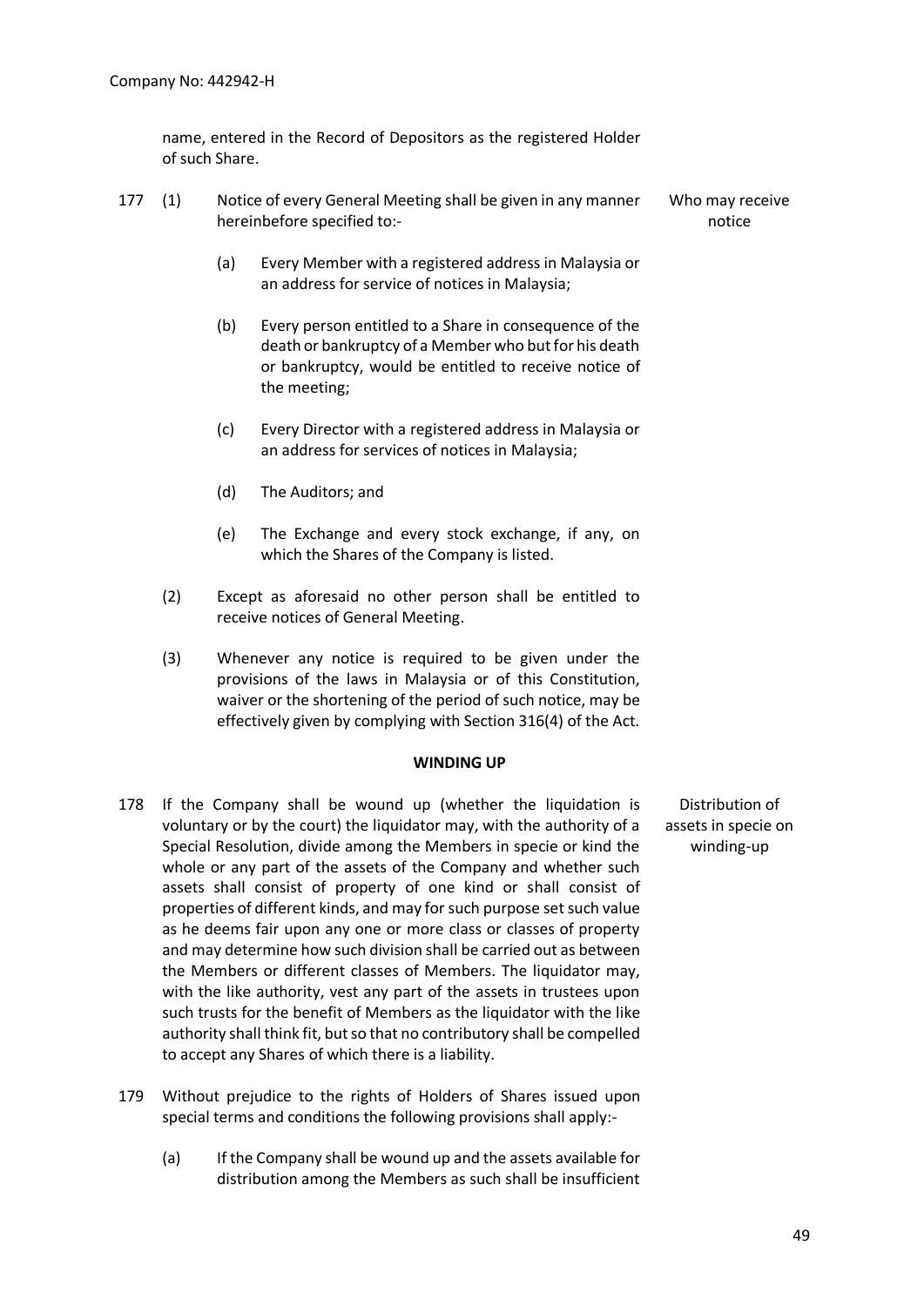name, entered in the Record of Depositors as the registered Holder of such Share.

177 (1) Notice of every General Meeting shall be given in any manner hereinbefore specified to:-

*Who may receive notice*

(a) Every Member with a registered address in Malaysia or an address for service of notices in Malaysia;

(b) Every person entitled to a Share in consequence of the death or bankruptcy of a Member who but for his death or bankruptcy, would be entitled to receive notice of the meeting;

(c) Every Director with a registered address in Malaysia or an address for services of notices in Malaysia;

(d) The Auditors; and

(e) The Exchange and every stock exchange, if any, on which the Shares of the Company is listed.

(2) Except as aforesaid no other person shall be entitled to receive notices of General Meeting.

(3) Whenever any notice is required to be given under the provisions of the laws in Malaysia or of this Constitution, waiver or the shortening of the period of such notice, may be effectively given by complying with Section 316(4) of the Act.

**WINDING UP**

178 If the Company shall be wound up (whether the liquidation is voluntary or by the court) the liquidator may, with the authority of a Special Resolution, divide among the Members in specie or kind the whole or any part of the assets of the Company and whether such assets shall consist of property of one kind or shall consist of properties of different kinds, and may for such purpose set such value as he deems fair upon any one or more class or classes of property and may determine how such division shall be carried out as between the Members or different classes of Members. The liquidator may, with the like authority, vest any part of the assets in trustees upon such trusts for the benefit of Members as the liquidator with the like authority shall think fit, but so that no contributory shall be compelled to accept any Shares of which there is a liability.

*Distribution of assets in specie on winding-up*

179 Without prejudice to the rights of Holders of Shares issued upon special terms and conditions the following provisions shall apply:-

(a) If the Company shall be wound up and the assets available for distribution among the Members as such shall be insufficient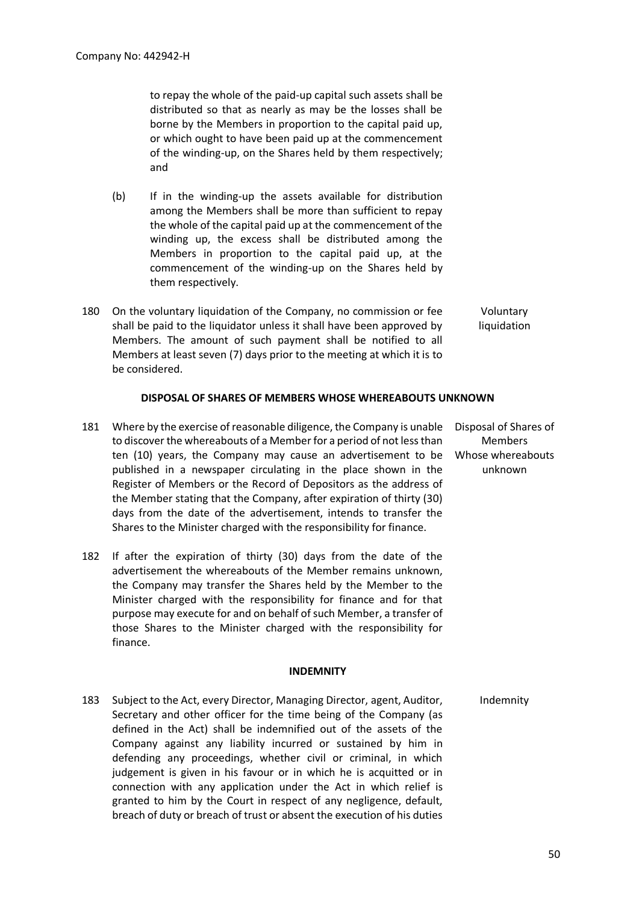to repay the whole of the paid-up capital such assets shall be distributed so that as nearly as may be the losses shall be borne by the Members in proportion to the capital paid up, or which ought to have been paid up at the commencement of the winding-up, on the Shares held by them respectively; and

(b) If in the winding-up the assets available for distribution among the Members shall be more than sufficient to repay the whole of the capital paid up at the commencement of the winding up, the excess shall be distributed among the Members in proportion to the capital paid up, at the commencement of the winding-up on the Shares held by them respectively.

180 On the voluntary liquidation of the Company, no commission or fee shall be paid to the liquidator unless it shall have been approved by Members. The amount of such payment shall be notified to all Members at least seven (7) days prior to the meeting at which it is to be considered. *Voluntary liquidation*

**DISPOSAL OF SHARES OF MEMBERS WHOSE WHEREABOUTS UNKNOWN**

181 Where by the exercise of reasonable diligence, the Company is unable to discover the whereabouts of a Member for a period of not less than ten (10) years, the Company may cause an advertisement to be published in a newspaper circulating in the place shown in the Register of Members or the Record of Depositors as the address of the Member stating that the Company, after expiration of thirty (30) days from the date of the advertisement, intends to transfer the Shares to the Minister charged with the responsibility for finance. *Disposal of Shares of Members Whose whereabouts unknown*

182 If after the expiration of thirty (30) days from the date of the advertisement the whereabouts of the Member remains unknown, the Company may transfer the Shares held by the Member to the Minister charged with the responsibility for finance and for that purpose may execute for and on behalf of such Member, a transfer of those Shares to the Minister charged with the responsibility for finance.

**INDEMNITY**

183 Subject to the Act, every Director, Managing Director, agent, Auditor, Secretary and other officer for the time being of the Company (as defined in the Act) shall be indemnified out of the assets of the Company against any liability incurred or sustained by him in defending any proceedings, whether civil or criminal, in which judgement is given in his favour or in which he is acquitted or in connection with any application under the Act in which relief is granted to him by the Court in respect of any negligence, default, breach of duty or breach of trust or absent the execution of his duties *Indemnity*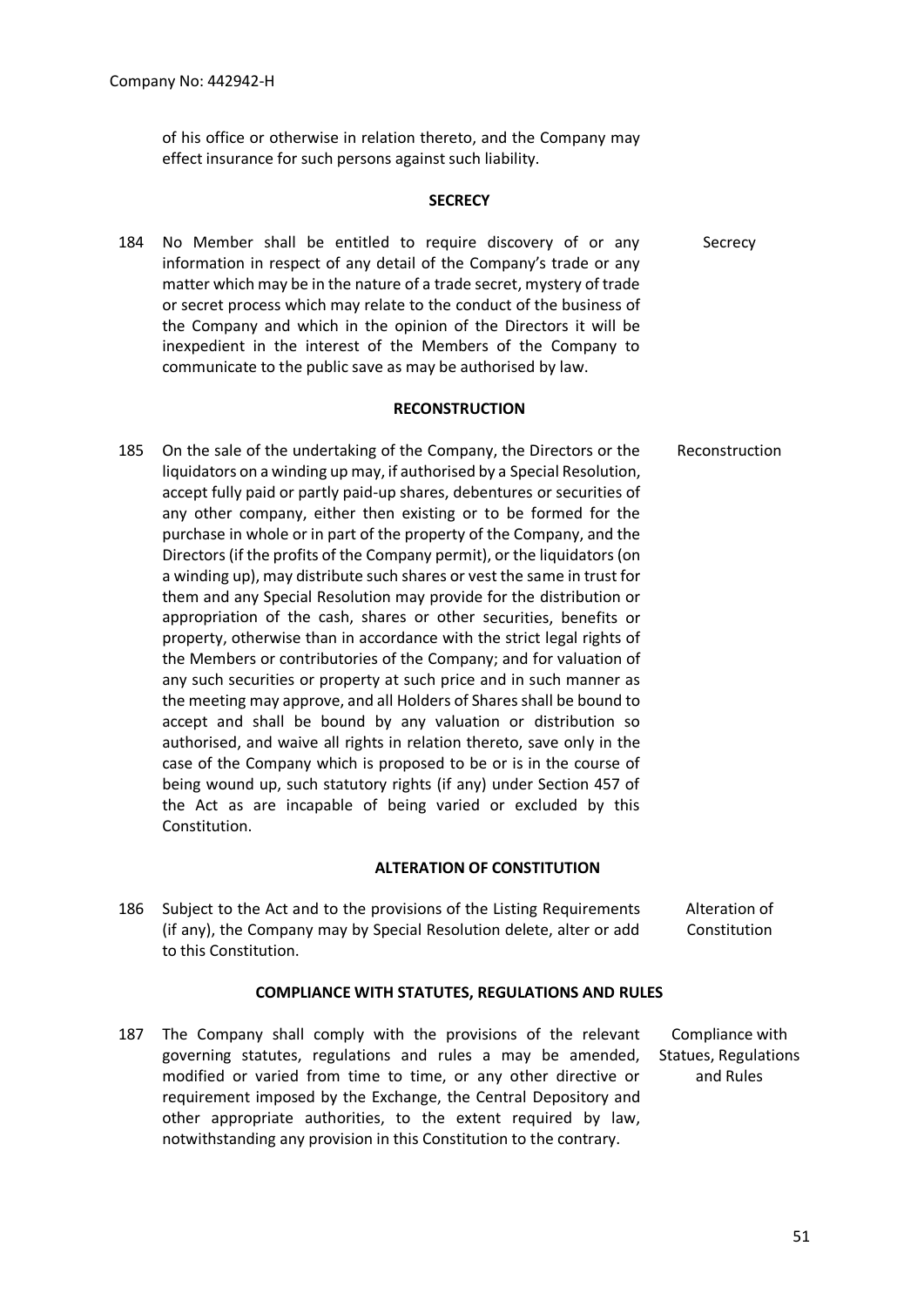of his office or otherwise in relation thereto, and the Company may effect insurance for such persons against such liability.

## SECRECY

184 No Member shall be entitled to require discovery of or any information in respect of any detail of the Company's trade or any matter which may be in the nature of a trade secret, mystery of trade or secret process which may relate to the conduct of the business of the Company and which in the opinion of the Directors it will be inexpedient in the interest of the Members of the Company to communicate to the public save as may be authorised by law. — *Secrecy*

## RECONSTRUCTION

185 On the sale of the undertaking of the Company, the Directors or the liquidators on a winding up may, if authorised by a Special Resolution, accept fully paid or partly paid-up shares, debentures or securities of any other company, either then existing or to be formed for the purchase in whole or in part of the property of the Company, and the Directors (if the profits of the Company permit), or the liquidators (on a winding up), may distribute such shares or vest the same in trust for them and any Special Resolution may provide for the distribution or appropriation of the cash, shares or other securities, benefits or property, otherwise than in accordance with the strict legal rights of the Members or contributories of the Company; and for valuation of any such securities or property at such price and in such manner as the meeting may approve, and all Holders of Shares shall be bound to accept and shall be bound by any valuation or distribution so authorised, and waive all rights in relation thereto, save only in the case of the Company which is proposed to be or is in the course of being wound up, such statutory rights (if any) under Section 457 of the Act as are incapable of being varied or excluded by this Constitution. — *Reconstruction*

## ALTERATION OF CONSTITUTION

186 Subject to the Act and to the provisions of the Listing Requirements (if any), the Company may by Special Resolution delete, alter or add to this Constitution. — *Alteration of Constitution*

## COMPLIANCE WITH STATUTES, REGULATIONS AND RULES

187 The Company shall comply with the provisions of the relevant governing statutes, regulations and rules a may be amended, modified or varied from time to time, or any other directive or requirement imposed by the Exchange, the Central Depository and other appropriate authorities, to the extent required by law, notwithstanding any provision in this Constitution to the contrary. — *Compliance with Statues, Regulations and Rules*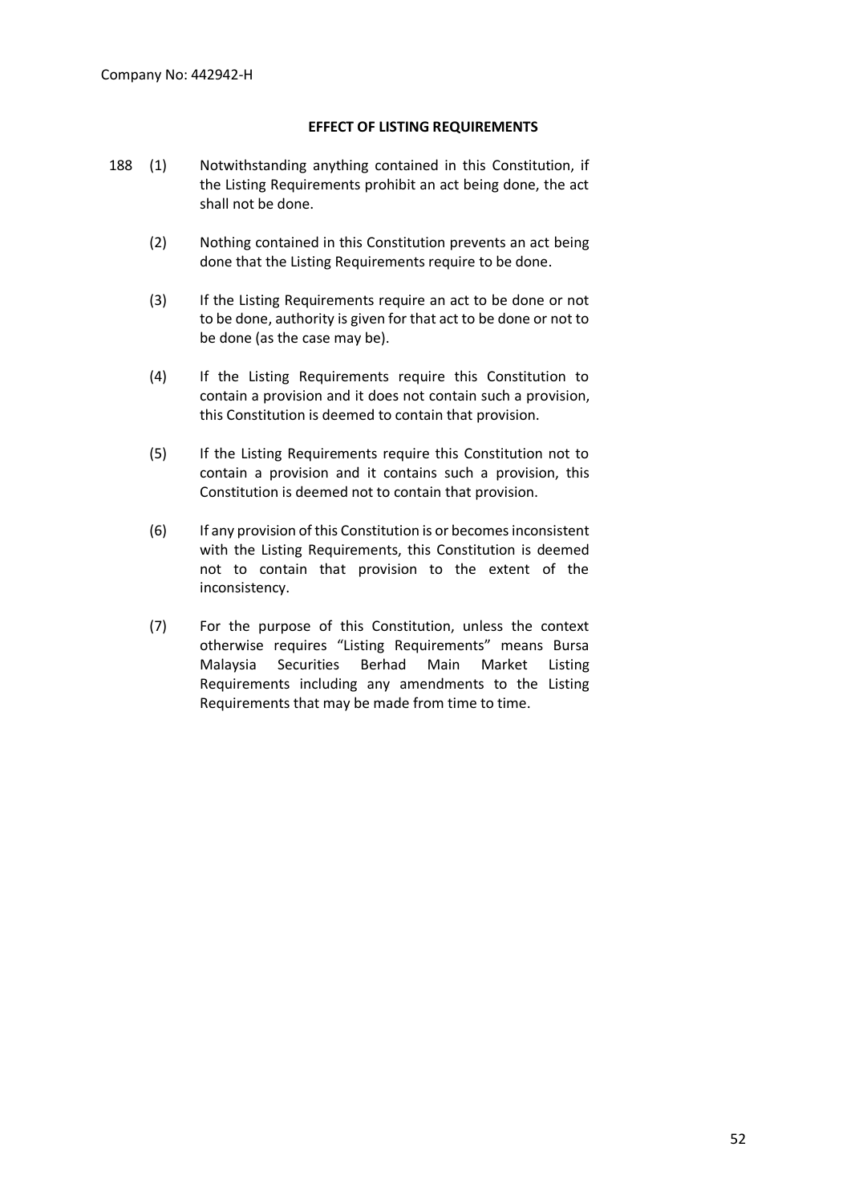**EFFECT OF LISTING REQUIREMENTS**

188 (1) Notwithstanding anything contained in this Constitution, if the Listing Requirements prohibit an act being done, the act shall not be done.

(2) Nothing contained in this Constitution prevents an act being done that the Listing Requirements require to be done.

(3) If the Listing Requirements require an act to be done or not to be done, authority is given for that act to be done or not to be done (as the case may be).

(4) If the Listing Requirements require this Constitution to contain a provision and it does not contain such a provision, this Constitution is deemed to contain that provision.

(5) If the Listing Requirements require this Constitution not to contain a provision and it contains such a provision, this Constitution is deemed not to contain that provision.

(6) If any provision of this Constitution is or becomes inconsistent with the Listing Requirements, this Constitution is deemed not to contain that provision to the extent of the inconsistency.

(7) For the purpose of this Constitution, unless the context otherwise requires "Listing Requirements" means Bursa Malaysia Securities Berhad Main Market Listing Requirements including any amendments to the Listing Requirements that may be made from time to time.